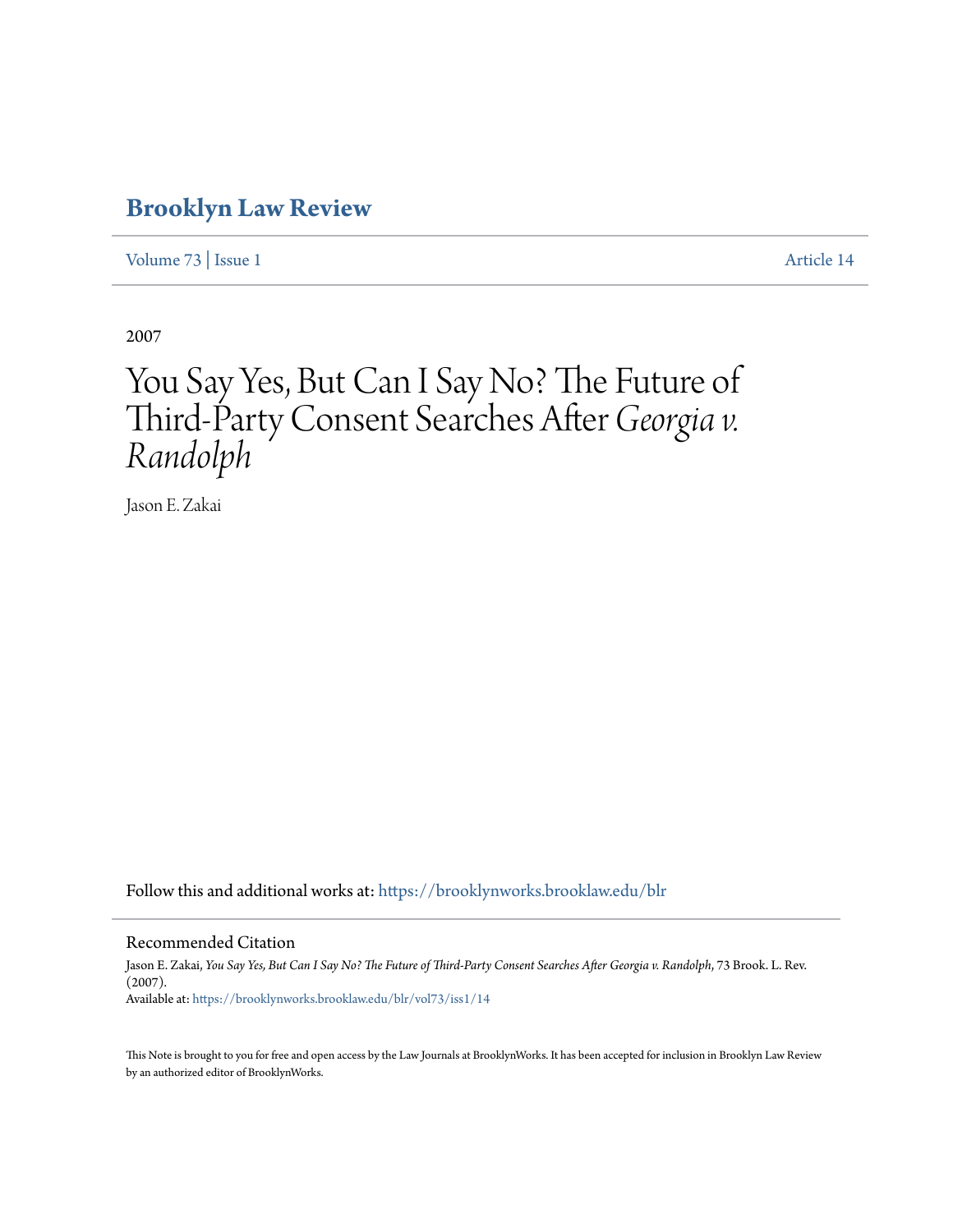# Brooklyn Law Review

Volume 73 | Issue 1 Article 14

2007

# You Say Yes, But Can I Say No? The Future of Third-Party Consent Searches After *Georgia v. Randolph*

Jason E. Zakai

Follow this and additional works at: https://brooklynworks.brooklaw.edu/blr

## Recommended Citation

Jason E. Zakai, *You Say Yes, But Can I Say No? The Future of Third-Party Consent Searches After Georgia v. Randolph*, 73 Brook. L. Rev. (2007).
Available at: https://brooklynworks.brooklaw.edu/blr/vol73/iss1/14

This Note is brought to you for free and open access by the Law Journals at BrooklynWorks. It has been accepted for inclusion in Brooklyn Law Review by an authorized editor of BrooklynWorks.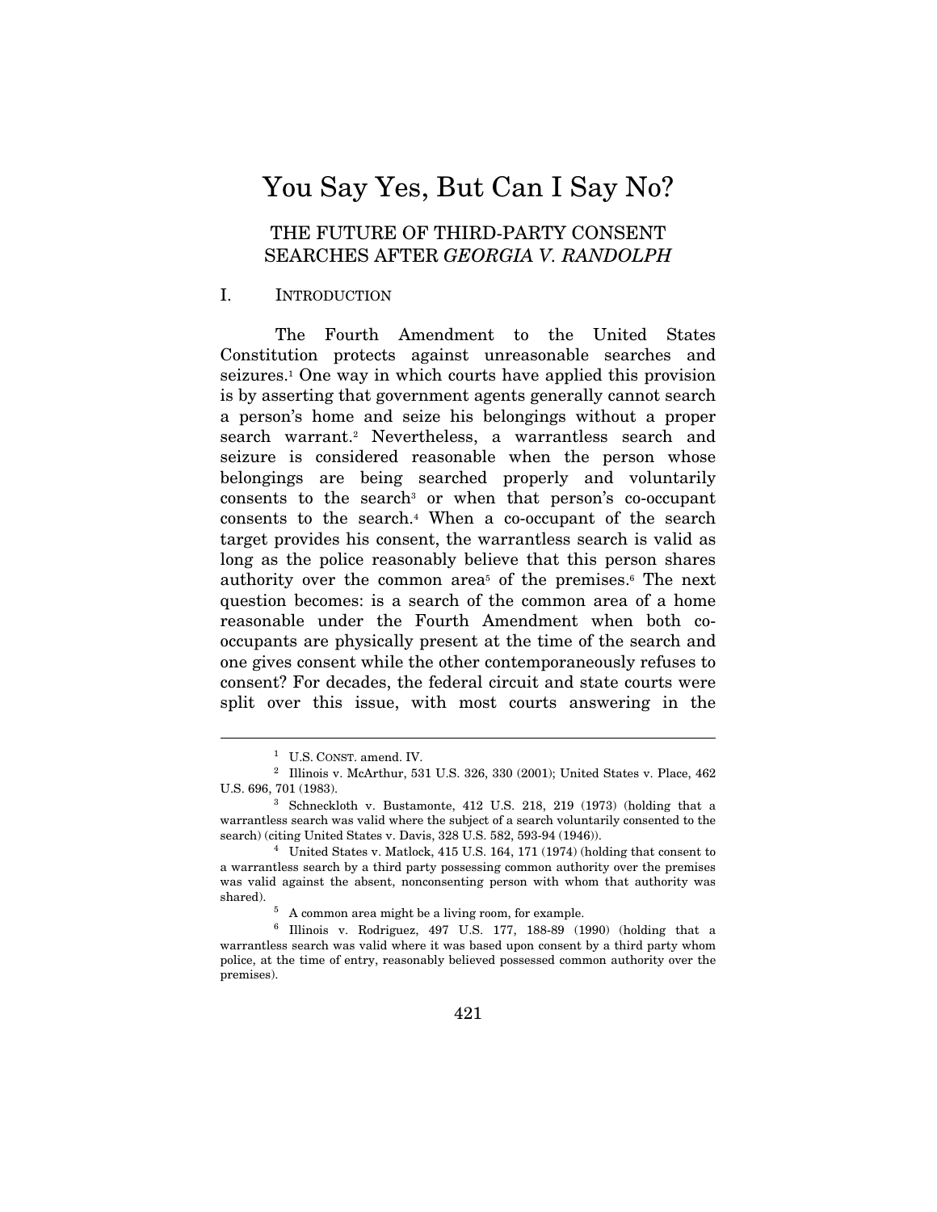# You Say Yes, But Can I Say No?

## THE FUTURE OF THIRD-PARTY CONSENT SEARCHES AFTER *GEORGIA V. RANDOLPH*

### I. INTRODUCTION

The Fourth Amendment to the United States Constitution protects against unreasonable searches and seizures.[1] One way in which courts have applied this provision is by asserting that government agents generally cannot search a person's home and seize his belongings without a proper search warrant.[2] Nevertheless, a warrantless search and seizure is considered reasonable when the person whose belongings are being searched properly and voluntarily consents to the search[3] or when that person's co-occupant consents to the search.[4] When a co-occupant of the search target provides his consent, the warrantless search is valid as long as the police reasonably believe that this person shares authority over the common area[5] of the premises.[6] The next question becomes: is a search of the common area of a home reasonable under the Fourth Amendment when both co-occupants are physically present at the time of the search and one gives consent while the other contemporaneously refuses to consent? For decades, the federal circuit and state courts were split over this issue, with most courts answering in the

---

[1] U.S. CONST. amend. IV.

[2] Illinois v. McArthur, 531 U.S. 326, 330 (2001); United States v. Place, 462 U.S. 696, 701 (1983).

[3] Schneckloth v. Bustamonte, 412 U.S. 218, 219 (1973) (holding that a warrantless search was valid where the subject of a search voluntarily consented to the search) (citing United States v. Davis, 328 U.S. 582, 593-94 (1946)).

[4] United States v. Matlock, 415 U.S. 164, 171 (1974) (holding that consent to a warrantless search by a third party possessing common authority over the premises was valid against the absent, nonconsenting person with whom that authority was shared).

[5] A common area might be a living room, for example.

[6] Illinois v. Rodriguez, 497 U.S. 177, 188-89 (1990) (holding that a warrantless search was valid where it was based upon consent by a third party whom police, at the time of entry, reasonably believed possessed common authority over the premises).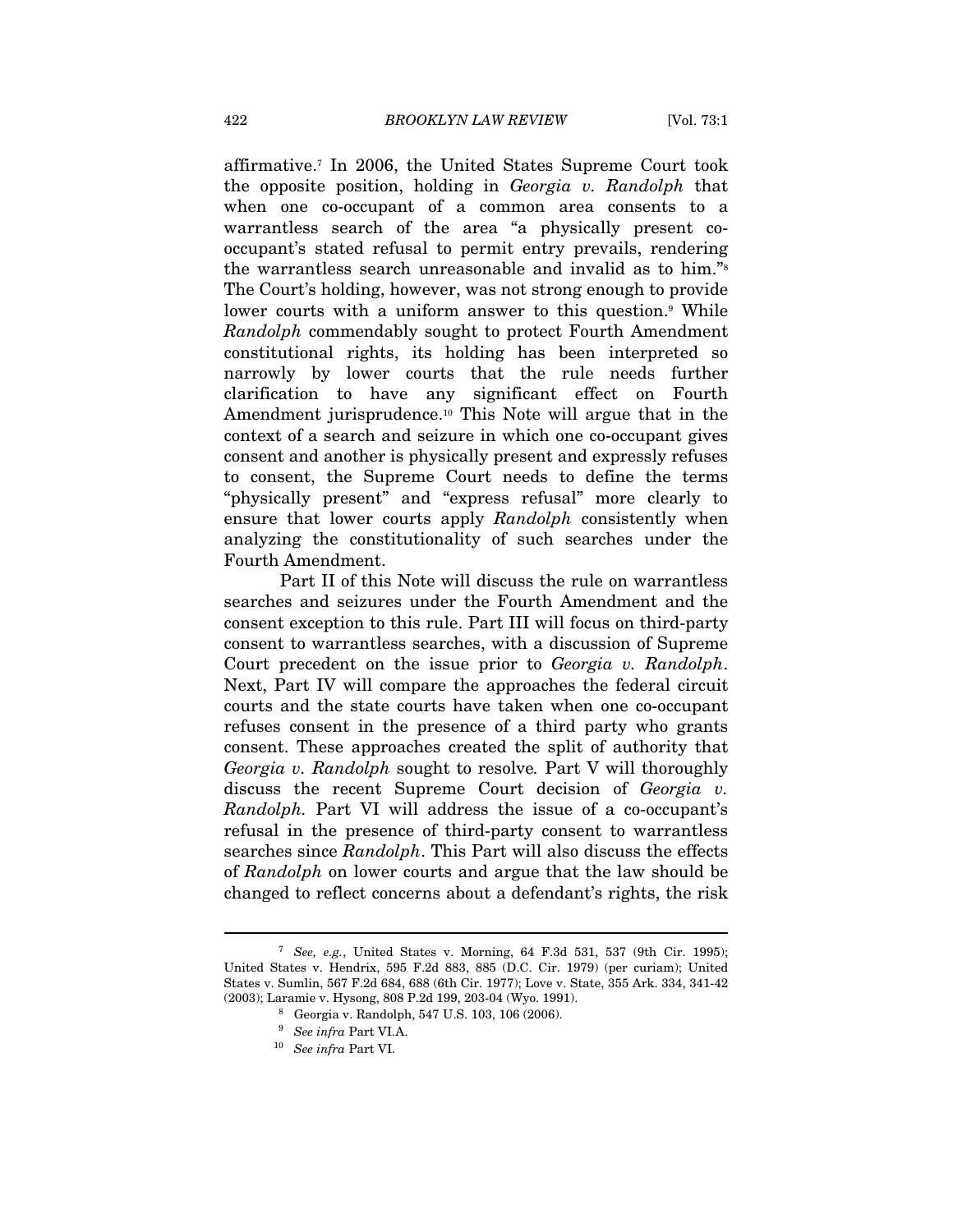affirmative.[7] In 2006, the United States Supreme Court took the opposite position, holding in *Georgia v. Randolph* that when one co-occupant of a common area consents to a warrantless search of the area "a physically present co-occupant's stated refusal to permit entry prevails, rendering the warrantless search unreasonable and invalid as to him."[8] The Court's holding, however, was not strong enough to provide lower courts with a uniform answer to this question.[9] While *Randolph* commendably sought to protect Fourth Amendment constitutional rights, its holding has been interpreted so narrowly by lower courts that the rule needs further clarification to have any significant effect on Fourth Amendment jurisprudence.[10] This Note will argue that in the context of a search and seizure in which one co-occupant gives consent and another is physically present and expressly refuses to consent, the Supreme Court needs to define the terms "physically present" and "express refusal" more clearly to ensure that lower courts apply *Randolph* consistently when analyzing the constitutionality of such searches under the Fourth Amendment.

Part II of this Note will discuss the rule on warrantless searches and seizures under the Fourth Amendment and the consent exception to this rule. Part III will focus on third-party consent to warrantless searches, with a discussion of Supreme Court precedent on the issue prior to *Georgia v. Randolph*. Next, Part IV will compare the approaches the federal circuit courts and the state courts have taken when one co-occupant refuses consent in the presence of a third party who grants consent. These approaches created the split of authority that *Georgia v. Randolph* sought to resolve. Part V will thoroughly discuss the recent Supreme Court decision of *Georgia v. Randolph*. Part VI will address the issue of a co-occupant's refusal in the presence of third-party consent to warrantless searches since *Randolph*. This Part will also discuss the effects of *Randolph* on lower courts and argue that the law should be changed to reflect concerns about a defendant's rights, the risk

---

[7] *See, e.g.*, United States v. Morning, 64 F.3d 531, 537 (9th Cir. 1995); United States v. Hendrix, 595 F.2d 883, 885 (D.C. Cir. 1979) (per curiam); United States v. Sumlin, 567 F.2d 684, 688 (6th Cir. 1977); Love v. State, 355 Ark. 334, 341-42 (2003); Laramie v. Hysong, 808 P.2d 199, 203-04 (Wyo. 1991).

[8] Georgia v. Randolph, 547 U.S. 103, 106 (2006).

[9] *See infra* Part VI.A.

[10] *See infra* Part VI.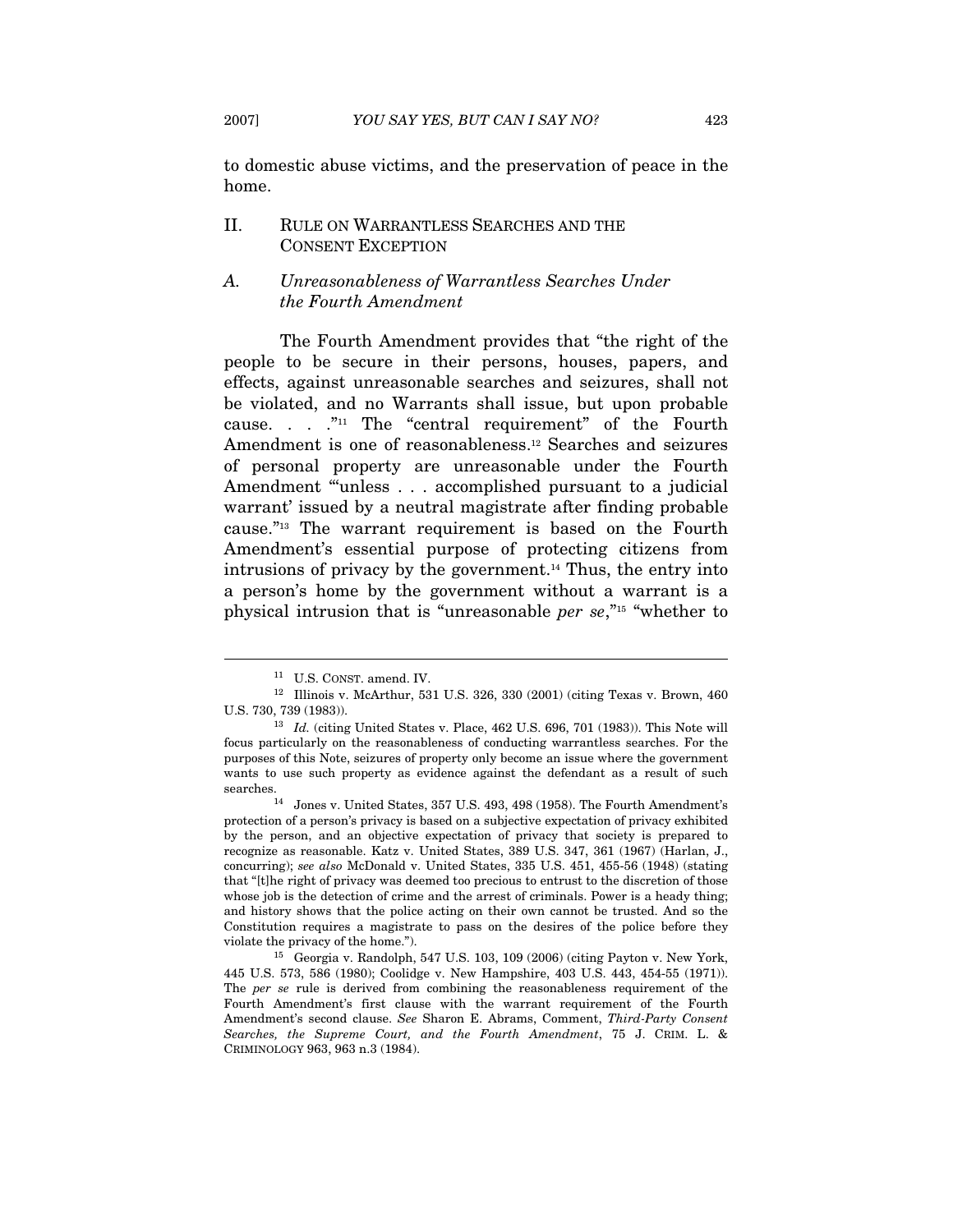to domestic abuse victims, and the preservation of peace in the home.

## II. RULE ON WARRANTLESS SEARCHES AND THE CONSENT EXCEPTION

### *A. Unreasonableness of Warrantless Searches Under the Fourth Amendment*

The Fourth Amendment provides that "the right of the people to be secure in their persons, houses, papers, and effects, against unreasonable searches and seizures, shall not be violated, and no Warrants shall issue, but upon probable cause. . . ."[11] The "central requirement" of the Fourth Amendment is one of reasonableness.[12] Searches and seizures of personal property are unreasonable under the Fourth Amendment "'unless . . . accomplished pursuant to a judicial warrant' issued by a neutral magistrate after finding probable cause."[13] The warrant requirement is based on the Fourth Amendment's essential purpose of protecting citizens from intrusions of privacy by the government.[14] Thus, the entry into a person's home by the government without a warrant is a physical intrusion that is "unreasonable *per se*,"[15] "whether to

---

[11] U.S. CONST. amend. IV.

[12] Illinois v. McArthur, 531 U.S. 326, 330 (2001) (citing Texas v. Brown, 460 U.S. 730, 739 (1983)).

[13] *Id.* (citing United States v. Place, 462 U.S. 696, 701 (1983)). This Note will focus particularly on the reasonableness of conducting warrantless searches. For the purposes of this Note, seizures of property only become an issue where the government wants to use such property as evidence against the defendant as a result of such searches.

[14] Jones v. United States, 357 U.S. 493, 498 (1958). The Fourth Amendment's protection of a person's privacy is based on a subjective expectation of privacy exhibited by the person, and an objective expectation of privacy that society is prepared to recognize as reasonable. Katz v. United States, 389 U.S. 347, 361 (1967) (Harlan, J., concurring); *see also* McDonald v. United States, 335 U.S. 451, 455-56 (1948) (stating that "[t]he right of privacy was deemed too precious to entrust to the discretion of those whose job is the detection of crime and the arrest of criminals. Power is a heady thing; and history shows that the police acting on their own cannot be trusted. And so the Constitution requires a magistrate to pass on the desires of the police before they violate the privacy of the home.").

[15] Georgia v. Randolph, 547 U.S. 103, 109 (2006) (citing Payton v. New York, 445 U.S. 573, 586 (1980); Coolidge v. New Hampshire, 403 U.S. 443, 454-55 (1971)). The *per se* rule is derived from combining the reasonableness requirement of the Fourth Amendment's first clause with the warrant requirement of the Fourth Amendment's second clause. *See* Sharon E. Abrams, Comment, *Third-Party Consent Searches, the Supreme Court, and the Fourth Amendment*, 75 J. CRIM. L. & CRIMINOLOGY 963, 963 n.3 (1984).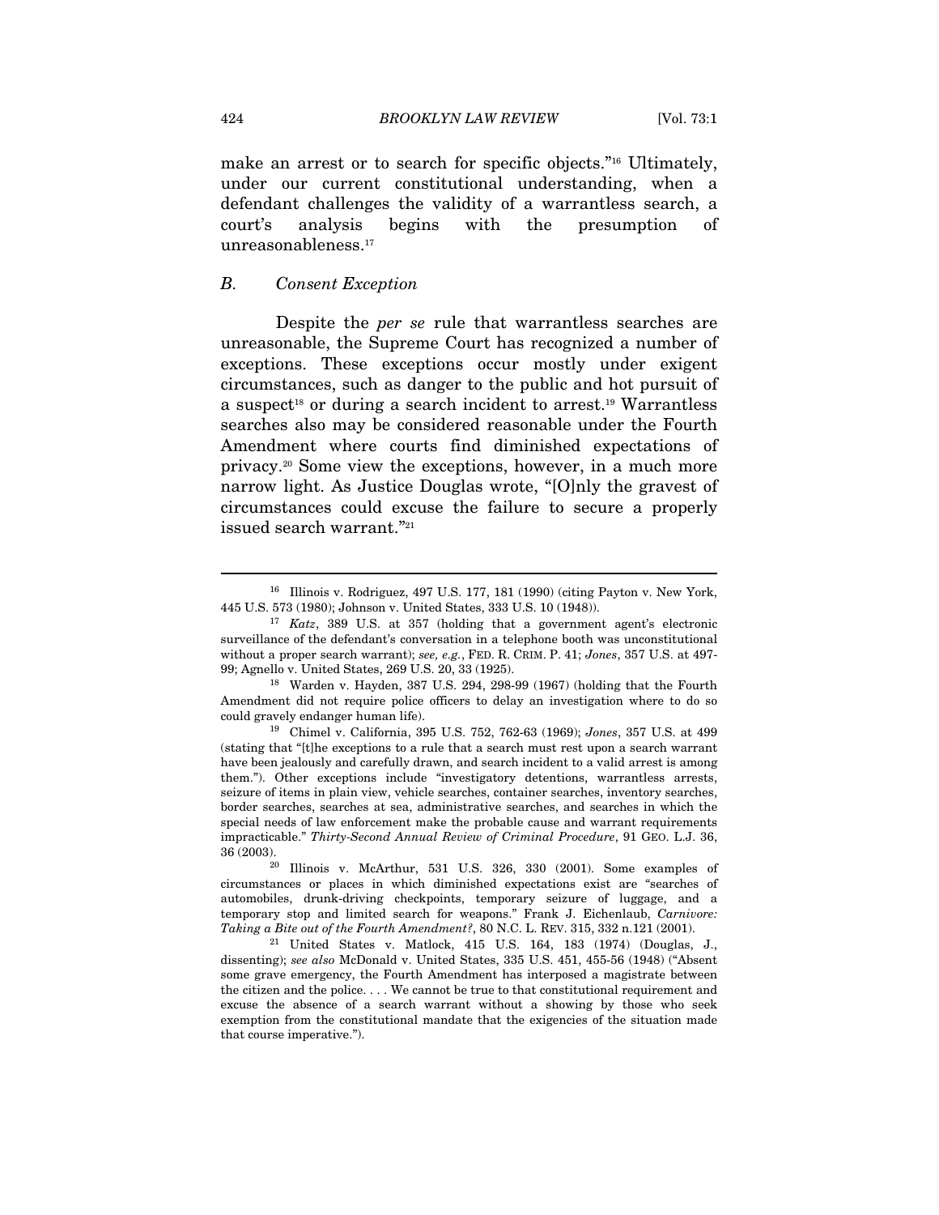make an arrest or to search for specific objects."[16] Ultimately, under our current constitutional understanding, when a defendant challenges the validity of a warrantless search, a court's analysis begins with the presumption of unreasonableness.[17]

### B. Consent Exception

Despite the *per se* rule that warrantless searches are unreasonable, the Supreme Court has recognized a number of exceptions. These exceptions occur mostly under exigent circumstances, such as danger to the public and hot pursuit of a suspect[18] or during a search incident to arrest.[19] Warrantless searches also may be considered reasonable under the Fourth Amendment where courts find diminished expectations of privacy.[20] Some view the exceptions, however, in a much more narrow light. As Justice Douglas wrote, "[O]nly the gravest of circumstances could excuse the failure to secure a properly issued search warrant."[21]

---

[16] Illinois v. Rodriguez, 497 U.S. 177, 181 (1990) (citing Payton v. New York, 445 U.S. 573 (1980); Johnson v. United States, 333 U.S. 10 (1948)).

[17] *Katz*, 389 U.S. at 357 (holding that a government agent's electronic surveillance of the defendant's conversation in a telephone booth was unconstitutional without a proper search warrant); *see, e.g.*, FED. R. CRIM. P. 41; *Jones*, 357 U.S. at 497-99; Agnello v. United States, 269 U.S. 20, 33 (1925).

[18] Warden v. Hayden, 387 U.S. 294, 298-99 (1967) (holding that the Fourth Amendment did not require police officers to delay an investigation where to do so could gravely endanger human life).

[19] Chimel v. California, 395 U.S. 752, 762-63 (1969); *Jones*, 357 U.S. at 499 (stating that "[t]he exceptions to a rule that a search must rest upon a search warrant have been jealously and carefully drawn, and search incident to a valid arrest is among them."). Other exceptions include "investigatory detentions, warrantless arrests, seizure of items in plain view, vehicle searches, container searches, inventory searches, border searches, searches at sea, administrative searches, and searches in which the special needs of law enforcement make the probable cause and warrant requirements impracticable." *Thirty-Second Annual Review of Criminal Procedure*, 91 GEO. L.J. 36, 36 (2003).

[20] Illinois v. McArthur, 531 U.S. 326, 330 (2001). Some examples of circumstances or places in which diminished expectations exist are "searches of automobiles, drunk-driving checkpoints, temporary seizure of luggage, and a temporary stop and limited search for weapons." Frank J. Eichenlaub, *Carnivore: Taking a Bite out of the Fourth Amendment?*, 80 N.C. L. REV. 315, 332 n.121 (2001).

[21] United States v. Matlock, 415 U.S. 164, 183 (1974) (Douglas, J., dissenting); *see also* McDonald v. United States, 335 U.S. 451, 455-56 (1948) ("Absent some grave emergency, the Fourth Amendment has interposed a magistrate between the citizen and the police. . . . We cannot be true to that constitutional requirement and excuse the absence of a search warrant without a showing by those who seek exemption from the constitutional mandate that the exigencies of the situation made that course imperative.").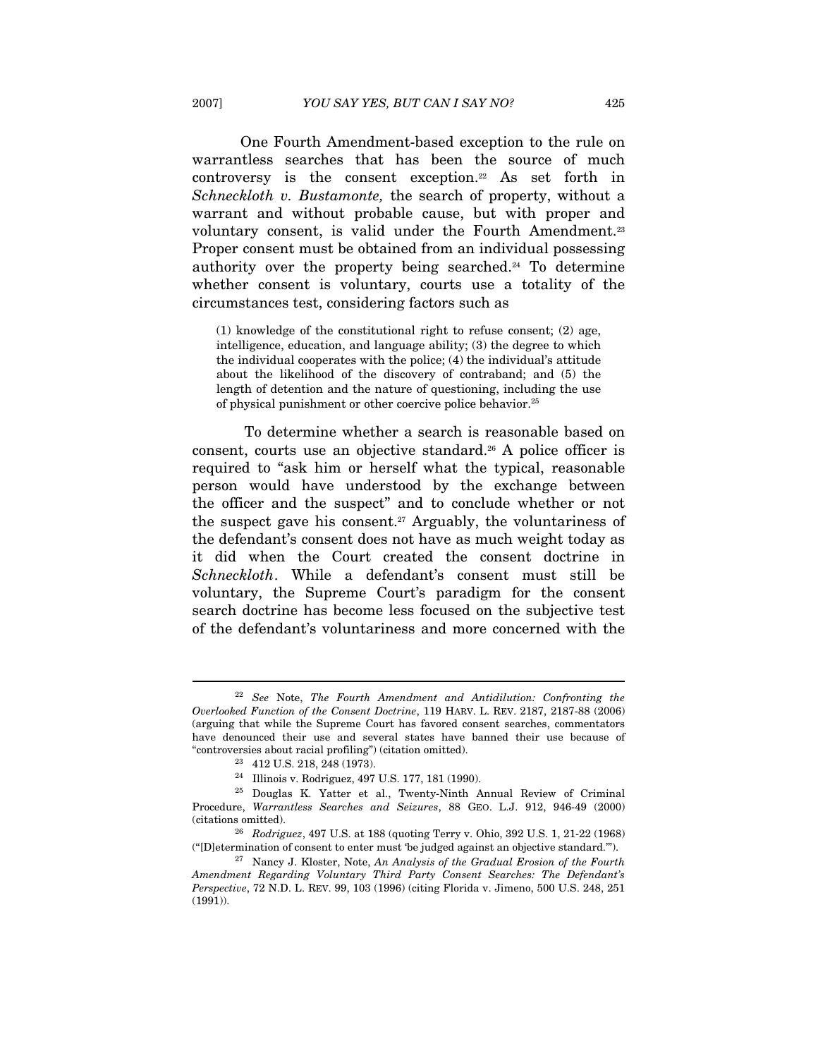One Fourth Amendment-based exception to the rule on warrantless searches that has been the source of much controversy is the consent exception.[22] As set forth in *Schneckloth v. Bustamonte,* the search of property, without a warrant and without probable cause, but with proper and voluntary consent, is valid under the Fourth Amendment.[23] Proper consent must be obtained from an individual possessing authority over the property being searched.[24] To determine whether consent is voluntary, courts use a totality of the circumstances test, considering factors such as

> (1) knowledge of the constitutional right to refuse consent; (2) age, intelligence, education, and language ability; (3) the degree to which the individual cooperates with the police; (4) the individual's attitude about the likelihood of the discovery of contraband; and (5) the length of detention and the nature of questioning, including the use of physical punishment or other coercive police behavior.[25]

To determine whether a search is reasonable based on consent, courts use an objective standard.[26] A police officer is required to "ask him or herself what the typical, reasonable person would have understood by the exchange between the officer and the suspect" and to conclude whether or not the suspect gave his consent.[27] Arguably, the voluntariness of the defendant's consent does not have as much weight today as it did when the Court created the consent doctrine in *Schneckloth*. While a defendant's consent must still be voluntary, the Supreme Court's paradigm for the consent search doctrine has become less focused on the subjective test of the defendant's voluntariness and more concerned with the

---

[22] *See* Note, *The Fourth Amendment and Antidilution: Confronting the Overlooked Function of the Consent Doctrine*, 119 HARV. L. REV. 2187, 2187-88 (2006) (arguing that while the Supreme Court has favored consent searches, commentators have denounced their use and several states have banned their use because of "controversies about racial profiling") (citation omitted).

[23] 412 U.S. 218, 248 (1973).

[24] Illinois v. Rodriguez, 497 U.S. 177, 181 (1990).

[25] Douglas K. Yatter et al., Twenty-Ninth Annual Review of Criminal Procedure, *Warrantless Searches and Seizures*, 88 GEO. L.J. 912, 946-49 (2000) (citations omitted).

[26] *Rodriguez*, 497 U.S. at 188 (quoting Terry v. Ohio, 392 U.S. 1, 21-22 (1968) ("[D]etermination of consent to enter must 'be judged against an objective standard.'").

[27] Nancy J. Kloster, Note, *An Analysis of the Gradual Erosion of the Fourth Amendment Regarding Voluntary Third Party Consent Searches: The Defendant's Perspective*, 72 N.D. L. REV. 99, 103 (1996) (citing Florida v. Jimeno, 500 U.S. 248, 251 (1991)).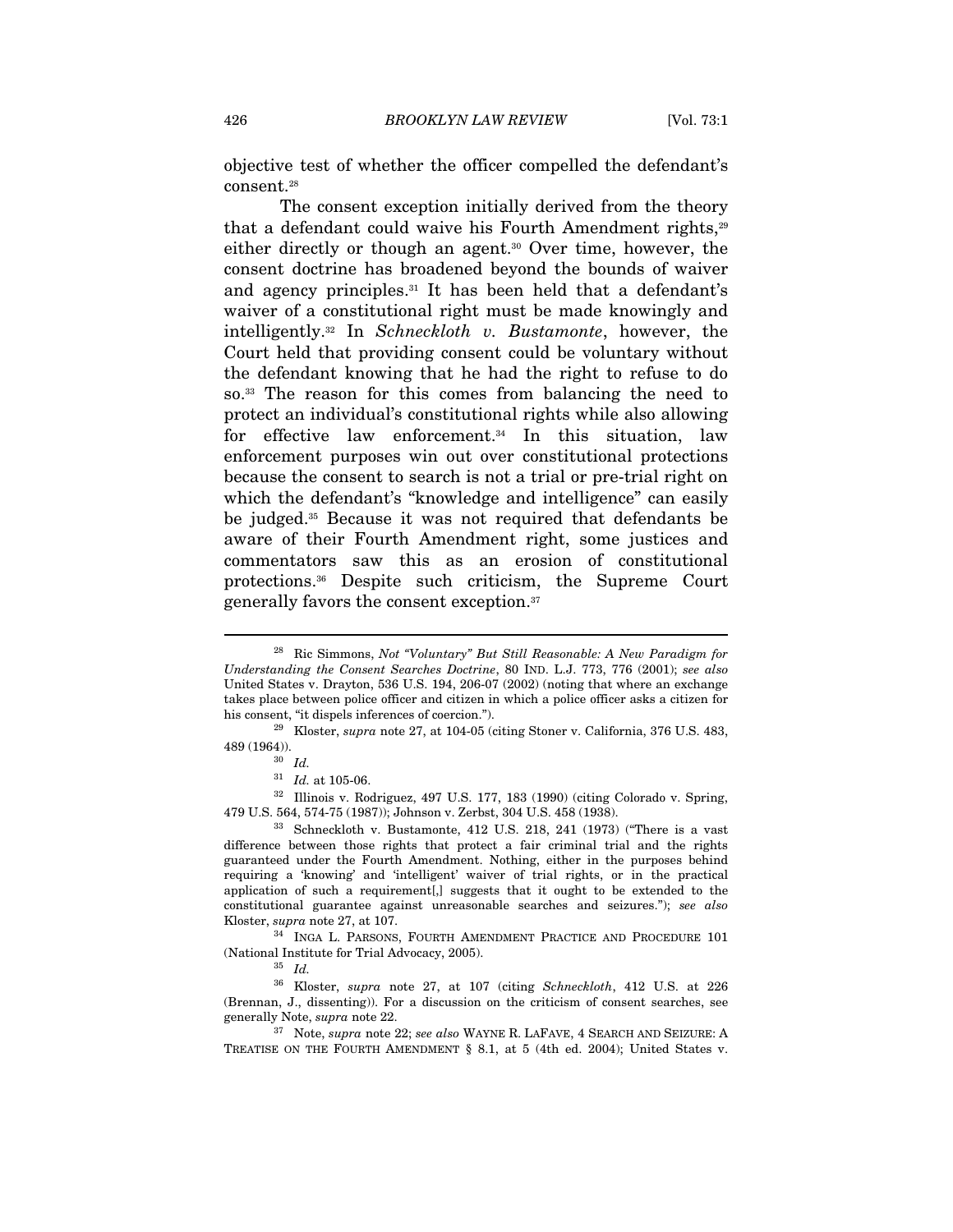objective test of whether the officer compelled the defendant's consent.[28]

The consent exception initially derived from the theory that a defendant could waive his Fourth Amendment rights,[29] either directly or though an agent.[30] Over time, however, the consent doctrine has broadened beyond the bounds of waiver and agency principles.[31] It has been held that a defendant's waiver of a constitutional right must be made knowingly and intelligently.[32] In *Schneckloth v. Bustamonte*, however, the Court held that providing consent could be voluntary without the defendant knowing that he had the right to refuse to do so.[33] The reason for this comes from balancing the need to protect an individual's constitutional rights while also allowing for effective law enforcement.[34] In this situation, law enforcement purposes win out over constitutional protections because the consent to search is not a trial or pre-trial right on which the defendant's "knowledge and intelligence" can easily be judged.[35] Because it was not required that defendants be aware of their Fourth Amendment right, some justices and commentators saw this as an erosion of constitutional protections.[36] Despite such criticism, the Supreme Court generally favors the consent exception.[37]

---

[28] Ric Simmons, *Not "Voluntary" But Still Reasonable: A New Paradigm for Understanding the Consent Searches Doctrine*, 80 IND. L.J. 773, 776 (2001); *see also* United States v. Drayton, 536 U.S. 194, 206-07 (2002) (noting that where an exchange takes place between police officer and citizen in which a police officer asks a citizen for his consent, "it dispels inferences of coercion.").

[29] Kloster, *supra* note 27, at 104-05 (citing Stoner v. California, 376 U.S. 483, 489 (1964)).

[30] *Id.*

[31] *Id.* at 105-06.

[32] Illinois v. Rodriguez, 497 U.S. 177, 183 (1990) (citing Colorado v. Spring, 479 U.S. 564, 574-75 (1987)); Johnson v. Zerbst, 304 U.S. 458 (1938).

[33] Schneckloth v. Bustamonte, 412 U.S. 218, 241 (1973) ("There is a vast difference between those rights that protect a fair criminal trial and the rights guaranteed under the Fourth Amendment. Nothing, either in the purposes behind requiring a 'knowing' and 'intelligent' waiver of trial rights, or in the practical application of such a requirement[,] suggests that it ought to be extended to the constitutional guarantee against unreasonable searches and seizures."); *see also* Kloster, *supra* note 27, at 107.

[34] INGA L. PARSONS, FOURTH AMENDMENT PRACTICE AND PROCEDURE 101 (National Institute for Trial Advocacy, 2005).

[35] *Id.*

[36] Kloster, *supra* note 27, at 107 (citing *Schneckloth*, 412 U.S. at 226 (Brennan, J., dissenting)). For a discussion on the criticism of consent searches, see generally Note, *supra* note 22.

[37] Note, *supra* note 22; *see also* WAYNE R. LAFAVE, 4 SEARCH AND SEIZURE: A TREATISE ON THE FOURTH AMENDMENT § 8.1, at 5 (4th ed. 2004); United States v.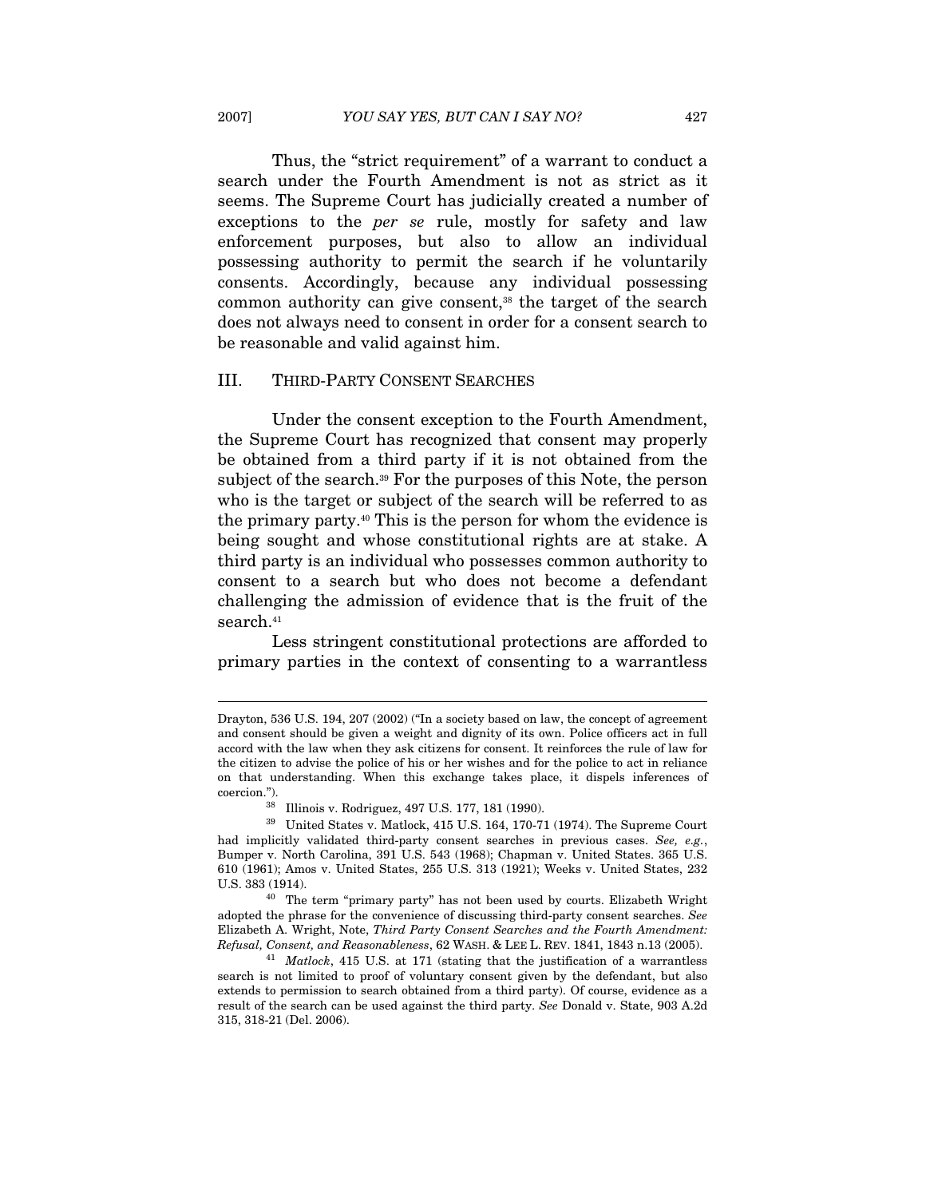Thus, the "strict requirement" of a warrant to conduct a search under the Fourth Amendment is not as strict as it seems. The Supreme Court has judicially created a number of exceptions to the *per se* rule, mostly for safety and law enforcement purposes, but also to allow an individual possessing authority to permit the search if he voluntarily consents. Accordingly, because any individual possessing common authority can give consent,[38] the target of the search does not always need to consent in order for a consent search to be reasonable and valid against him.

## III. THIRD-PARTY CONSENT SEARCHES

Under the consent exception to the Fourth Amendment, the Supreme Court has recognized that consent may properly be obtained from a third party if it is not obtained from the subject of the search.[39] For the purposes of this Note, the person who is the target or subject of the search will be referred to as the primary party.[40] This is the person for whom the evidence is being sought and whose constitutional rights are at stake. A third party is an individual who possesses common authority to consent to a search but who does not become a defendant challenging the admission of evidence that is the fruit of the search.[41]

Less stringent constitutional protections are afforded to primary parties in the context of consenting to a warrantless

---

Drayton, 536 U.S. 194, 207 (2002) ("In a society based on law, the concept of agreement and consent should be given a weight and dignity of its own. Police officers act in full accord with the law when they ask citizens for consent. It reinforces the rule of law for the citizen to advise the police of his or her wishes and for the police to act in reliance on that understanding. When this exchange takes place, it dispels inferences of coercion.").

[38] Illinois v. Rodriguez, 497 U.S. 177, 181 (1990).

[39] United States v. Matlock, 415 U.S. 164, 170-71 (1974). The Supreme Court had implicitly validated third-party consent searches in previous cases. *See, e.g.*, Bumper v. North Carolina, 391 U.S. 543 (1968); Chapman v. United States. 365 U.S. 610 (1961); Amos v. United States, 255 U.S. 313 (1921); Weeks v. United States, 232 U.S. 383 (1914).

[40] The term "primary party" has not been used by courts. Elizabeth Wright adopted the phrase for the convenience of discussing third-party consent searches. *See* Elizabeth A. Wright, Note, *Third Party Consent Searches and the Fourth Amendment: Refusal, Consent, and Reasonableness*, 62 WASH. & LEE L. REV. 1841, 1843 n.13 (2005).

[41] *Matlock*, 415 U.S. at 171 (stating that the justification of a warrantless search is not limited to proof of voluntary consent given by the defendant, but also extends to permission to search obtained from a third party). Of course, evidence as a result of the search can be used against the third party. *See* Donald v. State, 903 A.2d 315, 318-21 (Del. 2006).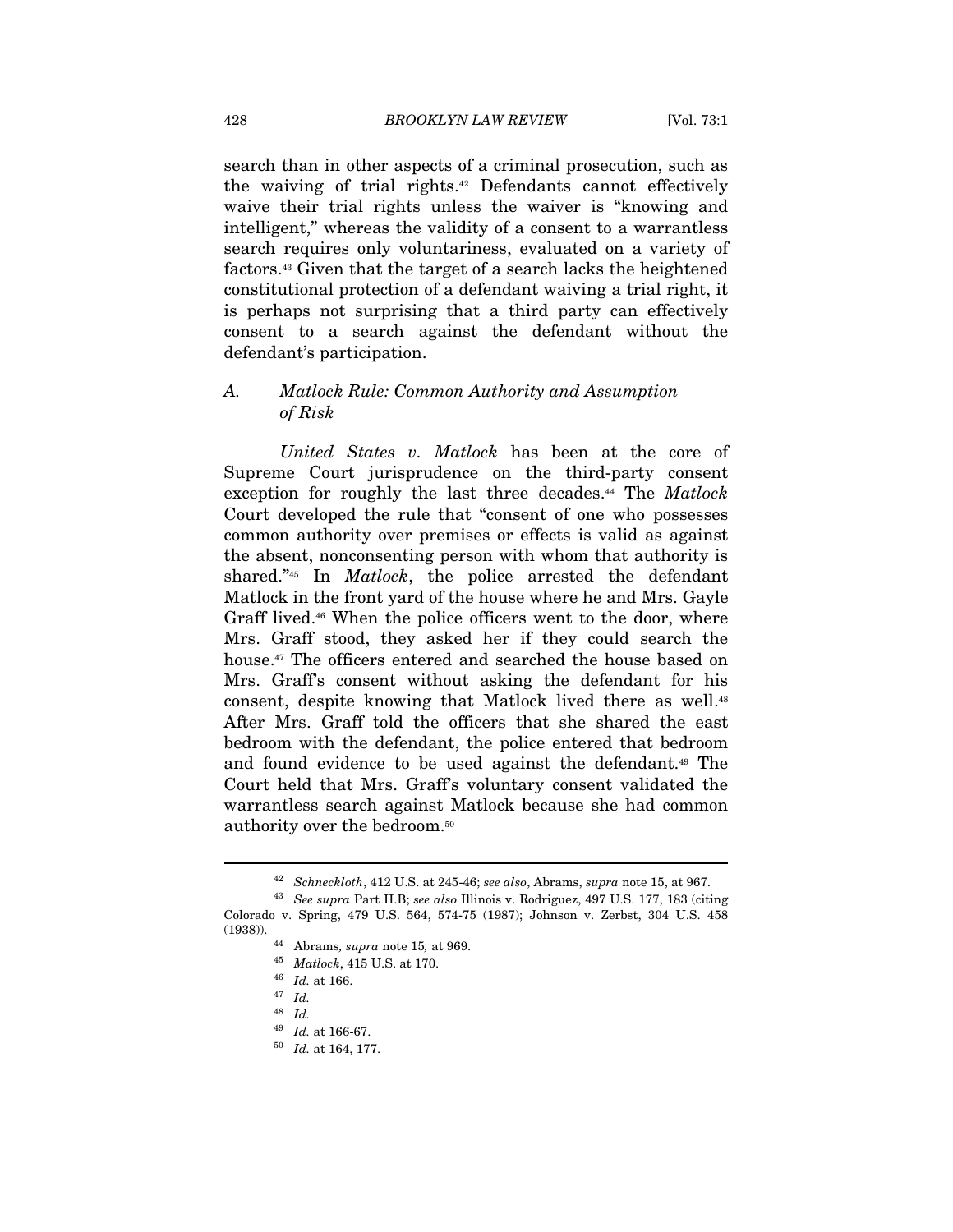search than in other aspects of a criminal prosecution, such as the waiving of trial rights.[42] Defendants cannot effectively waive their trial rights unless the waiver is "knowing and intelligent," whereas the validity of a consent to a warrantless search requires only voluntariness, evaluated on a variety of factors.[43] Given that the target of a search lacks the heightened constitutional protection of a defendant waiving a trial right, it is perhaps not surprising that a third party can effectively consent to a search against the defendant without the defendant's participation.

### A. *Matlock Rule: Common Authority and Assumption of Risk*

*United States v. Matlock* has been at the core of Supreme Court jurisprudence on the third-party consent exception for roughly the last three decades.[44] The *Matlock* Court developed the rule that "consent of one who possesses common authority over premises or effects is valid as against the absent, nonconsenting person with whom that authority is shared."[45] In *Matlock*, the police arrested the defendant Matlock in the front yard of the house where he and Mrs. Gayle Graff lived.[46] When the police officers went to the door, where Mrs. Graff stood, they asked her if they could search the house.[47] The officers entered and searched the house based on Mrs. Graff's consent without asking the defendant for his consent, despite knowing that Matlock lived there as well.[48] After Mrs. Graff told the officers that she shared the east bedroom with the defendant, the police entered that bedroom and found evidence to be used against the defendant.[49] The Court held that Mrs. Graff's voluntary consent validated the warrantless search against Matlock because she had common authority over the bedroom.[50]

---

[42] *Schneckloth*, 412 U.S. at 245-46; *see also*, Abrams, *supra* note 15, at 967.

[43] *See supra* Part II.B; *see also* Illinois v. Rodriguez, 497 U.S. 177, 183 (citing Colorado v. Spring, 479 U.S. 564, 574-75 (1987); Johnson v. Zerbst, 304 U.S. 458 (1938)).

[44] Abrams, *supra* note 15, at 969.

[45] *Matlock*, 415 U.S. at 170.

[46] *Id.* at 166.

[47] *Id.*

[48] *Id.*

[49] *Id.* at 166-67.

[50] *Id.* at 164, 177.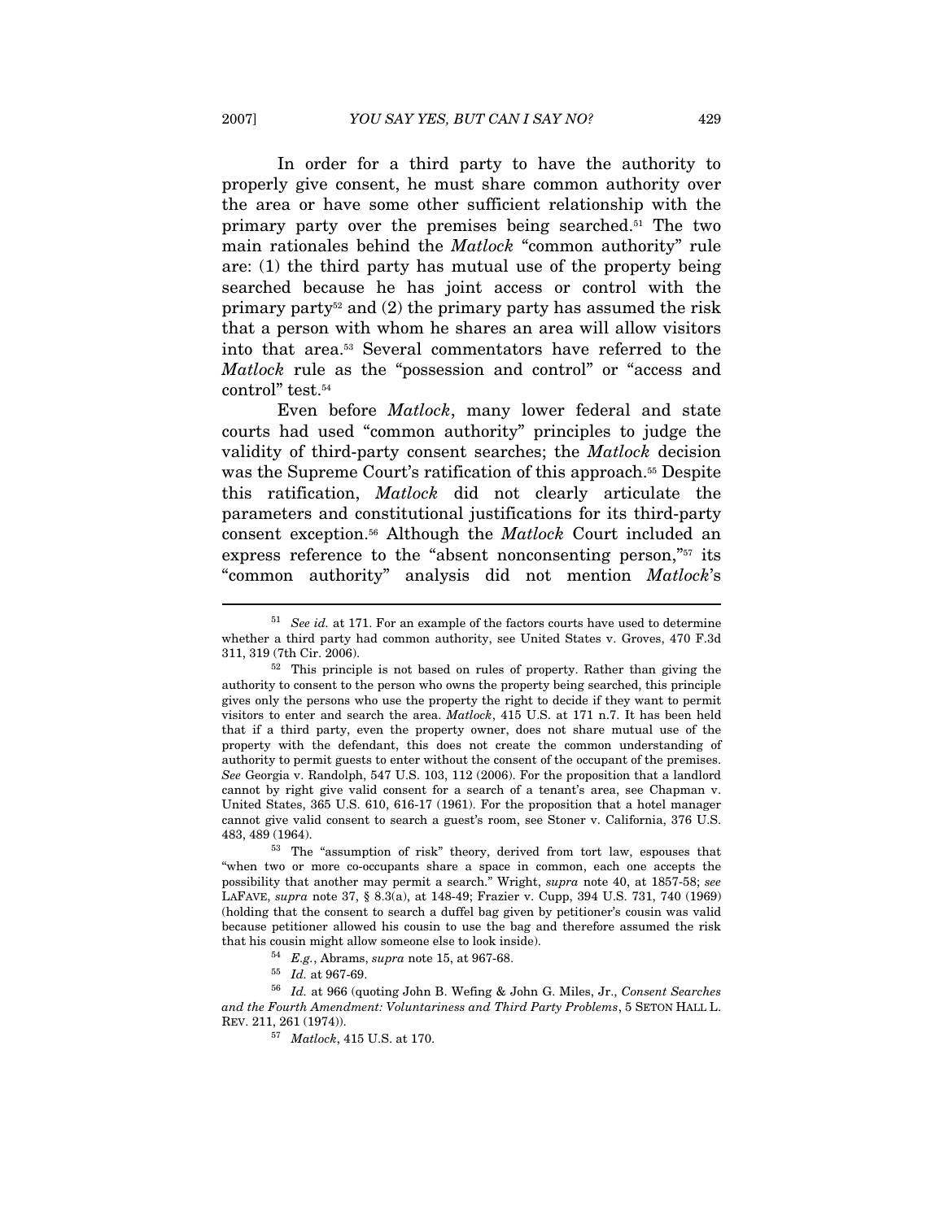In order for a third party to have the authority to properly give consent, he must share common authority over the area or have some other sufficient relationship with the primary party over the premises being searched.[51] The two main rationales behind the *Matlock* "common authority" rule are: (1) the third party has mutual use of the property being searched because he has joint access or control with the primary party[52] and (2) the primary party has assumed the risk that a person with whom he shares an area will allow visitors into that area.[53] Several commentators have referred to the *Matlock* rule as the "possession and control" or "access and control" test.[54]

Even before *Matlock*, many lower federal and state courts had used "common authority" principles to judge the validity of third-party consent searches; the *Matlock* decision was the Supreme Court's ratification of this approach.[55] Despite this ratification, *Matlock* did not clearly articulate the parameters and constitutional justifications for its third-party consent exception.[56] Although the *Matlock* Court included an express reference to the "absent nonconsenting person,"[57] its "common authority" analysis did not mention *Matlock*'s

---

[51] *See id.* at 171. For an example of the factors courts have used to determine whether a third party had common authority, see United States v. Groves, 470 F.3d 311, 319 (7th Cir. 2006).

[52] This principle is not based on rules of property. Rather than giving the authority to consent to the person who owns the property being searched, this principle gives only the persons who use the property the right to decide if they want to permit visitors to enter and search the area. *Matlock*, 415 U.S. at 171 n.7. It has been held that if a third party, even the property owner, does not share mutual use of the property with the defendant, this does not create the common understanding of authority to permit guests to enter without the consent of the occupant of the premises. *See* Georgia v. Randolph, 547 U.S. 103, 112 (2006). For the proposition that a landlord cannot by right give valid consent for a search of a tenant's area, see Chapman v. United States, 365 U.S. 610, 616-17 (1961). For the proposition that a hotel manager cannot give valid consent to search a guest's room, see Stoner v. California, 376 U.S. 483, 489 (1964).

[53] The "assumption of risk" theory, derived from tort law, espouses that "when two or more co-occupants share a space in common, each one accepts the possibility that another may permit a search." Wright, *supra* note 40, at 1857-58; *see* LAFAVE, *supra* note 37, § 8.3(a), at 148-49; Frazier v. Cupp, 394 U.S. 731, 740 (1969) (holding that the consent to search a duffel bag given by petitioner's cousin was valid because petitioner allowed his cousin to use the bag and therefore assumed the risk that his cousin might allow someone else to look inside).

[54] *E.g.*, Abrams, *supra* note 15, at 967-68.

[55] *Id.* at 967-69.

[56] *Id.* at 966 (quoting John B. Wefing & John G. Miles, Jr., *Consent Searches and the Fourth Amendment: Voluntariness and Third Party Problems*, 5 SETON HALL L. REV. 211, 261 (1974)).

[57] *Matlock*, 415 U.S. at 170.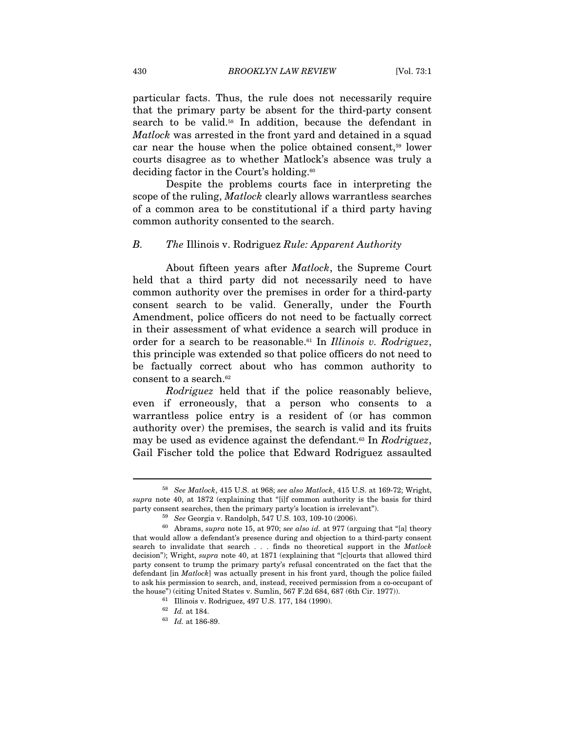particular facts. Thus, the rule does not necessarily require that the primary party be absent for the third-party consent search to be valid.[58] In addition, because the defendant in *Matlock* was arrested in the front yard and detained in a squad car near the house when the police obtained consent,[59] lower courts disagree as to whether Matlock's absence was truly a deciding factor in the Court's holding.[60]

Despite the problems courts face in interpreting the scope of the ruling, *Matlock* clearly allows warrantless searches of a common area to be constitutional if a third party having common authority consented to the search.

### *B. The* Illinois v. Rodriguez *Rule: Apparent Authority*

About fifteen years after *Matlock*, the Supreme Court held that a third party did not necessarily need to have common authority over the premises in order for a third-party consent search to be valid. Generally, under the Fourth Amendment, police officers do not need to be factually correct in their assessment of what evidence a search will produce in order for a search to be reasonable.[61] In *Illinois v. Rodriguez*, this principle was extended so that police officers do not need to be factually correct about who has common authority to consent to a search.[62]

*Rodriguez* held that if the police reasonably believe, even if erroneously, that a person who consents to a warrantless police entry is a resident of (or has common authority over) the premises, the search is valid and its fruits may be used as evidence against the defendant.[63] In *Rodriguez*, Gail Fischer told the police that Edward Rodriguez assaulted

---

[58] *See Matlock*, 415 U.S. at 968; *see also Matlock*, 415 U.S. at 169-72; Wright, *supra* note 40, at 1872 (explaining that "[i]f common authority is the basis for third party consent searches, then the primary party's location is irrelevant").

[59] *See* Georgia v. Randolph, 547 U.S. 103, 109-10 (2006).

[60] Abrams, *supra* note 15, at 970; *see also id.* at 977 (arguing that "[a] theory that would allow a defendant's presence during and objection to a third-party consent search to invalidate that search . . . finds no theoretical support in the *Matlock* decision"); Wright, *supra* note 40, at 1871 (explaining that "[c]ourts that allowed third party consent to trump the primary party's refusal concentrated on the fact that the defendant [in *Matlock*] was actually present in his front yard, though the police failed to ask his permission to search, and, instead, received permission from a co-occupant of the house") (citing United States v. Sumlin, 567 F.2d 684, 687 (6th Cir. 1977)).

[61] Illinois v. Rodriguez, 497 U.S. 177, 184 (1990).

[62] *Id.* at 184.

[63] *Id.* at 186-89.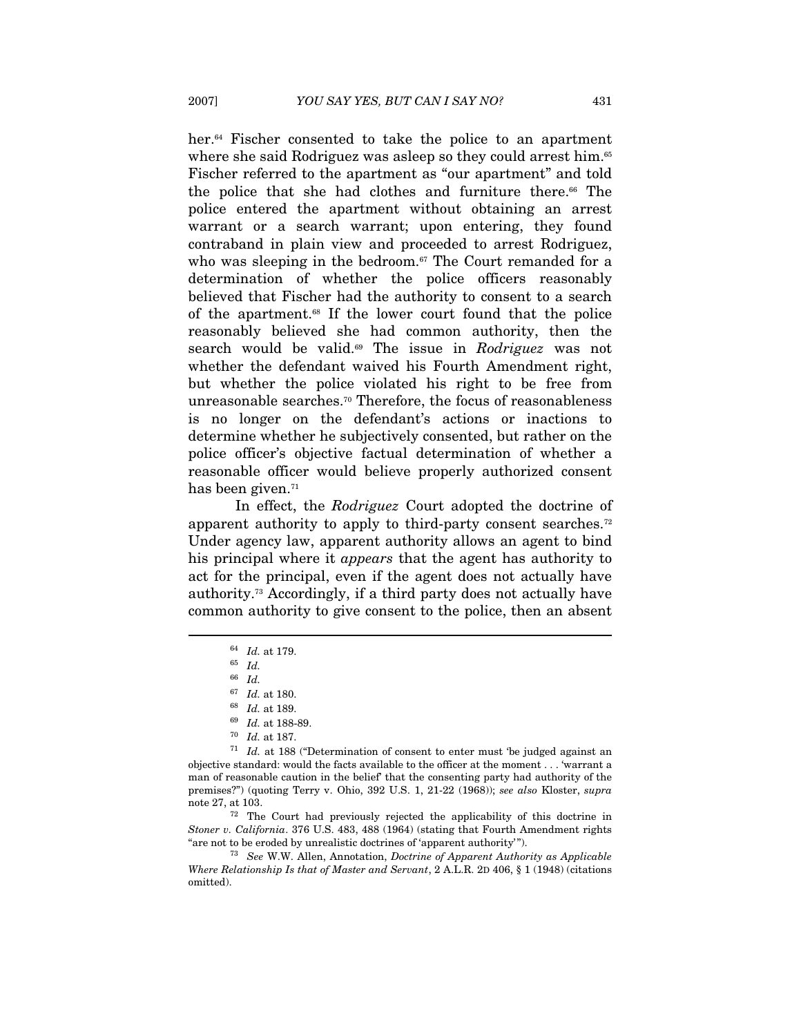her.[64] Fischer consented to take the police to an apartment where she said Rodriguez was asleep so they could arrest him.[65] Fischer referred to the apartment as "our apartment" and told the police that she had clothes and furniture there.[66] The police entered the apartment without obtaining an arrest warrant or a search warrant; upon entering, they found contraband in plain view and proceeded to arrest Rodriguez, who was sleeping in the bedroom.[67] The Court remanded for a determination of whether the police officers reasonably believed that Fischer had the authority to consent to a search of the apartment.[68] If the lower court found that the police reasonably believed she had common authority, then the search would be valid.[69] The issue in *Rodriguez* was not whether the defendant waived his Fourth Amendment right, but whether the police violated his right to be free from unreasonable searches.[70] Therefore, the focus of reasonableness is no longer on the defendant's actions or inactions to determine whether he subjectively consented, but rather on the police officer's objective factual determination of whether a reasonable officer would believe properly authorized consent has been given.[71]

In effect, the *Rodriguez* Court adopted the doctrine of apparent authority to apply to third-party consent searches.[72] Under agency law, apparent authority allows an agent to bind his principal where it *appears* that the agent has authority to act for the principal, even if the agent does not actually have authority.[73] Accordingly, if a third party does not actually have common authority to give consent to the police, then an absent

---

[64] *Id.* at 179.

[65] *Id.*

[66] *Id.*

[67] *Id.* at 180.

[68] *Id.* at 189.

[69] *Id.* at 188-89.

[70] *Id.* at 187.

[71] *Id.* at 188 ("Determination of consent to enter must 'be judged against an objective standard: would the facts available to the officer at the moment . . . 'warrant a man of reasonable caution in the belief' that the consenting party had authority of the premises?") (quoting Terry v. Ohio, 392 U.S. 1, 21-22 (1968)); *see also* Kloster, *supra* note 27, at 103.

[72] The Court had previously rejected the applicability of this doctrine in *Stoner v. California*. 376 U.S. 483, 488 (1964) (stating that Fourth Amendment rights "are not to be eroded by unrealistic doctrines of 'apparent authority'").

[73] *See* W.W. Allen, Annotation, *Doctrine of Apparent Authority as Applicable Where Relationship Is that of Master and Servant*, 2 A.L.R. 2D 406, § 1 (1948) (citations omitted).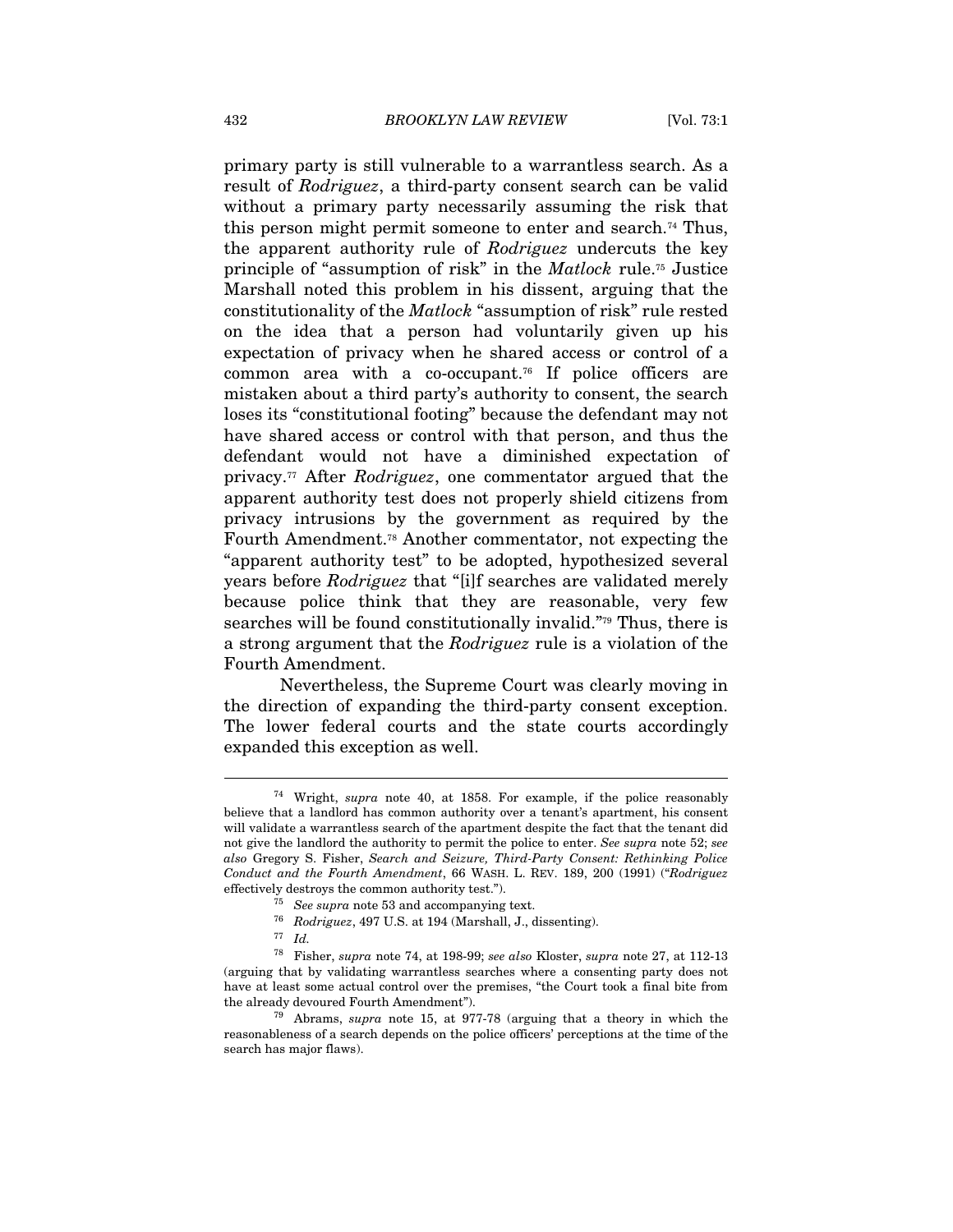primary party is still vulnerable to a warrantless search. As a result of *Rodriguez*, a third-party consent search can be valid without a primary party necessarily assuming the risk that this person might permit someone to enter and search.[74] Thus, the apparent authority rule of *Rodriguez* undercuts the key principle of "assumption of risk" in the *Matlock* rule.[75] Justice Marshall noted this problem in his dissent, arguing that the constitutionality of the *Matlock* "assumption of risk" rule rested on the idea that a person had voluntarily given up his expectation of privacy when he shared access or control of a common area with a co-occupant.[76] If police officers are mistaken about a third party's authority to consent, the search loses its "constitutional footing" because the defendant may not have shared access or control with that person, and thus the defendant would not have a diminished expectation of privacy.[77] After *Rodriguez*, one commentator argued that the apparent authority test does not properly shield citizens from privacy intrusions by the government as required by the Fourth Amendment.[78] Another commentator, not expecting the "apparent authority test" to be adopted, hypothesized several years before *Rodriguez* that "[i]f searches are validated merely because police think that they are reasonable, very few searches will be found constitutionally invalid."[79] Thus, there is a strong argument that the *Rodriguez* rule is a violation of the Fourth Amendment.

Nevertheless, the Supreme Court was clearly moving in the direction of expanding the third-party consent exception. The lower federal courts and the state courts accordingly expanded this exception as well.

---

[74] Wright, *supra* note 40, at 1858. For example, if the police reasonably believe that a landlord has common authority over a tenant's apartment, his consent will validate a warrantless search of the apartment despite the fact that the tenant did not give the landlord the authority to permit the police to enter. *See supra* note 52; *see also* Gregory S. Fisher, *Search and Seizure, Third-Party Consent: Rethinking Police Conduct and the Fourth Amendment*, 66 WASH. L. REV. 189, 200 (1991) ("*Rodriguez* effectively destroys the common authority test.").

[75] *See supra* note 53 and accompanying text.

[76] *Rodriguez*, 497 U.S. at 194 (Marshall, J., dissenting).

[77] *Id.*

[78] Fisher, *supra* note 74, at 198-99; *see also* Kloster, *supra* note 27, at 112-13 (arguing that by validating warrantless searches where a consenting party does not have at least some actual control over the premises, "the Court took a final bite from the already devoured Fourth Amendment").

[79] Abrams, *supra* note 15, at 977-78 (arguing that a theory in which the reasonableness of a search depends on the police officers' perceptions at the time of the search has major flaws).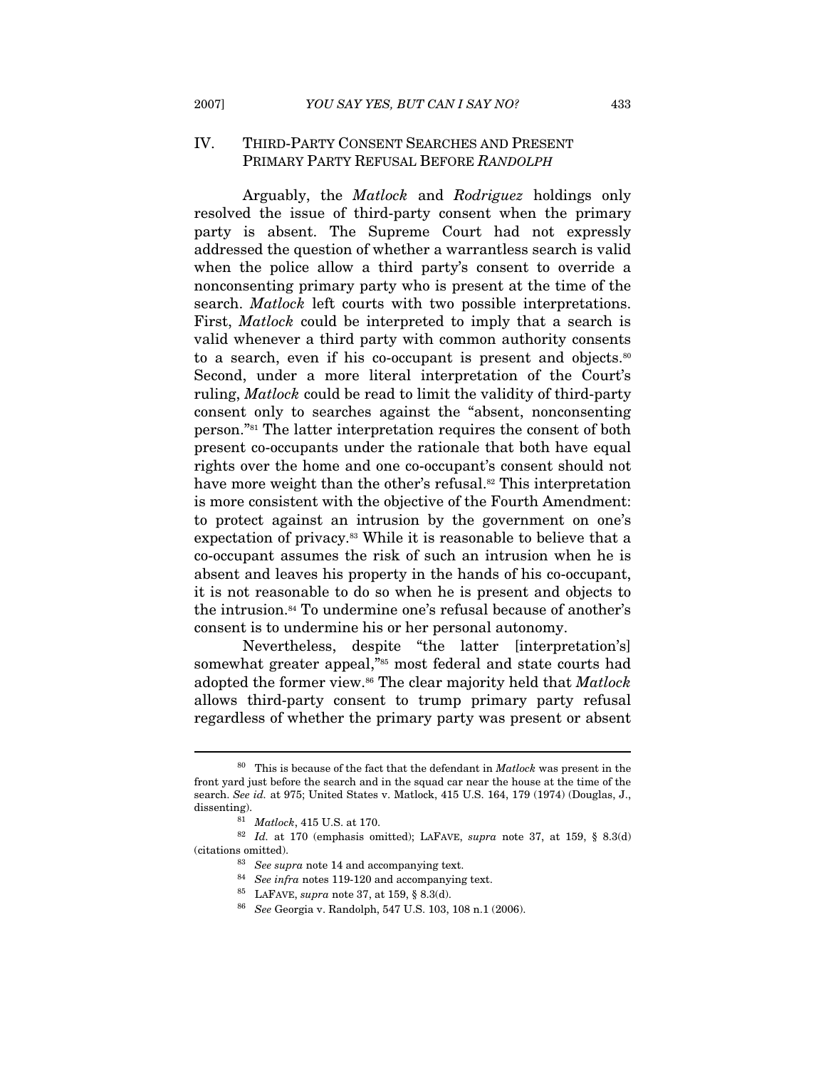## IV. THIRD-PARTY CONSENT SEARCHES AND PRESENT PRIMARY PARTY REFUSAL BEFORE *RANDOLPH*

Arguably, the *Matlock* and *Rodriguez* holdings only resolved the issue of third-party consent when the primary party is absent. The Supreme Court had not expressly addressed the question of whether a warrantless search is valid when the police allow a third party's consent to override a nonconsenting primary party who is present at the time of the search. *Matlock* left courts with two possible interpretations. First, *Matlock* could be interpreted to imply that a search is valid whenever a third party with common authority consents to a search, even if his co-occupant is present and objects.[80] Second, under a more literal interpretation of the Court's ruling, *Matlock* could be read to limit the validity of third-party consent only to searches against the "absent, nonconsenting person."[81] The latter interpretation requires the consent of both present co-occupants under the rationale that both have equal rights over the home and one co-occupant's consent should not have more weight than the other's refusal.[82] This interpretation is more consistent with the objective of the Fourth Amendment: to protect against an intrusion by the government on one's expectation of privacy.[83] While it is reasonable to believe that a co-occupant assumes the risk of such an intrusion when he is absent and leaves his property in the hands of his co-occupant, it is not reasonable to do so when he is present and objects to the intrusion.[84] To undermine one's refusal because of another's consent is to undermine his or her personal autonomy.

Nevertheless, despite "the latter [interpretation's] somewhat greater appeal,"[85] most federal and state courts had adopted the former view.[86] The clear majority held that *Matlock* allows third-party consent to trump primary party refusal regardless of whether the primary party was present or absent

---

[80] This is because of the fact that the defendant in *Matlock* was present in the front yard just before the search and in the squad car near the house at the time of the search. *See id.* at 975; United States v. Matlock, 415 U.S. 164, 179 (1974) (Douglas, J., dissenting).

[81] *Matlock*, 415 U.S. at 170.

[82] *Id.* at 170 (emphasis omitted); LAFAVE, *supra* note 37, at 159, § 8.3(d) (citations omitted).

[83] *See supra* note 14 and accompanying text.

[84] *See infra* notes 119-120 and accompanying text.

[85] LAFAVE, *supra* note 37, at 159, § 8.3(d).

[86] *See* Georgia v. Randolph, 547 U.S. 103, 108 n.1 (2006).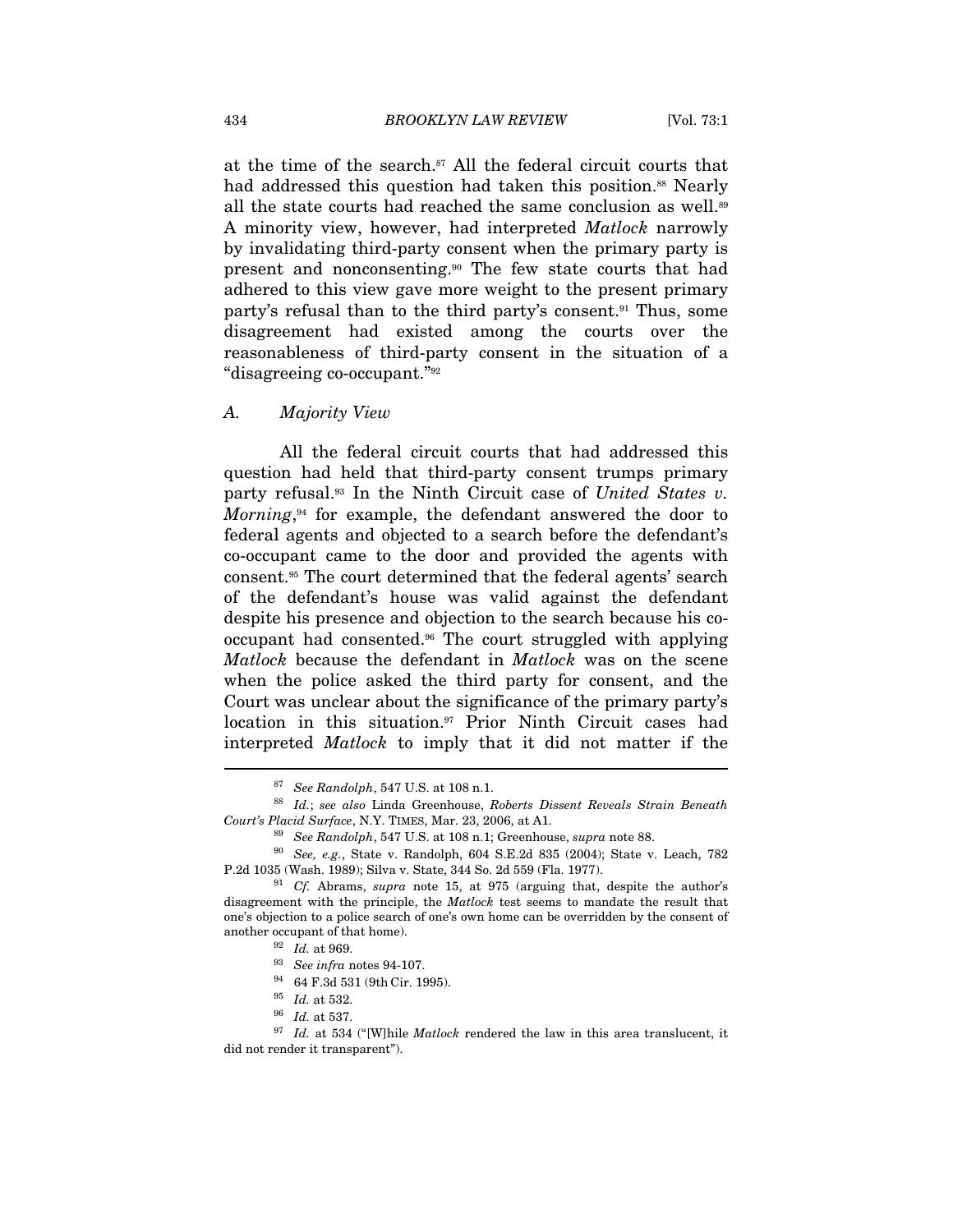at the time of the search.[87] All the federal circuit courts that had addressed this question had taken this position.[88] Nearly all the state courts had reached the same conclusion as well.[89] A minority view, however, had interpreted *Matlock* narrowly by invalidating third-party consent when the primary party is present and nonconsenting.[90] The few state courts that had adhered to this view gave more weight to the present primary party's refusal than to the third party's consent.[91] Thus, some disagreement had existed among the courts over the reasonableness of third-party consent in the situation of a "disagreeing co-occupant."[92]

### *A. Majority View*

All the federal circuit courts that had addressed this question had held that third-party consent trumps primary party refusal.[93] In the Ninth Circuit case of *United States v. Morning*,[94] for example, the defendant answered the door to federal agents and objected to a search before the defendant's co-occupant came to the door and provided the agents with consent.[95] The court determined that the federal agents' search of the defendant's house was valid against the defendant despite his presence and objection to the search because his co-occupant had consented.[96] The court struggled with applying *Matlock* because the defendant in *Matlock* was on the scene when the police asked the third party for consent, and the Court was unclear about the significance of the primary party's location in this situation.[97] Prior Ninth Circuit cases had interpreted *Matlock* to imply that it did not matter if the

---

[87] *See Randolph*, 547 U.S. at 108 n.1.

[88] *Id.*; *see also* Linda Greenhouse, *Roberts Dissent Reveals Strain Beneath Court's Placid Surface*, N.Y. TIMES, Mar. 23, 2006, at A1.

[89] *See Randolph*, 547 U.S. at 108 n.1; Greenhouse, *supra* note 88.

[90] *See, e.g.*, State v. Randolph, 604 S.E.2d 835 (2004); State v. Leach, 782 P.2d 1035 (Wash. 1989); Silva v. State, 344 So. 2d 559 (Fla. 1977).

[91] *Cf.* Abrams, *supra* note 15, at 975 (arguing that, despite the author's disagreement with the principle, the *Matlock* test seems to mandate the result that one's objection to a police search of one's own home can be overridden by the consent of another occupant of that home).

[92] *Id.* at 969.

[93] *See infra* notes 94-107.

[94] 64 F.3d 531 (9th Cir. 1995).

[95] *Id.* at 532.

[96] *Id.* at 537.

[97] *Id.* at 534 ("[W]hile *Matlock* rendered the law in this area translucent, it did not render it transparent").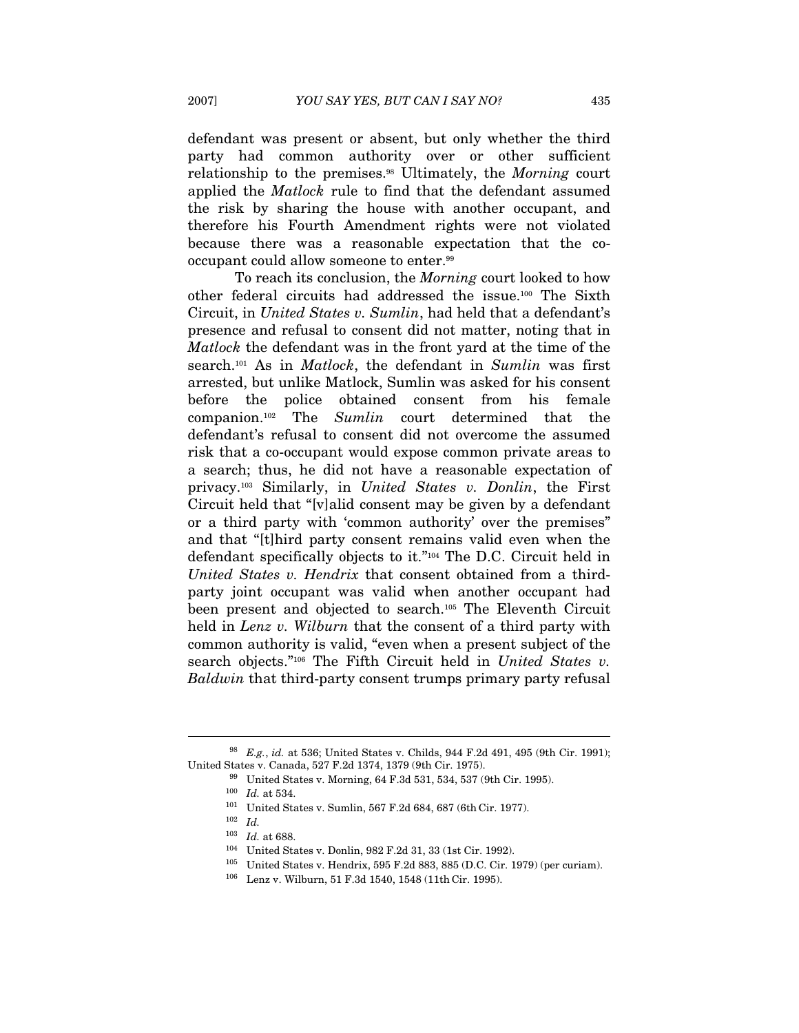defendant was present or absent, but only whether the third party had common authority over or other sufficient relationship to the premises.[98] Ultimately, the *Morning* court applied the *Matlock* rule to find that the defendant assumed the risk by sharing the house with another occupant, and therefore his Fourth Amendment rights were not violated because there was a reasonable expectation that the co-occupant could allow someone to enter.[99]

To reach its conclusion, the *Morning* court looked to how other federal circuits had addressed the issue.[100] The Sixth Circuit, in *United States v. Sumlin*, had held that a defendant's presence and refusal to consent did not matter, noting that in *Matlock* the defendant was in the front yard at the time of the search.[101] As in *Matlock*, the defendant in *Sumlin* was first arrested, but unlike Matlock, Sumlin was asked for his consent before the police obtained consent from his female companion.[102] The *Sumlin* court determined that the defendant's refusal to consent did not overcome the assumed risk that a co-occupant would expose common private areas to a search; thus, he did not have a reasonable expectation of privacy.[103] Similarly, in *United States v. Donlin*, the First Circuit held that "[v]alid consent may be given by a defendant or a third party with 'common authority' over the premises" and that "[t]hird party consent remains valid even when the defendant specifically objects to it."[104] The D.C. Circuit held in *United States v. Hendrix* that consent obtained from a third-party joint occupant was valid when another occupant had been present and objected to search.[105] The Eleventh Circuit held in *Lenz v. Wilburn* that the consent of a third party with common authority is valid, "even when a present subject of the search objects."[106] The Fifth Circuit held in *United States v. Baldwin* that third-party consent trumps primary party refusal

---

[98] *E.g.*, *id.* at 536; United States v. Childs, 944 F.2d 491, 495 (9th Cir. 1991); United States v. Canada, 527 F.2d 1374, 1379 (9th Cir. 1975).

[99] United States v. Morning, 64 F.3d 531, 534, 537 (9th Cir. 1995).

[100] *Id.* at 534.

[101] United States v. Sumlin, 567 F.2d 684, 687 (6th Cir. 1977).

[102] *Id.*

[103] *Id.* at 688.

[104] United States v. Donlin, 982 F.2d 31, 33 (1st Cir. 1992).

[105] United States v. Hendrix, 595 F.2d 883, 885 (D.C. Cir. 1979) (per curiam).

[106] Lenz v. Wilburn, 51 F.3d 1540, 1548 (11th Cir. 1995).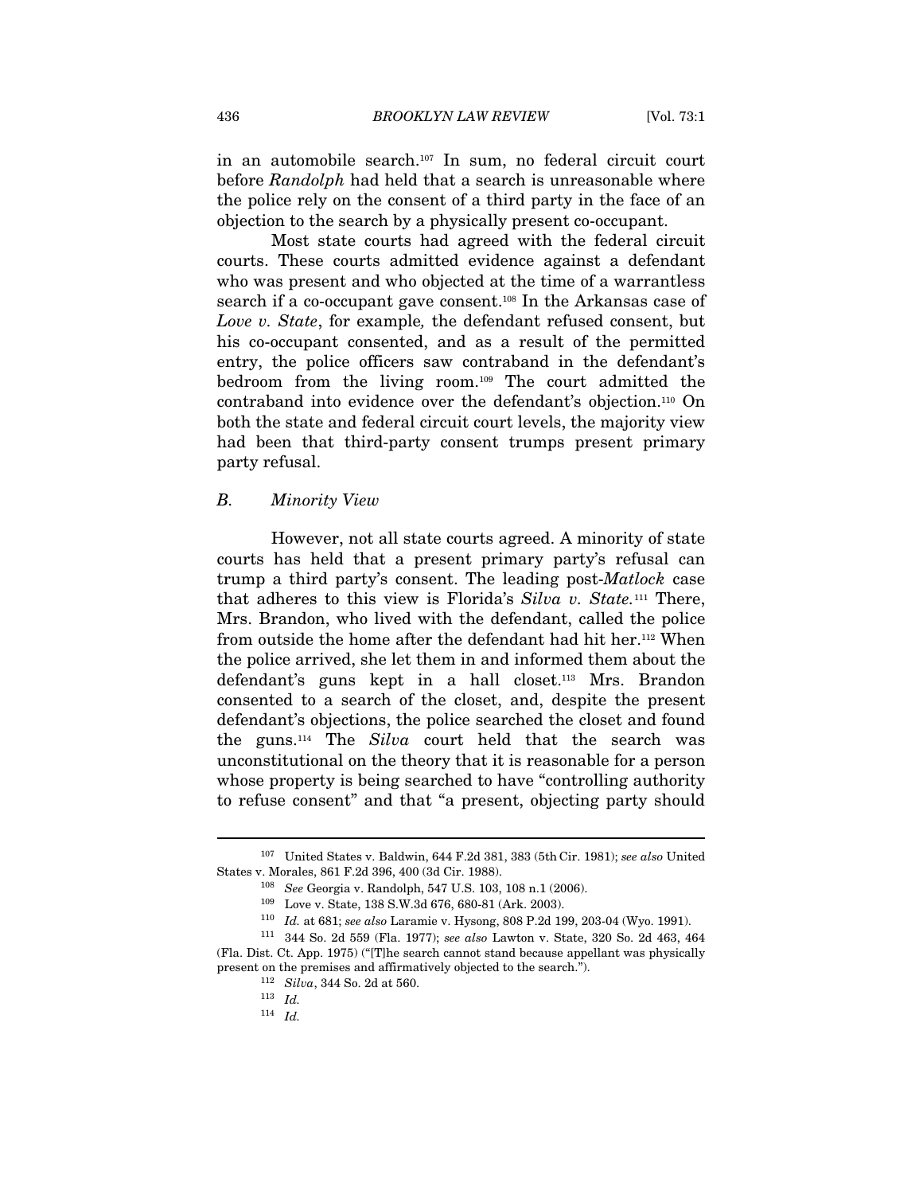in an automobile search.[107] In sum, no federal circuit court before *Randolph* had held that a search is unreasonable where the police rely on the consent of a third party in the face of an objection to the search by a physically present co-occupant.

Most state courts had agreed with the federal circuit courts. These courts admitted evidence against a defendant who was present and who objected at the time of a warrantless search if a co-occupant gave consent.[108] In the Arkansas case of *Love v. State*, for example*,* the defendant refused consent, but his co-occupant consented, and as a result of the permitted entry, the police officers saw contraband in the defendant's bedroom from the living room.[109] The court admitted the contraband into evidence over the defendant's objection.[110] On both the state and federal circuit court levels, the majority view had been that third-party consent trumps present primary party refusal.

### *B. Minority View*

However, not all state courts agreed. A minority of state courts has held that a present primary party's refusal can trump a third party's consent. The leading post-*Matlock* case that adheres to this view is Florida's *Silva v. State.*[111] There, Mrs. Brandon, who lived with the defendant, called the police from outside the home after the defendant had hit her.[112] When the police arrived, she let them in and informed them about the defendant's guns kept in a hall closet.[113] Mrs. Brandon consented to a search of the closet, and, despite the present defendant's objections, the police searched the closet and found the guns.[114] The *Silva* court held that the search was unconstitutional on the theory that it is reasonable for a person whose property is being searched to have "controlling authority to refuse consent" and that "a present, objecting party should

---

[107] United States v. Baldwin, 644 F.2d 381, 383 (5th Cir. 1981); *see also* United States v. Morales, 861 F.2d 396, 400 (3d Cir. 1988).

[108] *See* Georgia v. Randolph, 547 U.S. 103, 108 n.1 (2006).

[109] Love v. State, 138 S.W.3d 676, 680-81 (Ark. 2003).

[110] *Id.* at 681; *see also* Laramie v. Hysong, 808 P.2d 199, 203-04 (Wyo. 1991).

[111] 344 So. 2d 559 (Fla. 1977); *see also* Lawton v. State, 320 So. 2d 463, 464 (Fla. Dist. Ct. App. 1975) ("[T]he search cannot stand because appellant was physically present on the premises and affirmatively objected to the search.").

[112] *Silva*, 344 So. 2d at 560.

[113] *Id.*

[114] *Id.*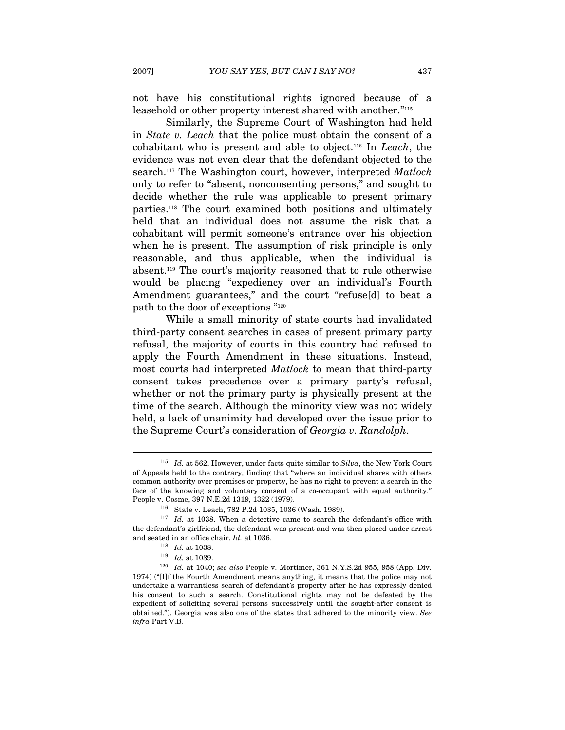not have his constitutional rights ignored because of a leasehold or other property interest shared with another."[115]

Similarly, the Supreme Court of Washington had held in *State v. Leach* that the police must obtain the consent of a cohabitant who is present and able to object.[116] In *Leach*, the evidence was not even clear that the defendant objected to the search.[117] The Washington court, however, interpreted *Matlock* only to refer to "absent, nonconsenting persons," and sought to decide whether the rule was applicable to present primary parties.[118] The court examined both positions and ultimately held that an individual does not assume the risk that a cohabitant will permit someone's entrance over his objection when he is present. The assumption of risk principle is only reasonable, and thus applicable, when the individual is absent.[119] The court's majority reasoned that to rule otherwise would be placing "expediency over an individual's Fourth Amendment guarantees," and the court "refuse[d] to beat a path to the door of exceptions."[120]

While a small minority of state courts had invalidated third-party consent searches in cases of present primary party refusal, the majority of courts in this country had refused to apply the Fourth Amendment in these situations. Instead, most courts had interpreted *Matlock* to mean that third-party consent takes precedence over a primary party's refusal, whether or not the primary party is physically present at the time of the search. Although the minority view was not widely held, a lack of unanimity had developed over the issue prior to the Supreme Court's consideration of *Georgia v. Randolph*.

---

[115] *Id.* at 562. However, under facts quite similar to *Silva*, the New York Court of Appeals held to the contrary, finding that "where an individual shares with others common authority over premises or property, he has no right to prevent a search in the face of the knowing and voluntary consent of a co-occupant with equal authority." People v. Cosme, 397 N.E.2d 1319, 1322 (1979).

[116] State v. Leach, 782 P.2d 1035, 1036 (Wash. 1989).

[117] *Id.* at 1038. When a detective came to search the defendant's office with the defendant's girlfriend, the defendant was present and was then placed under arrest and seated in an office chair. *Id.* at 1036.

[118] *Id.* at 1038.

[119] *Id.* at 1039.

[120] *Id.* at 1040; *see also* People v. Mortimer, 361 N.Y.S.2d 955, 958 (App. Div. 1974) ("[I]f the Fourth Amendment means anything, it means that the police may not undertake a warrantless search of defendant's property after he has expressly denied his consent to such a search. Constitutional rights may not be defeated by the expedient of soliciting several persons successively until the sought-after consent is obtained."). Georgia was also one of the states that adhered to the minority view. *See infra* Part V.B.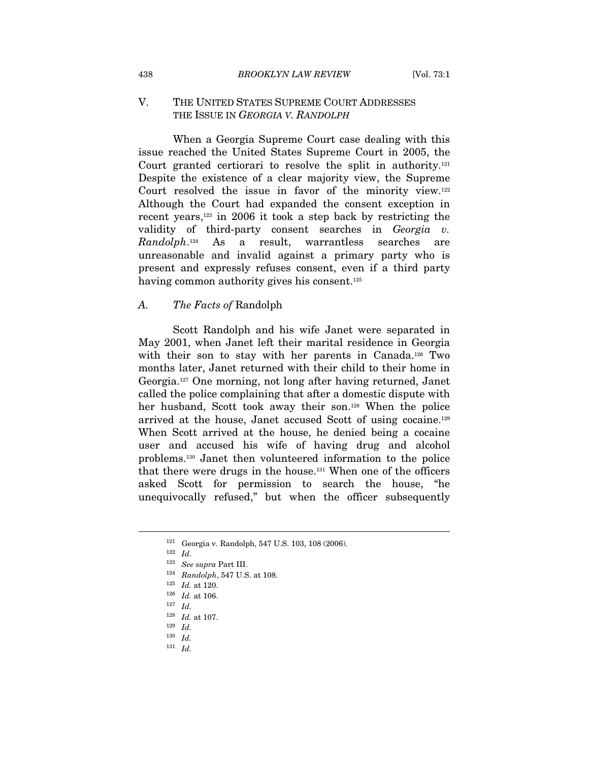## V. THE UNITED STATES SUPREME COURT ADDRESSES THE ISSUE IN *GEORGIA V. RANDOLPH*

When a Georgia Supreme Court case dealing with this issue reached the United States Supreme Court in 2005, the Court granted certiorari to resolve the split in authority.[121] Despite the existence of a clear majority view, the Supreme Court resolved the issue in favor of the minority view.[122] Although the Court had expanded the consent exception in recent years,[123] in 2006 it took a step back by restricting the validity of third-party consent searches in *Georgia v. Randolph*.[124] As a result, warrantless searches are unreasonable and invalid against a primary party who is present and expressly refuses consent, even if a third party having common authority gives his consent.[125]

### A. *The Facts of* Randolph

Scott Randolph and his wife Janet were separated in May 2001, when Janet left their marital residence in Georgia with their son to stay with her parents in Canada.[126] Two months later, Janet returned with their child to their home in Georgia.[127] One morning, not long after having returned, Janet called the police complaining that after a domestic dispute with her husband, Scott took away their son.[128] When the police arrived at the house, Janet accused Scott of using cocaine.[129] When Scott arrived at the house, he denied being a cocaine user and accused his wife of having drug and alcohol problems.[130] Janet then volunteered information to the police that there were drugs in the house.[131] When one of the officers asked Scott for permission to search the house, "he unequivocally refused," but when the officer subsequently

---

[121] Georgia v. Randolph, 547 U.S. 103, 108 (2006).

[122] *Id.*

[123] *See supra* Part III.

[124] *Randolph*, 547 U.S. at 108.

[125] *Id.* at 120.

[126] *Id.* at 106.

[127] *Id.*

[128] *Id.* at 107.

[129] *Id.*

[130] *Id.*

[131] *Id.*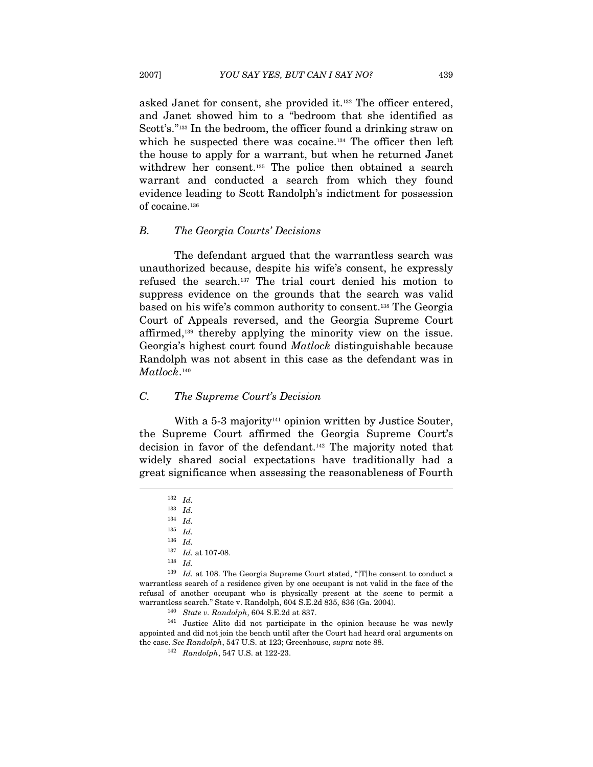asked Janet for consent, she provided it.[132] The officer entered, and Janet showed him to a "bedroom that she identified as Scott's."[133] In the bedroom, the officer found a drinking straw on which he suspected there was cocaine.[134] The officer then left the house to apply for a warrant, but when he returned Janet withdrew her consent.[135] The police then obtained a search warrant and conducted a search from which they found evidence leading to Scott Randolph's indictment for possession of cocaine.[136]

### *B. The Georgia Courts' Decisions*

The defendant argued that the warrantless search was unauthorized because, despite his wife's consent, he expressly refused the search.[137] The trial court denied his motion to suppress evidence on the grounds that the search was valid based on his wife's common authority to consent.[138] The Georgia Court of Appeals reversed, and the Georgia Supreme Court affirmed,[139] thereby applying the minority view on the issue. Georgia's highest court found *Matlock* distinguishable because Randolph was not absent in this case as the defendant was in *Matlock*.[140]

### *C. The Supreme Court's Decision*

With a 5-3 majority[141] opinion written by Justice Souter, the Supreme Court affirmed the Georgia Supreme Court's decision in favor of the defendant.[142] The majority noted that widely shared social expectations have traditionally had a great significance when assessing the reasonableness of Fourth

---

[132] *Id.*

[133] *Id.*

[134] *Id.*

[135] *Id.*

[136] *Id.*

[137] *Id.* at 107-08.

[138] *Id.*

[139] *Id.* at 108. The Georgia Supreme Court stated, "[T]he consent to conduct a warrantless search of a residence given by one occupant is not valid in the face of the refusal of another occupant who is physically present at the scene to permit a warrantless search." State v. Randolph, 604 S.E.2d 835, 836 (Ga. 2004).

[140] *State v. Randolph*, 604 S.E.2d at 837.

[141] Justice Alito did not participate in the opinion because he was newly appointed and did not join the bench until after the Court had heard oral arguments on the case. *See Randolph*, 547 U.S. at 123; Greenhouse, *supra* note 88.

[142] *Randolph*, 547 U.S. at 122-23.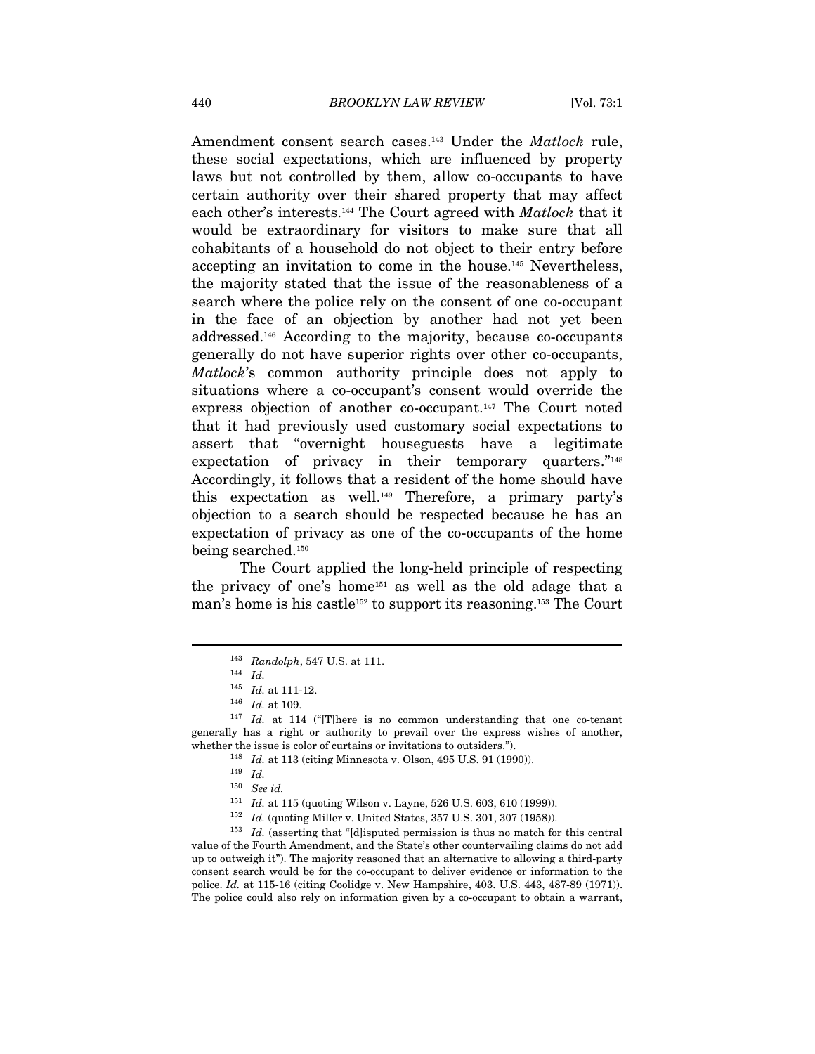Amendment consent search cases.[143] Under the *Matlock* rule, these social expectations, which are influenced by property laws but not controlled by them, allow co-occupants to have certain authority over their shared property that may affect each other's interests.[144] The Court agreed with *Matlock* that it would be extraordinary for visitors to make sure that all cohabitants of a household do not object to their entry before accepting an invitation to come in the house.[145] Nevertheless, the majority stated that the issue of the reasonableness of a search where the police rely on the consent of one co-occupant in the face of an objection by another had not yet been addressed.[146] According to the majority, because co-occupants generally do not have superior rights over other co-occupants, *Matlock*'s common authority principle does not apply to situations where a co-occupant's consent would override the express objection of another co-occupant.[147] The Court noted that it had previously used customary social expectations to assert that "overnight houseguests have a legitimate expectation of privacy in their temporary quarters."[148] Accordingly, it follows that a resident of the home should have this expectation as well.[149] Therefore, a primary party's objection to a search should be respected because he has an expectation of privacy as one of the co-occupants of the home being searched.[150]

The Court applied the long-held principle of respecting the privacy of one's home[151] as well as the old adage that a man's home is his castle[152] to support its reasoning.[153] The Court

---

[143] *Randolph*, 547 U.S. at 111.

[144] *Id.*

[145] *Id.* at 111-12.

[146] *Id.* at 109.

[147] *Id.* at 114 ("[T]here is no common understanding that one co-tenant generally has a right or authority to prevail over the express wishes of another, whether the issue is color of curtains or invitations to outsiders.").

[148] *Id.* at 113 (citing Minnesota v. Olson, 495 U.S. 91 (1990)).

[149] *Id.*

[150] *See id.*

[151] *Id.* at 115 (quoting Wilson v. Layne, 526 U.S. 603, 610 (1999)).

[152] *Id.* (quoting Miller v. United States, 357 U.S. 301, 307 (1958)).

[153] *Id.* (asserting that "[d]isputed permission is thus no match for this central value of the Fourth Amendment, and the State's other countervailing claims do not add up to outweigh it"). The majority reasoned that an alternative to allowing a third-party consent search would be for the co-occupant to deliver evidence or information to the police. *Id.* at 115-16 (citing Coolidge v. New Hampshire, 403. U.S. 443, 487-89 (1971)). The police could also rely on information given by a co-occupant to obtain a warrant,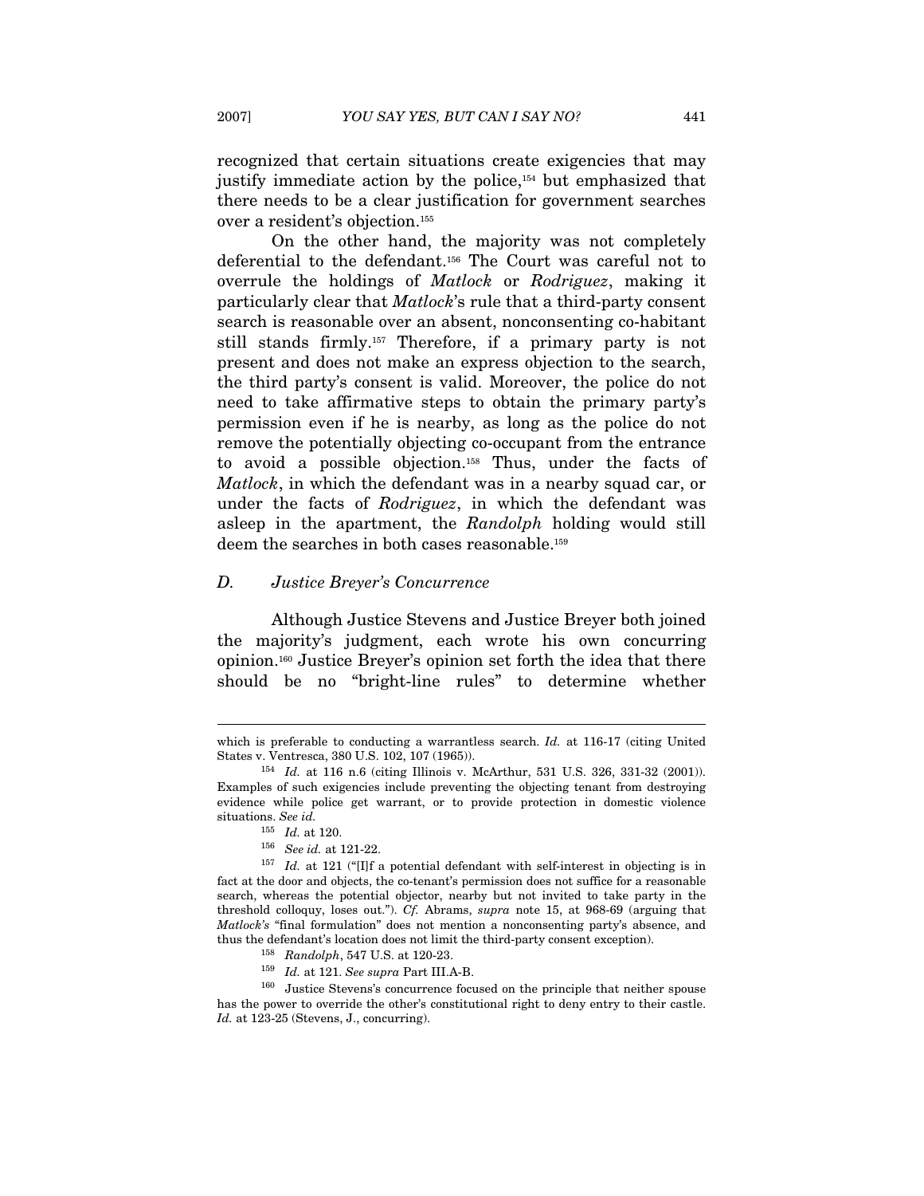recognized that certain situations create exigencies that may justify immediate action by the police,[154] but emphasized that there needs to be a clear justification for government searches over a resident's objection.[155]

On the other hand, the majority was not completely deferential to the defendant.[156] The Court was careful not to overrule the holdings of *Matlock* or *Rodriguez*, making it particularly clear that *Matlock*'s rule that a third-party consent search is reasonable over an absent, nonconsenting co-habitant still stands firmly.[157] Therefore, if a primary party is not present and does not make an express objection to the search, the third party's consent is valid. Moreover, the police do not need to take affirmative steps to obtain the primary party's permission even if he is nearby, as long as the police do not remove the potentially objecting co-occupant from the entrance to avoid a possible objection.[158] Thus, under the facts of *Matlock*, in which the defendant was in a nearby squad car, or under the facts of *Rodriguez*, in which the defendant was asleep in the apartment, the *Randolph* holding would still deem the searches in both cases reasonable.[159]

### D. *Justice Breyer's Concurrence*

Although Justice Stevens and Justice Breyer both joined the majority's judgment, each wrote his own concurring opinion.[160] Justice Breyer's opinion set forth the idea that there should be no "bright-line rules" to determine whether

---

which is preferable to conducting a warrantless search. *Id.* at 116-17 (citing United States v. Ventresca, 380 U.S. 102, 107 (1965)).

[154] *Id.* at 116 n.6 (citing Illinois v. McArthur, 531 U.S. 326, 331-32 (2001)). Examples of such exigencies include preventing the objecting tenant from destroying evidence while police get warrant, or to provide protection in domestic violence situations. *See id.*

[155] *Id.* at 120.

[156] *See id.* at 121-22.

[157] *Id.* at 121 ("[I]f a potential defendant with self-interest in objecting is in fact at the door and objects, the co-tenant's permission does not suffice for a reasonable search, whereas the potential objector, nearby but not invited to take party in the threshold colloquy, loses out."). *Cf.* Abrams, *supra* note 15, at 968-69 (arguing that *Matlock's* "final formulation" does not mention a nonconsenting party's absence, and thus the defendant's location does not limit the third-party consent exception).

[158] *Randolph*, 547 U.S. at 120-23.

[159] *Id.* at 121. *See supra* Part III.A-B.

[160] Justice Stevens's concurrence focused on the principle that neither spouse has the power to override the other's constitutional right to deny entry to their castle. *Id.* at 123-25 (Stevens, J., concurring).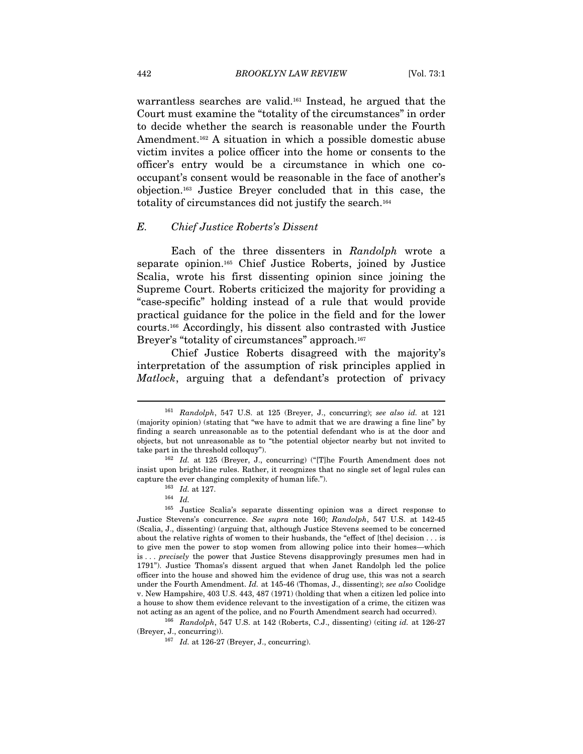warrantless searches are valid.[161] Instead, he argued that the Court must examine the "totality of the circumstances" in order to decide whether the search is reasonable under the Fourth Amendment.[162] A situation in which a possible domestic abuse victim invites a police officer into the home or consents to the officer's entry would be a circumstance in which one co-occupant's consent would be reasonable in the face of another's objection.[163] Justice Breyer concluded that in this case, the totality of circumstances did not justify the search.[164]

### *E. Chief Justice Roberts's Dissent*

Each of the three dissenters in *Randolph* wrote a separate opinion.[165] Chief Justice Roberts, joined by Justice Scalia, wrote his first dissenting opinion since joining the Supreme Court. Roberts criticized the majority for providing a "case-specific" holding instead of a rule that would provide practical guidance for the police in the field and for the lower courts.[166] Accordingly, his dissent also contrasted with Justice Breyer's "totality of circumstances" approach.[167]

Chief Justice Roberts disagreed with the majority's interpretation of the assumption of risk principles applied in *Matlock*, arguing that a defendant's protection of privacy

---

[161] *Randolph*, 547 U.S. at 125 (Breyer, J., concurring); *see also id.* at 121 (majority opinion) (stating that "we have to admit that we are drawing a fine line" by finding a search unreasonable as to the potential defendant who is at the door and objects, but not unreasonable as to "the potential objector nearby but not invited to take part in the threshold colloquy").

[162] *Id.* at 125 (Breyer, J., concurring) ("[T]he Fourth Amendment does not insist upon bright-line rules. Rather, it recognizes that no single set of legal rules can capture the ever changing complexity of human life.").

[163] *Id.* at 127.

[164] *Id.*

[165] Justice Scalia's separate dissenting opinion was a direct response to Justice Stevens's concurrence. *See supra* note 160; *Randolph*, 547 U.S. at 142-45 (Scalia, J., dissenting) (arguing that, although Justice Stevens seemed to be concerned about the relative rights of women to their husbands, the "effect of [the] decision . . . is to give men the power to stop women from allowing police into their homes—which is . . . *precisely* the power that Justice Stevens disapprovingly presumes men had in 1791"). Justice Thomas's dissent argued that when Janet Randolph led the police officer into the house and showed him the evidence of drug use, this was not a search under the Fourth Amendment. *Id.* at 145-46 (Thomas, J., dissenting); *see also* Coolidge v. New Hampshire, 403 U.S. 443, 487 (1971) (holding that when a citizen led police into a house to show them evidence relevant to the investigation of a crime, the citizen was not acting as an agent of the police, and no Fourth Amendment search had occurred).

[166] *Randolph*, 547 U.S. at 142 (Roberts, C.J., dissenting) (citing *id.* at 126-27 (Breyer, J., concurring)).

[167] *Id.* at 126-27 (Breyer, J., concurring).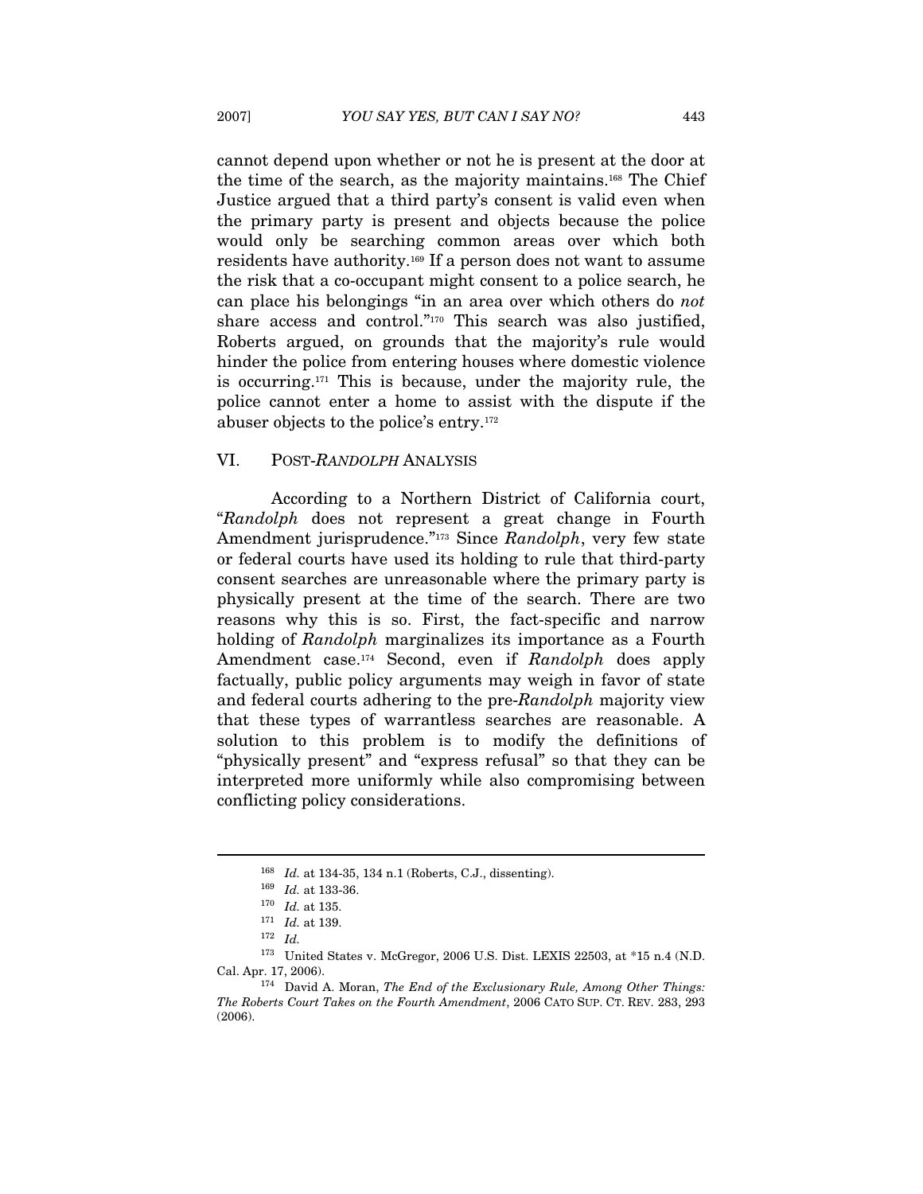cannot depend upon whether or not he is present at the door at the time of the search, as the majority maintains.[168] The Chief Justice argued that a third party's consent is valid even when the primary party is present and objects because the police would only be searching common areas over which both residents have authority.[169] If a person does not want to assume the risk that a co-occupant might consent to a police search, he can place his belongings "in an area over which others do *not* share access and control."[170] This search was also justified, Roberts argued, on grounds that the majority's rule would hinder the police from entering houses where domestic violence is occurring.[171] This is because, under the majority rule, the police cannot enter a home to assist with the dispute if the abuser objects to the police's entry.[172]

## VI. POST-*RANDOLPH* ANALYSIS

According to a Northern District of California court, "*Randolph* does not represent a great change in Fourth Amendment jurisprudence."[173] Since *Randolph*, very few state or federal courts have used its holding to rule that third-party consent searches are unreasonable where the primary party is physically present at the time of the search. There are two reasons why this is so. First, the fact-specific and narrow holding of *Randolph* marginalizes its importance as a Fourth Amendment case.[174] Second, even if *Randolph* does apply factually, public policy arguments may weigh in favor of state and federal courts adhering to the pre-*Randolph* majority view that these types of warrantless searches are reasonable. A solution to this problem is to modify the definitions of "physically present" and "express refusal" so that they can be interpreted more uniformly while also compromising between conflicting policy considerations.

---

[168] *Id.* at 134-35, 134 n.1 (Roberts, C.J., dissenting).

[169] *Id.* at 133-36.

[170] *Id.* at 135.

[171] *Id.* at 139.

[172] *Id.*

[173] United States v. McGregor, 2006 U.S. Dist. LEXIS 22503, at *15 n.4 (N.D. Cal. Apr. 17, 2006).

[174] David A. Moran, *The End of the Exclusionary Rule, Among Other Things: The Roberts Court Takes on the Fourth Amendment*, 2006 CATO SUP. CT. REV. 283, 293 (2006).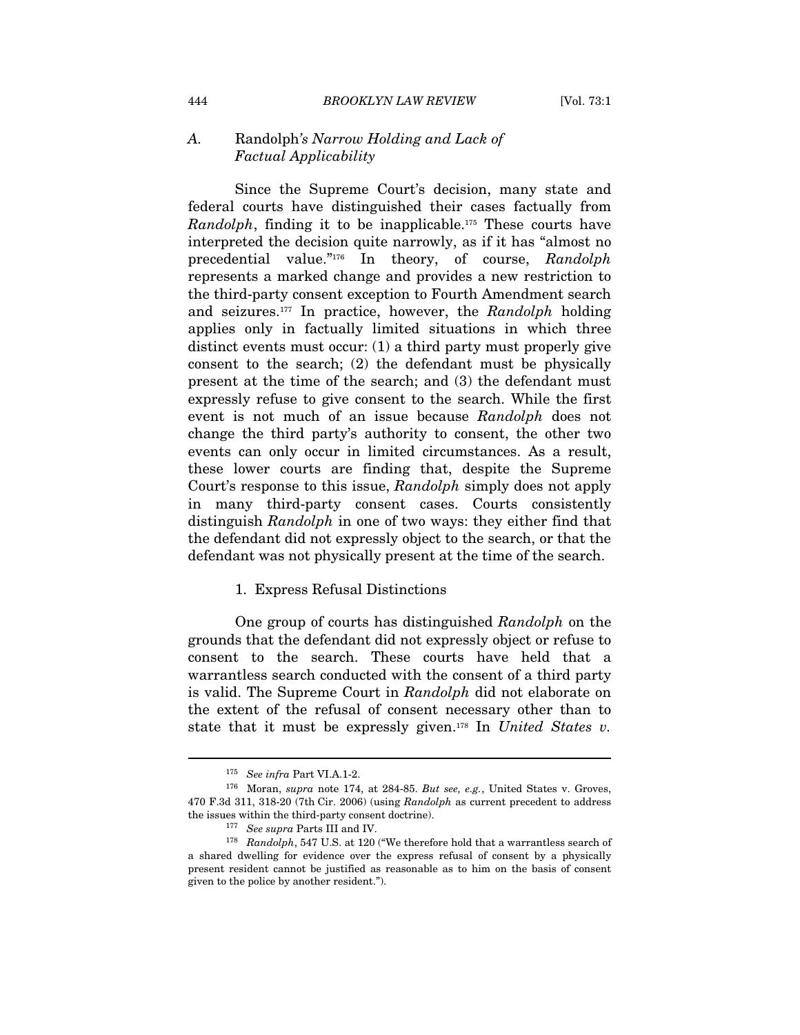### A. *Randolph's Narrow Holding and Lack of Factual Applicability*

Since the Supreme Court's decision, many state and federal courts have distinguished their cases factually from *Randolph*, finding it to be inapplicable.[175] These courts have interpreted the decision quite narrowly, as if it has "almost no precedential value."[176] In theory, of course, *Randolph* represents a marked change and provides a new restriction to the third-party consent exception to Fourth Amendment search and seizures.[177] In practice, however, the *Randolph* holding applies only in factually limited situations in which three distinct events must occur: (1) a third party must properly give consent to the search; (2) the defendant must be physically present at the time of the search; and (3) the defendant must expressly refuse to give consent to the search. While the first event is not much of an issue because *Randolph* does not change the third party's authority to consent, the other two events can only occur in limited circumstances. As a result, these lower courts are finding that, despite the Supreme Court's response to this issue, *Randolph* simply does not apply in many third-party consent cases. Courts consistently distinguish *Randolph* in one of two ways: they either find that the defendant did not expressly object to the search, or that the defendant was not physically present at the time of the search.

#### 1. Express Refusal Distinctions

One group of courts has distinguished *Randolph* on the grounds that the defendant did not expressly object or refuse to consent to the search. These courts have held that a warrantless search conducted with the consent of a third party is valid. The Supreme Court in *Randolph* did not elaborate on the extent of the refusal of consent necessary other than to state that it must be expressly given.[178] In *United States v.*

---

[175] *See infra* Part VI.A.1-2.

[176] Moran, *supra* note 174, at 284-85. *But see, e.g.*, United States v. Groves, 470 F.3d 311, 318-20 (7th Cir. 2006) (using *Randolph* as current precedent to address the issues within the third-party consent doctrine).

[177] *See supra* Parts III and IV.

[178] *Randolph*, 547 U.S. at 120 ("We therefore hold that a warrantless search of a shared dwelling for evidence over the express refusal of consent by a physically present resident cannot be justified as reasonable as to him on the basis of consent given to the police by another resident.").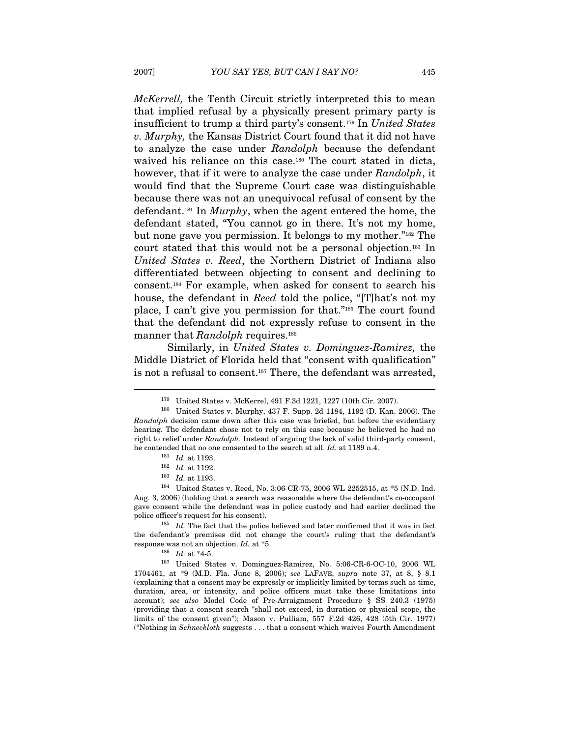*McKerrell,* the Tenth Circuit strictly interpreted this to mean that implied refusal by a physically present primary party is insufficient to trump a third party's consent.[179] In *United States v. Murphy,* the Kansas District Court found that it did not have to analyze the case under *Randolph* because the defendant waived his reliance on this case.[180] The court stated in dicta, however, that if it were to analyze the case under *Randolph*, it would find that the Supreme Court case was distinguishable because there was not an unequivocal refusal of consent by the defendant.[181] In *Murphy*, when the agent entered the home, the defendant stated, "You cannot go in there. It's not my home, but none gave you permission. It belongs to my mother."[182] The court stated that this would not be a personal objection.[183] In *United States v. Reed*, the Northern District of Indiana also differentiated between objecting to consent and declining to consent.[184] For example, when asked for consent to search his house, the defendant in *Reed* told the police, "[T]hat's not my place, I can't give you permission for that."[185] The court found that the defendant did not expressly refuse to consent in the manner that *Randolph* requires.[186]

Similarly, in *United States v. Dominguez-Ramirez,* the Middle District of Florida held that "consent with qualification" is not a refusal to consent.[187] There, the defendant was arrested,

---

[179] United States v. McKerrel, 491 F.3d 1221, 1227 (10th Cir. 2007).

[180] United States v. Murphy, 437 F. Supp. 2d 1184, 1192 (D. Kan. 2006). The *Randolph* decision came down after this case was briefed, but before the evidentiary hearing. The defendant chose not to rely on this case because he believed he had no right to relief under *Randolph*. Instead of arguing the lack of valid third-party consent, he contended that no one consented to the search at all. *Id.* at 1189 n.4.

[181] *Id.* at 1193.

[182] *Id.* at 1192.

[183] *Id.* at 1193.

[184] United States v. Reed, No. 3:06-CR-75, 2006 WL 2252515, at *5 (N.D. Ind. Aug. 3, 2006) (holding that a search was reasonable where the defendant's co-occupant gave consent while the defendant was in police custody and had earlier declined the police officer's request for his consent).

[185] *Id.* The fact that the police believed and later confirmed that it was in fact the defendant's premises did not change the court's ruling that the defendant's response was not an objection. *Id.* at *5.

[186] *Id.* at *4-5.

[187] United States v. Dominguez-Ramirez, No. 5:06-CR-6-OC-10, 2006 WL 1704461, at *9 (M.D. Fla. June 8, 2006); *see* LAFAVE, *supra* note 37, at 8, § 8.1 (explaining that a consent may be expressly or implicitly limited by terms such as time, duration, area, or intensity, and police officers must take these limitations into account); *see also* Model Code of Pre-Arraignment Procedure § SS 240.3 (1975) (providing that a consent search "shall not exceed, in duration or physical scope, the limits of the consent given"); Mason v. Pulliam, 557 F.2d 426, 428 (5th Cir. 1977) ("Nothing in *Schneckloth* suggests . . . that a consent which waives Fourth Amendment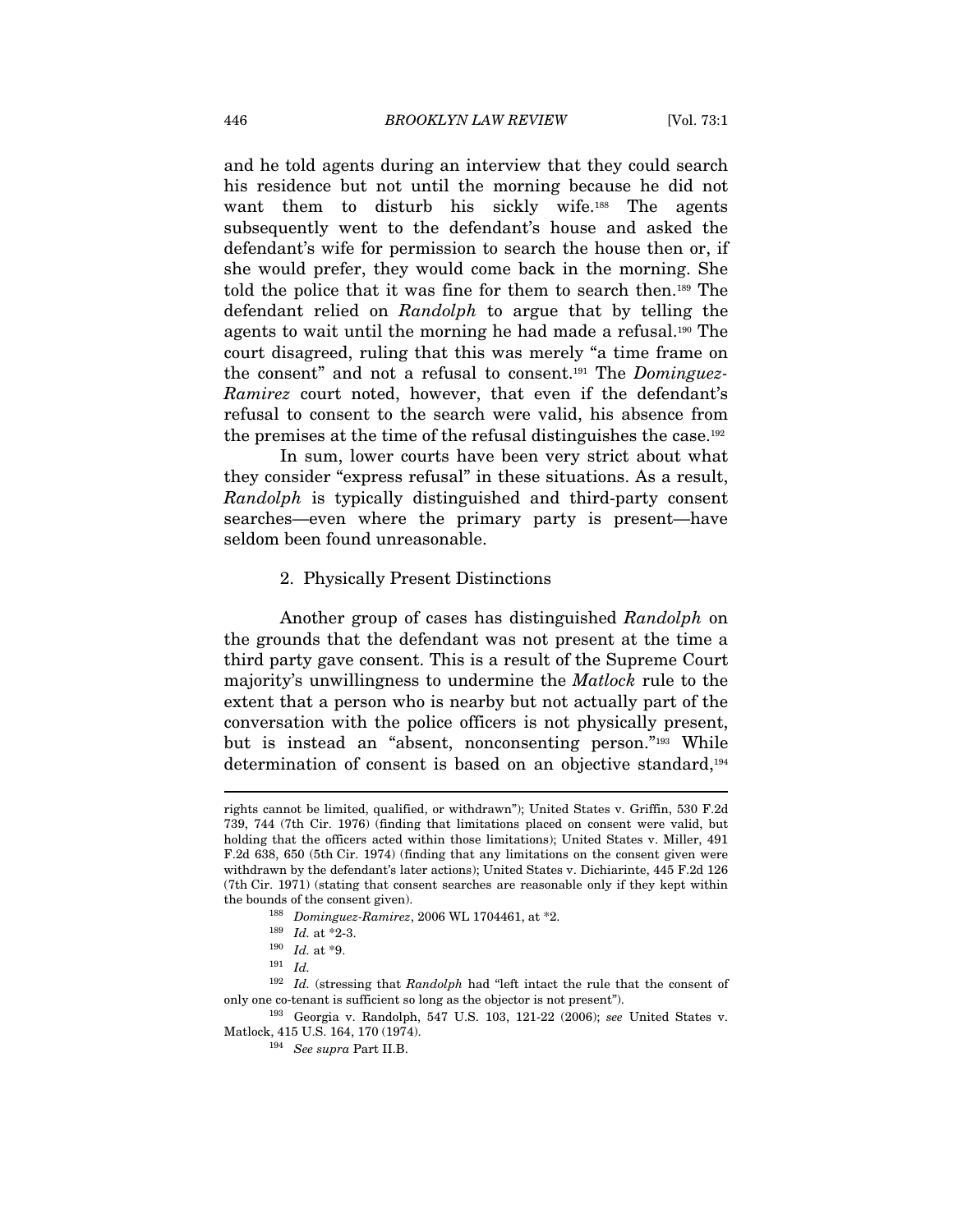and he told agents during an interview that they could search his residence but not until the morning because he did not want them to disturb his sickly wife.[188] The agents subsequently went to the defendant's house and asked the defendant's wife for permission to search the house then or, if she would prefer, they would come back in the morning. She told the police that it was fine for them to search then.[189] The defendant relied on *Randolph* to argue that by telling the agents to wait until the morning he had made a refusal.[190] The court disagreed, ruling that this was merely "a time frame on the consent" and not a refusal to consent.[191] The *Dominguez-Ramirez* court noted, however, that even if the defendant's refusal to consent to the search were valid, his absence from the premises at the time of the refusal distinguishes the case.[192]

In sum, lower courts have been very strict about what they consider "express refusal" in these situations. As a result, *Randolph* is typically distinguished and third-party consent searches—even where the primary party is present—have seldom been found unreasonable.

### 2. Physically Present Distinctions

Another group of cases has distinguished *Randolph* on the grounds that the defendant was not present at the time a third party gave consent. This is a result of the Supreme Court majority's unwillingness to undermine the *Matlock* rule to the extent that a person who is nearby but not actually part of the conversation with the police officers is not physically present, but is instead an "absent, nonconsenting person."[193] While determination of consent is based on an objective standard,[194]

---

rights cannot be limited, qualified, or withdrawn"); United States v. Griffin, 530 F.2d 739, 744 (7th Cir. 1976) (finding that limitations placed on consent were valid, but holding that the officers acted within those limitations); United States v. Miller, 491 F.2d 638, 650 (5th Cir. 1974) (finding that any limitations on the consent given were withdrawn by the defendant's later actions); United States v. Dichiarinte, 445 F.2d 126 (7th Cir. 1971) (stating that consent searches are reasonable only if they kept within the bounds of the consent given).

[188] *Dominguez-Ramirez*, 2006 WL 1704461, at *2.

[189] *Id.* at *2-3.

[190] *Id.* at *9.

[191] *Id.*

[192] *Id.* (stressing that *Randolph* had "left intact the rule that the consent of only one co-tenant is sufficient so long as the objector is not present").

[193] Georgia v. Randolph, 547 U.S. 103, 121-22 (2006); *see* United States v. Matlock, 415 U.S. 164, 170 (1974).

[194] *See supra* Part II.B.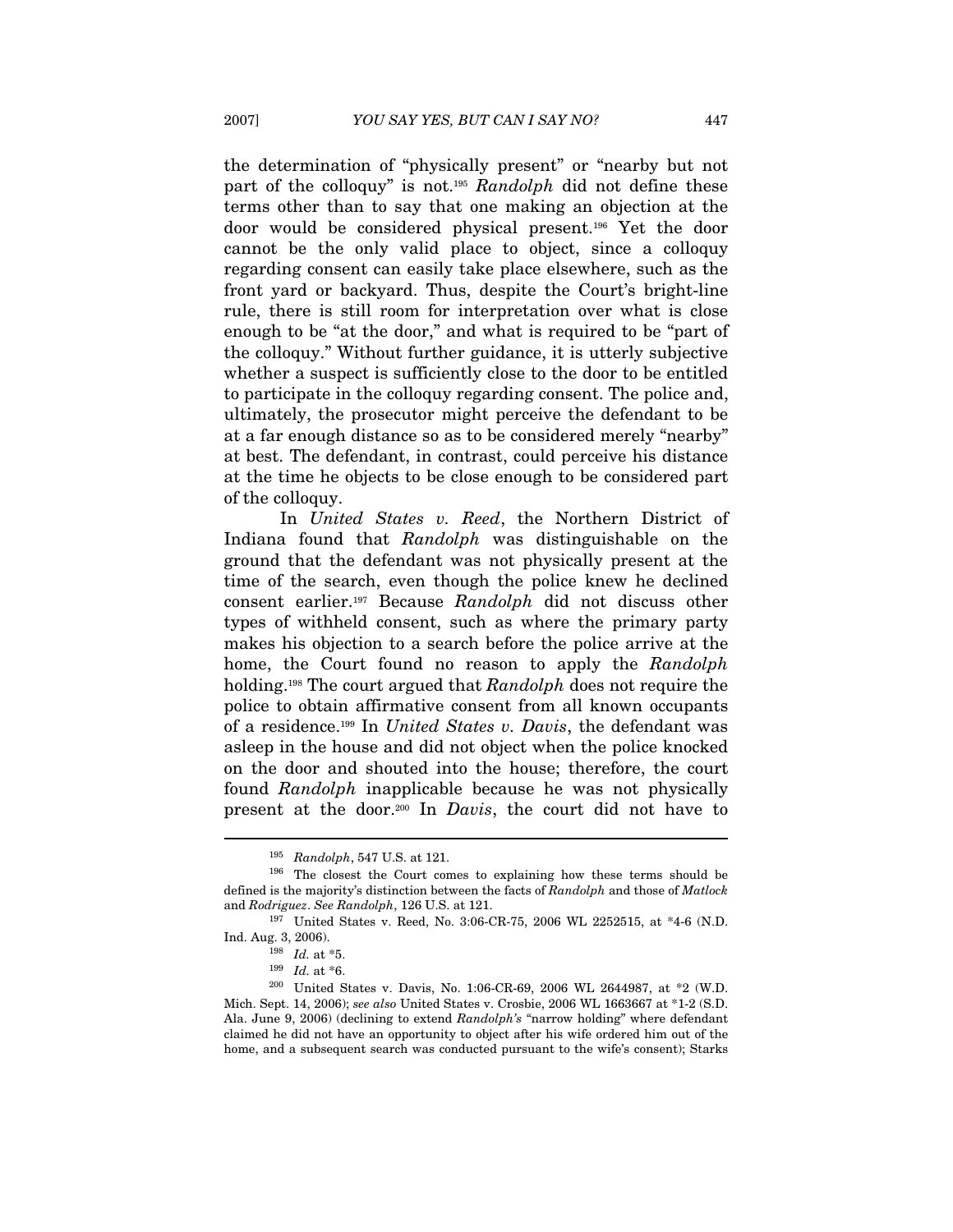the determination of "physically present" or "nearby but not part of the colloquy" is not.[195] *Randolph* did not define these terms other than to say that one making an objection at the door would be considered physical present.[196] Yet the door cannot be the only valid place to object, since a colloquy regarding consent can easily take place elsewhere, such as the front yard or backyard. Thus, despite the Court's bright-line rule, there is still room for interpretation over what is close enough to be "at the door," and what is required to be "part of the colloquy." Without further guidance, it is utterly subjective whether a suspect is sufficiently close to the door to be entitled to participate in the colloquy regarding consent. The police and, ultimately, the prosecutor might perceive the defendant to be at a far enough distance so as to be considered merely "nearby" at best. The defendant, in contrast, could perceive his distance at the time he objects to be close enough to be considered part of the colloquy.

In *United States v. Reed*, the Northern District of Indiana found that *Randolph* was distinguishable on the ground that the defendant was not physically present at the time of the search, even though the police knew he declined consent earlier.[197] Because *Randolph* did not discuss other types of withheld consent, such as where the primary party makes his objection to a search before the police arrive at the home, the Court found no reason to apply the *Randolph* holding.[198] The court argued that *Randolph* does not require the police to obtain affirmative consent from all known occupants of a residence.[199] In *United States v. Davis*, the defendant was asleep in the house and did not object when the police knocked on the door and shouted into the house; therefore, the court found *Randolph* inapplicable because he was not physically present at the door.[200] In *Davis*, the court did not have to

---

[195] *Randolph*, 547 U.S. at 121.

[196] The closest the Court comes to explaining how these terms should be defined is the majority's distinction between the facts of *Randolph* and those of *Matlock* and *Rodriguez*. *See Randolph*, 126 U.S. at 121.

[197] United States v. Reed, No. 3:06-CR-75, 2006 WL 2252515, at *4-6 (N.D. Ind. Aug. 3, 2006).

[198] *Id.* at *5.

[199] *Id.* at *6.

[200] United States v. Davis, No. 1:06-CR-69, 2006 WL 2644987, at *2 (W.D. Mich. Sept. 14, 2006); *see also* United States v. Crosbie, 2006 WL 1663667 at *1-2 (S.D. Ala. June 9, 2006) (declining to extend *Randolph's* "narrow holding" where defendant claimed he did not have an opportunity to object after his wife ordered him out of the home, and a subsequent search was conducted pursuant to the wife's consent); Starks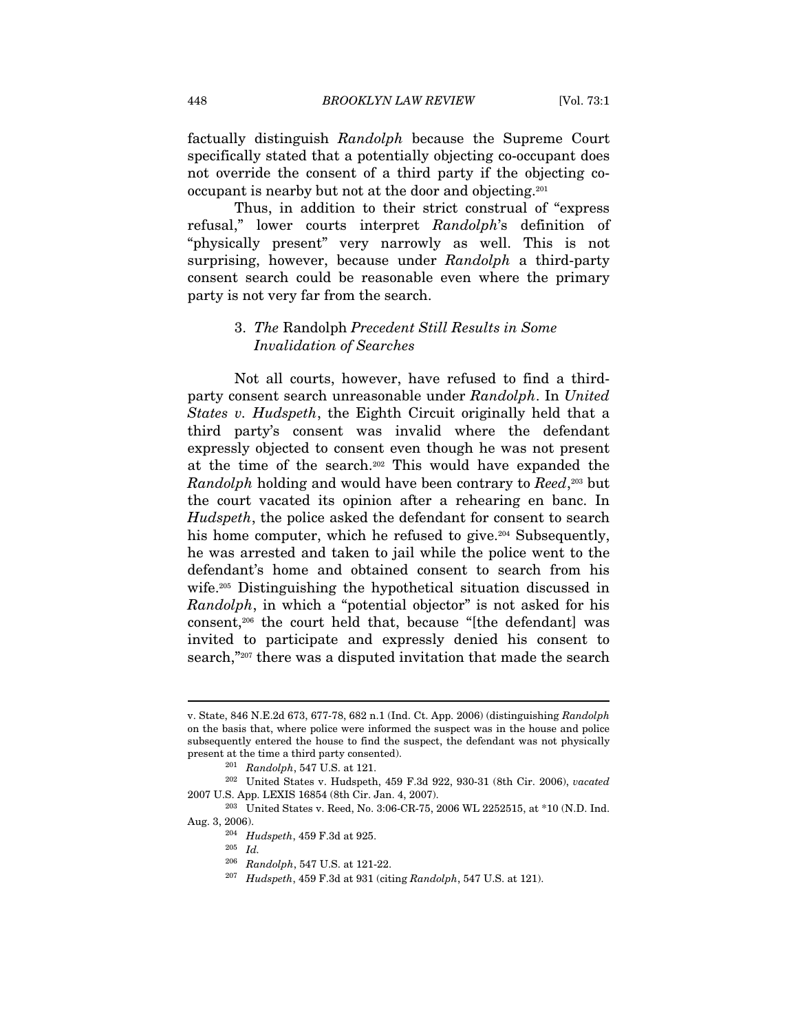factually distinguish *Randolph* because the Supreme Court specifically stated that a potentially objecting co-occupant does not override the consent of a third party if the objecting co-occupant is nearby but not at the door and objecting.[201]

Thus, in addition to their strict construal of "express refusal," lower courts interpret *Randolph*'s definition of "physically present" very narrowly as well. This is not surprising, however, because under *Randolph* a third-party consent search could be reasonable even where the primary party is not very far from the search.

### 3. *The* Randolph *Precedent Still Results in Some Invalidation of Searches*

Not all courts, however, have refused to find a third-party consent search unreasonable under *Randolph*. In *United States v. Hudspeth*, the Eighth Circuit originally held that a third party's consent was invalid where the defendant expressly objected to consent even though he was not present at the time of the search.[202] This would have expanded the *Randolph* holding and would have been contrary to *Reed*,[203] but the court vacated its opinion after a rehearing en banc. In *Hudspeth*, the police asked the defendant for consent to search his home computer, which he refused to give.[204] Subsequently, he was arrested and taken to jail while the police went to the defendant's home and obtained consent to search from his wife.[205] Distinguishing the hypothetical situation discussed in *Randolph*, in which a "potential objector" is not asked for his consent,[206] the court held that, because "[the defendant] was invited to participate and expressly denied his consent to search,"[207] there was a disputed invitation that made the search

---

v. State, 846 N.E.2d 673, 677-78, 682 n.1 (Ind. Ct. App. 2006) (distinguishing *Randolph* on the basis that, where police were informed the suspect was in the house and police subsequently entered the house to find the suspect, the defendant was not physically present at the time a third party consented).

[201] *Randolph*, 547 U.S. at 121.

[202] United States v. Hudspeth, 459 F.3d 922, 930-31 (8th Cir. 2006), *vacated* 2007 U.S. App. LEXIS 16854 (8th Cir. Jan. 4, 2007).

[203] United States v. Reed, No. 3:06-CR-75, 2006 WL 2252515, at *10 (N.D. Ind. Aug. 3, 2006).

[204] *Hudspeth*, 459 F.3d at 925.

[205] *Id.*

[206] *Randolph*, 547 U.S. at 121-22.

[207] *Hudspeth*, 459 F.3d at 931 (citing *Randolph*, 547 U.S. at 121).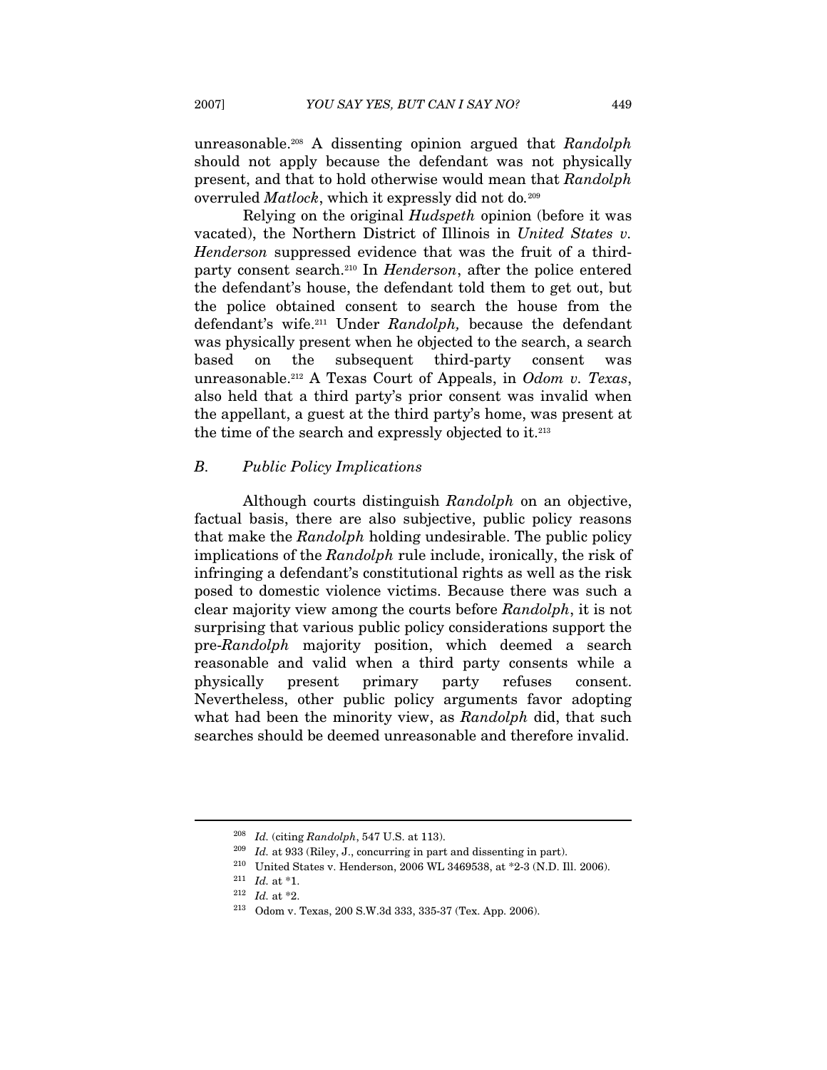unreasonable.[208] A dissenting opinion argued that *Randolph* should not apply because the defendant was not physically present, and that to hold otherwise would mean that *Randolph* overruled *Matlock*, which it expressly did not do.[209]

Relying on the original *Hudspeth* opinion (before it was vacated), the Northern District of Illinois in *United States v. Henderson* suppressed evidence that was the fruit of a third-party consent search.[210] In *Henderson*, after the police entered the defendant's house, the defendant told them to get out, but the police obtained consent to search the house from the defendant's wife.[211] Under *Randolph,* because the defendant was physically present when he objected to the search, a search based on the subsequent third-party consent was unreasonable.[212] A Texas Court of Appeals, in *Odom v. Texas*, also held that a third party's prior consent was invalid when the appellant, a guest at the third party's home, was present at the time of the search and expressly objected to it.[213]

### *B. Public Policy Implications*

Although courts distinguish *Randolph* on an objective, factual basis, there are also subjective, public policy reasons that make the *Randolph* holding undesirable. The public policy implications of the *Randolph* rule include, ironically, the risk of infringing a defendant's constitutional rights as well as the risk posed to domestic violence victims. Because there was such a clear majority view among the courts before *Randolph*, it is not surprising that various public policy considerations support the pre-*Randolph* majority position, which deemed a search reasonable and valid when a third party consents while a physically present primary party refuses consent. Nevertheless, other public policy arguments favor adopting what had been the minority view, as *Randolph* did, that such searches should be deemed unreasonable and therefore invalid.

---

[208] *Id.* (citing *Randolph*, 547 U.S. at 113).

[209] *Id.* at 933 (Riley, J., concurring in part and dissenting in part).

[210] United States v. Henderson, 2006 WL 3469538, at *2-3 (N.D. Ill. 2006).

[211] *Id.* at *1.

[212] *Id.* at *2.

[213] Odom v. Texas, 200 S.W.3d 333, 335-37 (Tex. App. 2006).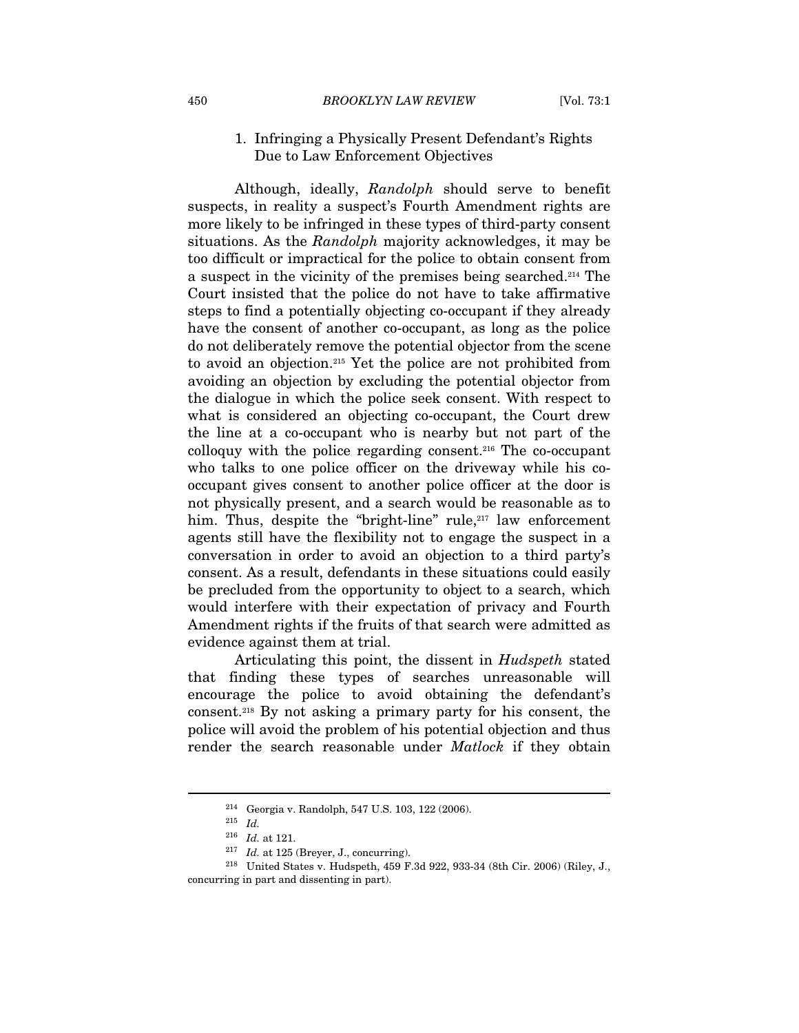### 1. Infringing a Physically Present Defendant's Rights Due to Law Enforcement Objectives

Although, ideally, *Randolph* should serve to benefit suspects, in reality a suspect's Fourth Amendment rights are more likely to be infringed in these types of third-party consent situations. As the *Randolph* majority acknowledges, it may be too difficult or impractical for the police to obtain consent from a suspect in the vicinity of the premises being searched.[214] The Court insisted that the police do not have to take affirmative steps to find a potentially objecting co-occupant if they already have the consent of another co-occupant, as long as the police do not deliberately remove the potential objector from the scene to avoid an objection.[215] Yet the police are not prohibited from avoiding an objection by excluding the potential objector from the dialogue in which the police seek consent. With respect to what is considered an objecting co-occupant, the Court drew the line at a co-occupant who is nearby but not part of the colloquy with the police regarding consent.[216] The co-occupant who talks to one police officer on the driveway while his co-occupant gives consent to another police officer at the door is not physically present, and a search would be reasonable as to him. Thus, despite the "bright-line" rule,[217] law enforcement agents still have the flexibility not to engage the suspect in a conversation in order to avoid an objection to a third party's consent. As a result, defendants in these situations could easily be precluded from the opportunity to object to a search, which would interfere with their expectation of privacy and Fourth Amendment rights if the fruits of that search were admitted as evidence against them at trial.

Articulating this point, the dissent in *Hudspeth* stated that finding these types of searches unreasonable will encourage the police to avoid obtaining the defendant's consent.[218] By not asking a primary party for his consent, the police will avoid the problem of his potential objection and thus render the search reasonable under *Matlock* if they obtain

---

[214] Georgia v. Randolph, 547 U.S. 103, 122 (2006).

[215] *Id.*

[216] *Id.* at 121.

[217] *Id.* at 125 (Breyer, J., concurring).

[218] United States v. Hudspeth, 459 F.3d 922, 933-34 (8th Cir. 2006) (Riley, J., concurring in part and dissenting in part).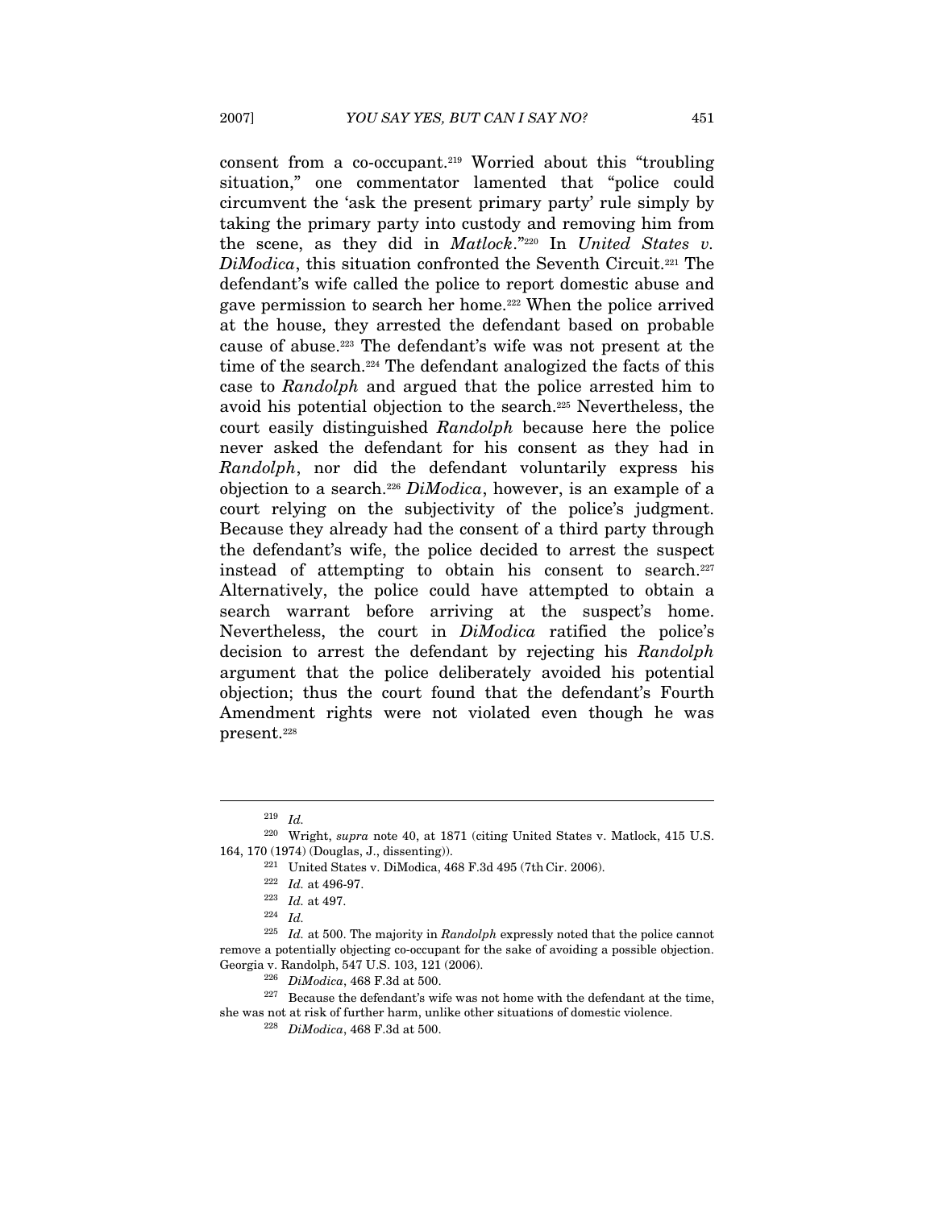consent from a co-occupant.[219] Worried about this "troubling situation," one commentator lamented that "police could circumvent the 'ask the present primary party' rule simply by taking the primary party into custody and removing him from the scene, as they did in *Matlock*."[220] In *United States v. DiModica*, this situation confronted the Seventh Circuit.[221] The defendant's wife called the police to report domestic abuse and gave permission to search her home.[222] When the police arrived at the house, they arrested the defendant based on probable cause of abuse.[223] The defendant's wife was not present at the time of the search.[224] The defendant analogized the facts of this case to *Randolph* and argued that the police arrested him to avoid his potential objection to the search.[225] Nevertheless, the court easily distinguished *Randolph* because here the police never asked the defendant for his consent as they had in *Randolph*, nor did the defendant voluntarily express his objection to a search.[226] *DiModica*, however, is an example of a court relying on the subjectivity of the police's judgment. Because they already had the consent of a third party through the defendant's wife, the police decided to arrest the suspect instead of attempting to obtain his consent to search.[227] Alternatively, the police could have attempted to obtain a search warrant before arriving at the suspect's home. Nevertheless, the court in *DiModica* ratified the police's decision to arrest the defendant by rejecting his *Randolph* argument that the police deliberately avoided his potential objection; thus the court found that the defendant's Fourth Amendment rights were not violated even though he was present.[228]

---

[219] *Id.*

[220] Wright, *supra* note 40, at 1871 (citing United States v. Matlock, 415 U.S. 164, 170 (1974) (Douglas, J., dissenting)).

[221] United States v. DiModica, 468 F.3d 495 (7th Cir. 2006).

[222] *Id.* at 496-97.

[223] *Id.* at 497.

[224] *Id.*

[225] *Id.* at 500. The majority in *Randolph* expressly noted that the police cannot remove a potentially objecting co-occupant for the sake of avoiding a possible objection. Georgia v. Randolph, 547 U.S. 103, 121 (2006).

[226] *DiModica*, 468 F.3d at 500.

[227] Because the defendant's wife was not home with the defendant at the time, she was not at risk of further harm, unlike other situations of domestic violence.

[228] *DiModica*, 468 F.3d at 500.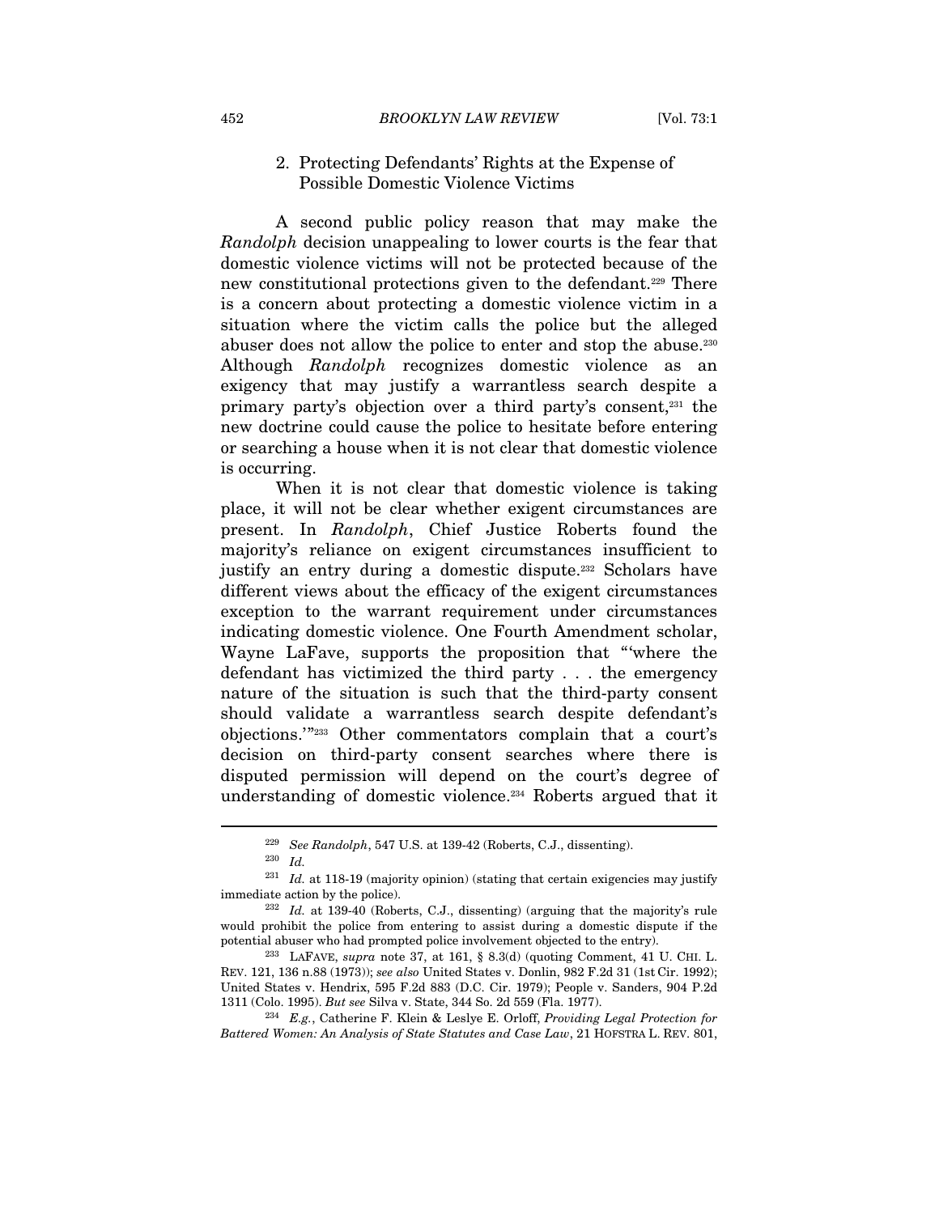### 2. Protecting Defendants' Rights at the Expense of Possible Domestic Violence Victims

A second public policy reason that may make the *Randolph* decision unappealing to lower courts is the fear that domestic violence victims will not be protected because of the new constitutional protections given to the defendant.[229] There is a concern about protecting a domestic violence victim in a situation where the victim calls the police but the alleged abuser does not allow the police to enter and stop the abuse.[230] Although *Randolph* recognizes domestic violence as an exigency that may justify a warrantless search despite a primary party's objection over a third party's consent,[231] the new doctrine could cause the police to hesitate before entering or searching a house when it is not clear that domestic violence is occurring.

When it is not clear that domestic violence is taking place, it will not be clear whether exigent circumstances are present. In *Randolph*, Chief Justice Roberts found the majority's reliance on exigent circumstances insufficient to justify an entry during a domestic dispute.[232] Scholars have different views about the efficacy of the exigent circumstances exception to the warrant requirement under circumstances indicating domestic violence. One Fourth Amendment scholar, Wayne LaFave, supports the proposition that "'where the defendant has victimized the third party . . . the emergency nature of the situation is such that the third-party consent should validate a warrantless search despite defendant's objections.'"[233] Other commentators complain that a court's decision on third-party consent searches where there is disputed permission will depend on the court's degree of understanding of domestic violence.[234] Roberts argued that it

---

[229] *See Randolph*, 547 U.S. at 139-42 (Roberts, C.J., dissenting).

[230] *Id.*

[231] *Id.* at 118-19 (majority opinion) (stating that certain exigencies may justify immediate action by the police).

[232] *Id.* at 139-40 (Roberts, C.J., dissenting) (arguing that the majority's rule would prohibit the police from entering to assist during a domestic dispute if the potential abuser who had prompted police involvement objected to the entry).

[233] LAFAVE, *supra* note 37, at 161, § 8.3(d) (quoting Comment, 41 U. CHI. L. REV. 121, 136 n.88 (1973)); *see also* United States v. Donlin, 982 F.2d 31 (1st Cir. 1992); United States v. Hendrix, 595 F.2d 883 (D.C. Cir. 1979); People v. Sanders, 904 P.2d 1311 (Colo. 1995). *But see* Silva v. State, 344 So. 2d 559 (Fla. 1977).

[234] *E.g.*, Catherine F. Klein & Leslye E. Orloff, *Providing Legal Protection for Battered Women: An Analysis of State Statutes and Case Law*, 21 HOFSTRA L. REV. 801,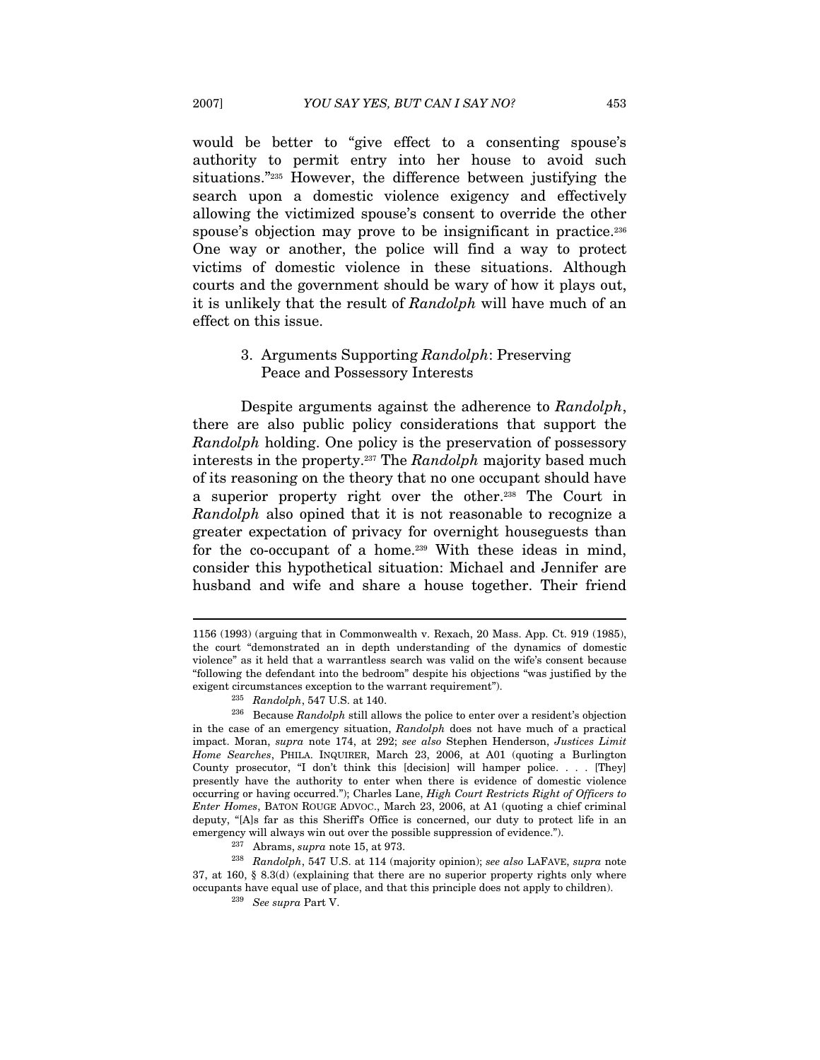would be better to "give effect to a consenting spouse's authority to permit entry into her house to avoid such situations."[235] However, the difference between justifying the search upon a domestic violence exigency and effectively allowing the victimized spouse's consent to override the other spouse's objection may prove to be insignificant in practice.[236] One way or another, the police will find a way to protect victims of domestic violence in these situations. Although courts and the government should be wary of how it plays out, it is unlikely that the result of *Randolph* will have much of an effect on this issue.

### 3. Arguments Supporting *Randolph*: Preserving Peace and Possessory Interests

Despite arguments against the adherence to *Randolph*, there are also public policy considerations that support the *Randolph* holding. One policy is the preservation of possessory interests in the property.[237] The *Randolph* majority based much of its reasoning on the theory that no one occupant should have a superior property right over the other.[238] The Court in *Randolph* also opined that it is not reasonable to recognize a greater expectation of privacy for overnight houseguests than for the co-occupant of a home.[239] With these ideas in mind, consider this hypothetical situation: Michael and Jennifer are husband and wife and share a house together. Their friend

---

1156 (1993) (arguing that in Commonwealth v. Rexach, 20 Mass. App. Ct. 919 (1985), the court "demonstrated an in depth understanding of the dynamics of domestic violence" as it held that a warrantless search was valid on the wife's consent because "following the defendant into the bedroom" despite his objections "was justified by the exigent circumstances exception to the warrant requirement").

[235] *Randolph*, 547 U.S. at 140.

[236] Because *Randolph* still allows the police to enter over a resident's objection in the case of an emergency situation, *Randolph* does not have much of a practical impact. Moran, *supra* note 174, at 292; *see also* Stephen Henderson, *Justices Limit Home Searches*, PHILA. INQUIRER, March 23, 2006, at A01 (quoting a Burlington County prosecutor, "I don't think this [decision] will hamper police. . . . [They] presently have the authority to enter when there is evidence of domestic violence occurring or having occurred."); Charles Lane, *High Court Restricts Right of Officers to Enter Homes*, BATON ROUGE ADVOC., March 23, 2006, at A1 (quoting a chief criminal deputy, "[A]s far as this Sheriff's Office is concerned, our duty to protect life in an emergency will always win out over the possible suppression of evidence.").

[237] Abrams, *supra* note 15, at 973.

[238] *Randolph*, 547 U.S. at 114 (majority opinion); *see also* LAFAVE, *supra* note 37, at 160, § 8.3(d) (explaining that there are no superior property rights only where occupants have equal use of place, and that this principle does not apply to children).

[239] *See supra* Part V.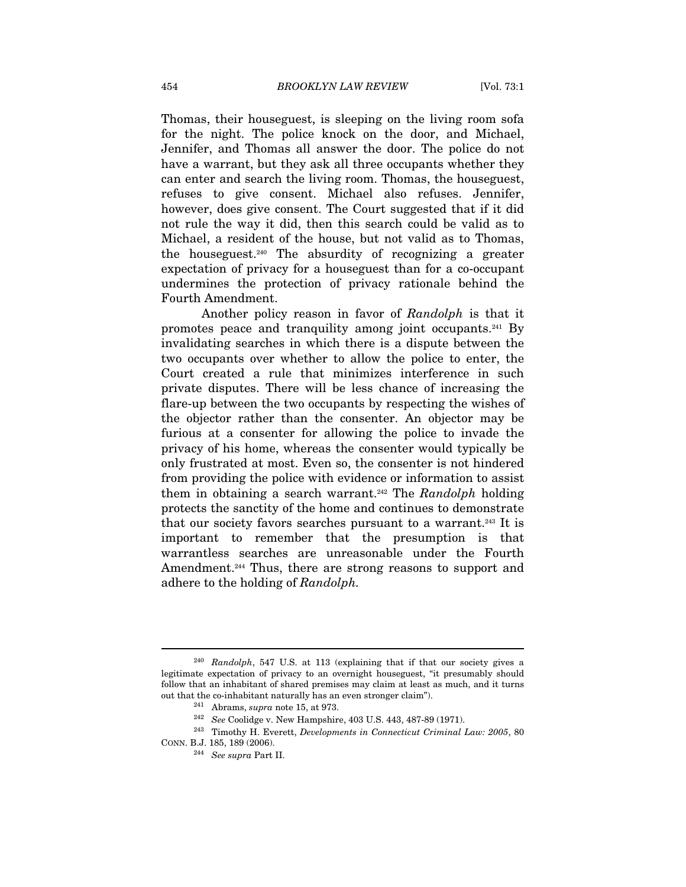Thomas, their houseguest, is sleeping on the living room sofa for the night. The police knock on the door, and Michael, Jennifer, and Thomas all answer the door. The police do not have a warrant, but they ask all three occupants whether they can enter and search the living room. Thomas, the houseguest, refuses to give consent. Michael also refuses. Jennifer, however, does give consent. The Court suggested that if it did not rule the way it did, then this search could be valid as to Michael, a resident of the house, but not valid as to Thomas, the houseguest.[240] The absurdity of recognizing a greater expectation of privacy for a houseguest than for a co-occupant undermines the protection of privacy rationale behind the Fourth Amendment.

Another policy reason in favor of *Randolph* is that it promotes peace and tranquility among joint occupants.[241] By invalidating searches in which there is a dispute between the two occupants over whether to allow the police to enter, the Court created a rule that minimizes interference in such private disputes. There will be less chance of increasing the flare-up between the two occupants by respecting the wishes of the objector rather than the consenter. An objector may be furious at a consenter for allowing the police to invade the privacy of his home, whereas the consenter would typically be only frustrated at most. Even so, the consenter is not hindered from providing the police with evidence or information to assist them in obtaining a search warrant.[242] The *Randolph* holding protects the sanctity of the home and continues to demonstrate that our society favors searches pursuant to a warrant.[243] It is important to remember that the presumption is that warrantless searches are unreasonable under the Fourth Amendment.[244] Thus, there are strong reasons to support and adhere to the holding of *Randolph*.

---

[240] *Randolph*, 547 U.S. at 113 (explaining that if that our society gives a legitimate expectation of privacy to an overnight houseguest, "it presumably should follow that an inhabitant of shared premises may claim at least as much, and it turns out that the co-inhabitant naturally has an even stronger claim").

[241] Abrams, *supra* note 15, at 973.

[242] *See* Coolidge v. New Hampshire, 403 U.S. 443, 487-89 (1971).

[243] Timothy H. Everett, *Developments in Connecticut Criminal Law: 2005*, 80 CONN. B.J. 185, 189 (2006).

[244] *See supra* Part II.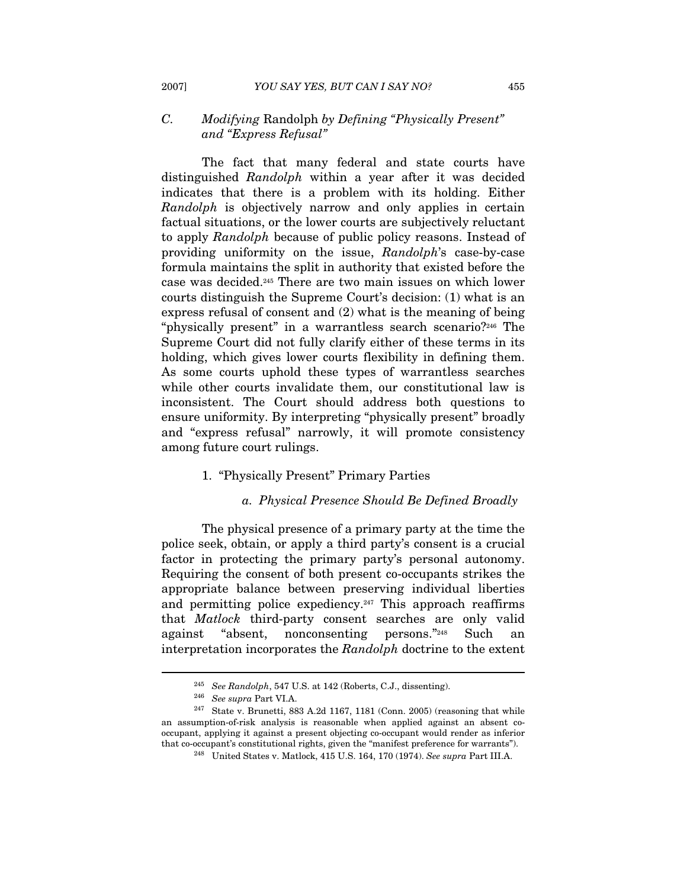### C. *Modifying* Randolph *by Defining "Physically Present" and "Express Refusal"*

The fact that many federal and state courts have distinguished *Randolph* within a year after it was decided indicates that there is a problem with its holding. Either *Randolph* is objectively narrow and only applies in certain factual situations, or the lower courts are subjectively reluctant to apply *Randolph* because of public policy reasons. Instead of providing uniformity on the issue, *Randolph*'s case-by-case formula maintains the split in authority that existed before the case was decided.[245] There are two main issues on which lower courts distinguish the Supreme Court's decision: (1) what is an express refusal of consent and (2) what is the meaning of being "physically present" in a warrantless search scenario?[246] The Supreme Court did not fully clarify either of these terms in its holding, which gives lower courts flexibility in defining them. As some courts uphold these types of warrantless searches while other courts invalidate them, our constitutional law is inconsistent. The Court should address both questions to ensure uniformity. By interpreting "physically present" broadly and "express refusal" narrowly, it will promote consistency among future court rulings.

#### 1. "Physically Present" Primary Parties

##### a. *Physical Presence Should Be Defined Broadly*

The physical presence of a primary party at the time the police seek, obtain, or apply a third party's consent is a crucial factor in protecting the primary party's personal autonomy. Requiring the consent of both present co-occupants strikes the appropriate balance between preserving individual liberties and permitting police expediency.[247] This approach reaffirms that *Matlock* third-party consent searches are only valid against "absent, nonconsenting persons."[248] Such an interpretation incorporates the *Randolph* doctrine to the extent

---

[245] *See Randolph*, 547 U.S. at 142 (Roberts, C.J., dissenting).

[246] *See supra* Part VI.A.

[247] State v. Brunetti, 883 A.2d 1167, 1181 (Conn. 2005) (reasoning that while an assumption-of-risk analysis is reasonable when applied against an absent co-occupant, applying it against a present objecting co-occupant would render as inferior that co-occupant's constitutional rights, given the "manifest preference for warrants").

[248] United States v. Matlock, 415 U.S. 164, 170 (1974). *See supra* Part III.A.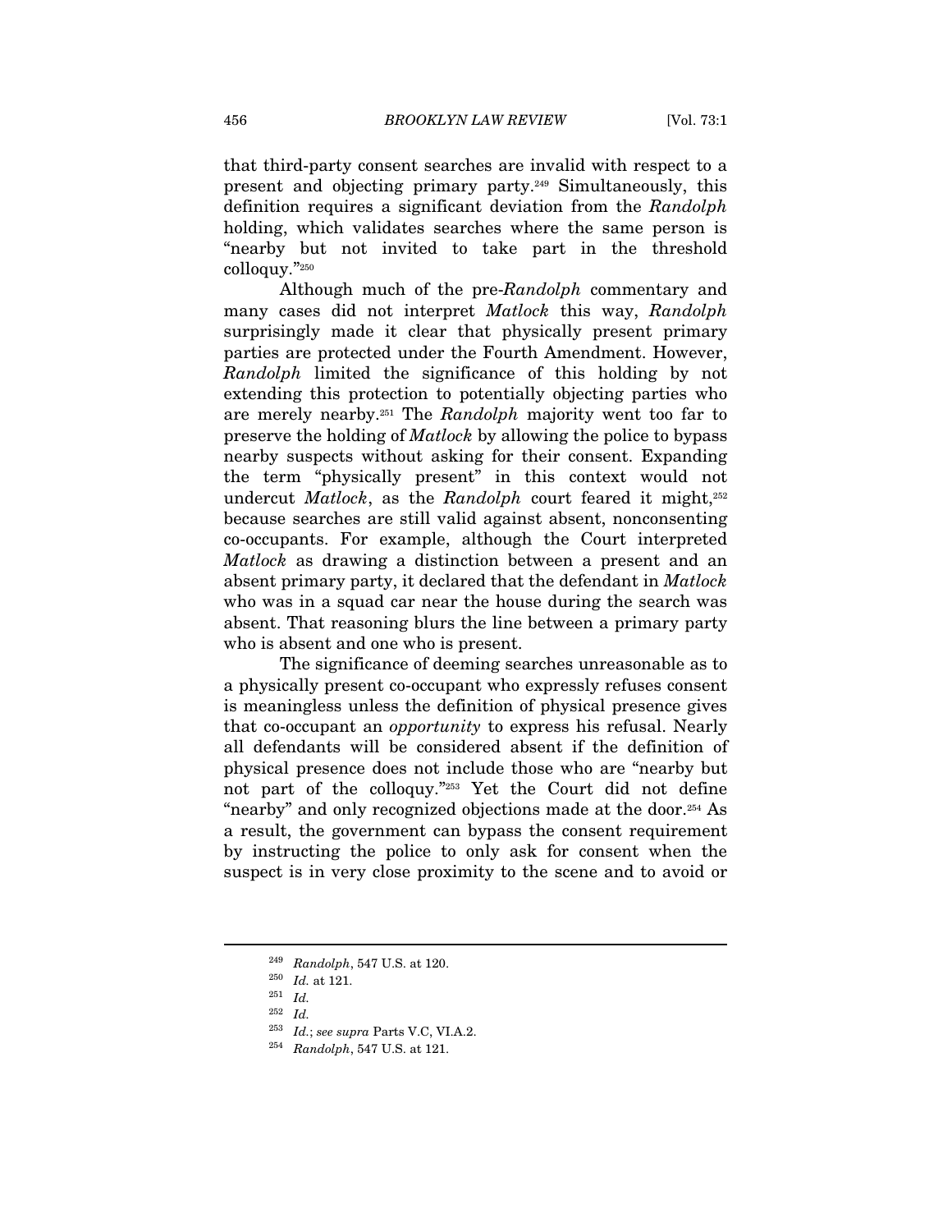that third-party consent searches are invalid with respect to a present and objecting primary party.[249] Simultaneously, this definition requires a significant deviation from the *Randolph* holding, which validates searches where the same person is "nearby but not invited to take part in the threshold colloquy."[250]

Although much of the pre-*Randolph* commentary and many cases did not interpret *Matlock* this way, *Randolph* surprisingly made it clear that physically present primary parties are protected under the Fourth Amendment. However, *Randolph* limited the significance of this holding by not extending this protection to potentially objecting parties who are merely nearby.[251] The *Randolph* majority went too far to preserve the holding of *Matlock* by allowing the police to bypass nearby suspects without asking for their consent. Expanding the term "physically present" in this context would not undercut *Matlock*, as the *Randolph* court feared it might,[252] because searches are still valid against absent, nonconsenting co-occupants. For example, although the Court interpreted *Matlock* as drawing a distinction between a present and an absent primary party, it declared that the defendant in *Matlock* who was in a squad car near the house during the search was absent. That reasoning blurs the line between a primary party who is absent and one who is present.

The significance of deeming searches unreasonable as to a physically present co-occupant who expressly refuses consent is meaningless unless the definition of physical presence gives that co-occupant an *opportunity* to express his refusal. Nearly all defendants will be considered absent if the definition of physical presence does not include those who are "nearby but not part of the colloquy."[253] Yet the Court did not define "nearby" and only recognized objections made at the door.[254] As a result, the government can bypass the consent requirement by instructing the police to only ask for consent when the suspect is in very close proximity to the scene and to avoid or

---

[249] *Randolph*, 547 U.S. at 120.

[250] *Id.* at 121.

[251] *Id.*

[252] *Id.*

[253] *Id.*; *see supra* Parts V.C, VI.A.2.

[254] *Randolph*, 547 U.S. at 121.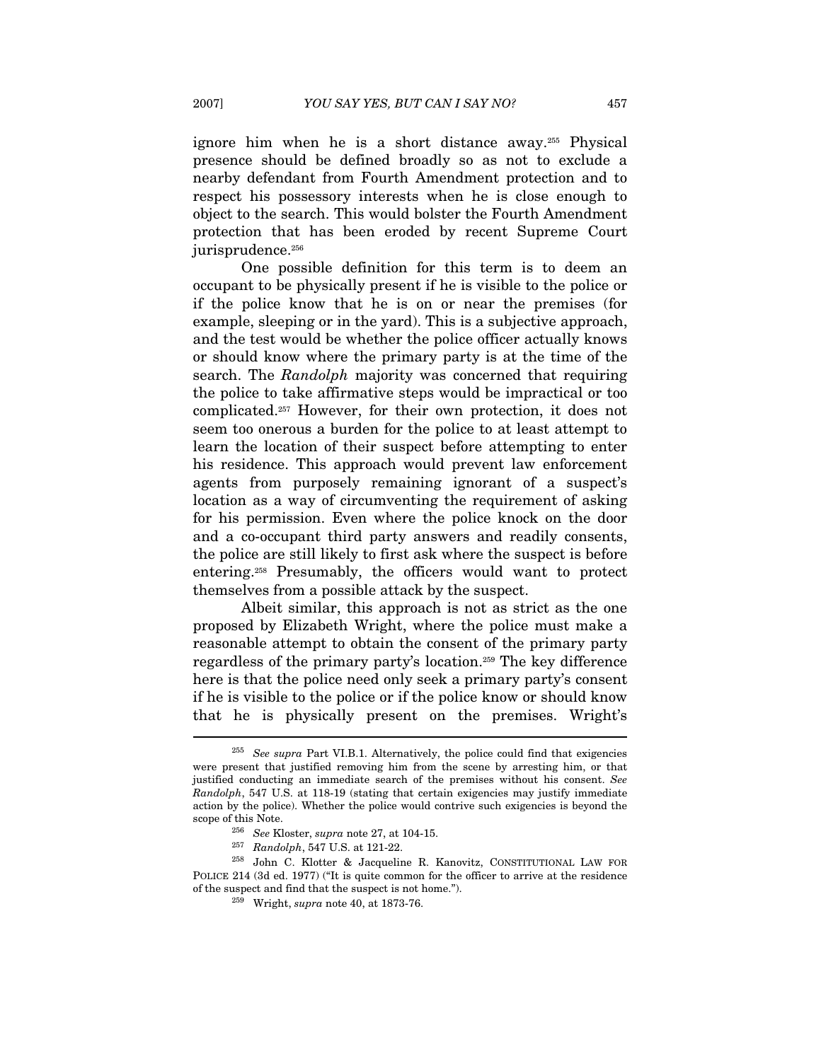ignore him when he is a short distance away.[255] Physical presence should be defined broadly so as not to exclude a nearby defendant from Fourth Amendment protection and to respect his possessory interests when he is close enough to object to the search. This would bolster the Fourth Amendment protection that has been eroded by recent Supreme Court jurisprudence.[256]

One possible definition for this term is to deem an occupant to be physically present if he is visible to the police or if the police know that he is on or near the premises (for example, sleeping or in the yard). This is a subjective approach, and the test would be whether the police officer actually knows or should know where the primary party is at the time of the search. The *Randolph* majority was concerned that requiring the police to take affirmative steps would be impractical or too complicated.[257] However, for their own protection, it does not seem too onerous a burden for the police to at least attempt to learn the location of their suspect before attempting to enter his residence. This approach would prevent law enforcement agents from purposely remaining ignorant of a suspect's location as a way of circumventing the requirement of asking for his permission. Even where the police knock on the door and a co-occupant third party answers and readily consents, the police are still likely to first ask where the suspect is before entering.[258] Presumably, the officers would want to protect themselves from a possible attack by the suspect.

Albeit similar, this approach is not as strict as the one proposed by Elizabeth Wright, where the police must make a reasonable attempt to obtain the consent of the primary party regardless of the primary party's location.[259] The key difference here is that the police need only seek a primary party's consent if he is visible to the police or if the police know or should know that he is physically present on the premises. Wright's

---

[255] *See supra* Part VI.B.1. Alternatively, the police could find that exigencies were present that justified removing him from the scene by arresting him, or that justified conducting an immediate search of the premises without his consent. *See Randolph*, 547 U.S. at 118-19 (stating that certain exigencies may justify immediate action by the police). Whether the police would contrive such exigencies is beyond the scope of this Note.

[256] *See* Kloster, *supra* note 27, at 104-15.

[257] *Randolph*, 547 U.S. at 121-22.

[258] John C. Klotter & Jacqueline R. Kanovitz, CONSTITUTIONAL LAW FOR POLICE 214 (3d ed. 1977) ("It is quite common for the officer to arrive at the residence of the suspect and find that the suspect is not home.").

[259] Wright, *supra* note 40, at 1873-76.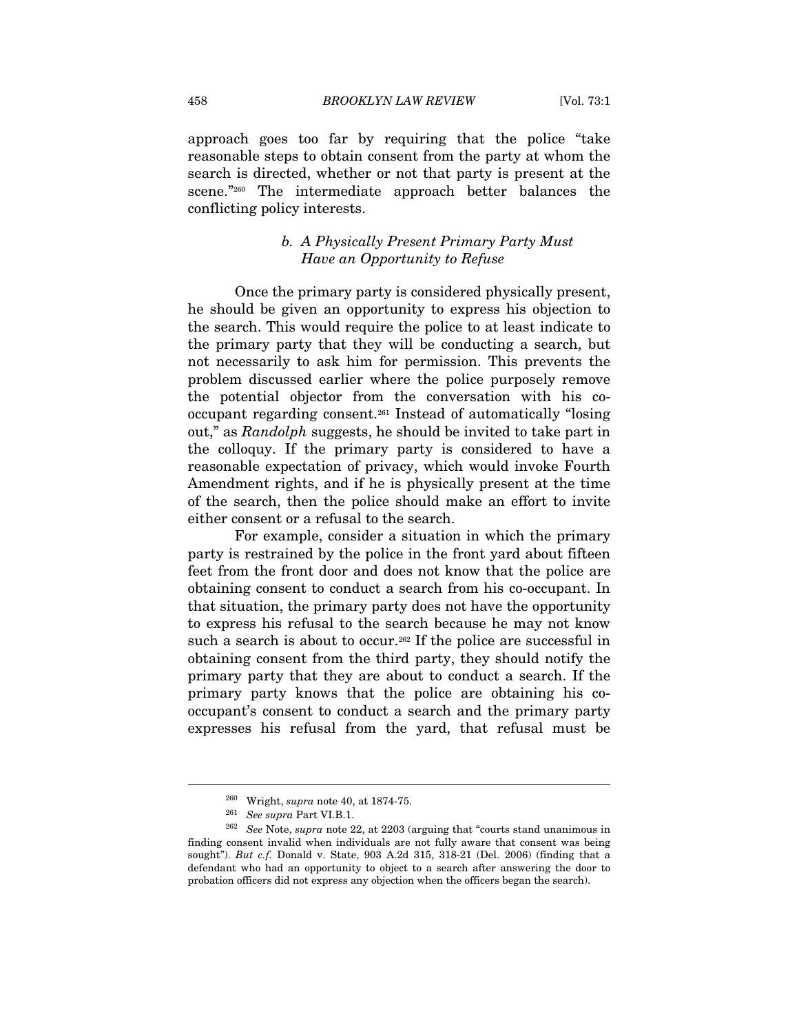approach goes too far by requiring that the police "take reasonable steps to obtain consent from the party at whom the search is directed, whether or not that party is present at the scene."[260] The intermediate approach better balances the conflicting policy interests.

#### *b. A Physically Present Primary Party Must Have an Opportunity to Refuse*

Once the primary party is considered physically present, he should be given an opportunity to express his objection to the search. This would require the police to at least indicate to the primary party that they will be conducting a search, but not necessarily to ask him for permission. This prevents the problem discussed earlier where the police purposely remove the potential objector from the conversation with his co-occupant regarding consent.[261] Instead of automatically "losing out," as *Randolph* suggests, he should be invited to take part in the colloquy. If the primary party is considered to have a reasonable expectation of privacy, which would invoke Fourth Amendment rights, and if he is physically present at the time of the search, then the police should make an effort to invite either consent or a refusal to the search.

For example, consider a situation in which the primary party is restrained by the police in the front yard about fifteen feet from the front door and does not know that the police are obtaining consent to conduct a search from his co-occupant. In that situation, the primary party does not have the opportunity to express his refusal to the search because he may not know such a search is about to occur.[262] If the police are successful in obtaining consent from the third party, they should notify the primary party that they are about to conduct a search. If the primary party knows that the police are obtaining his co-occupant's consent to conduct a search and the primary party expresses his refusal from the yard, that refusal must be

---

[260] Wright, *supra* note 40, at 1874-75.

[261] *See supra* Part VI.B.1.

[262] *See* Note, *supra* note 22, at 2203 (arguing that "courts stand unanimous in finding consent invalid when individuals are not fully aware that consent was being sought"). *But c.f.* Donald v. State, 903 A.2d 315, 318-21 (Del. 2006) (finding that a defendant who had an opportunity to object to a search after answering the door to probation officers did not express any objection when the officers began the search).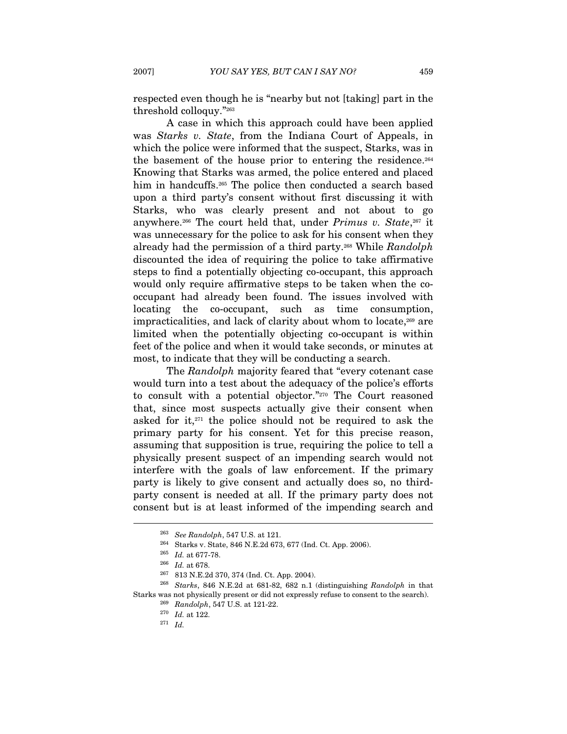respected even though he is "nearby but not [taking] part in the threshold colloquy."[263]

A case in which this approach could have been applied was *Starks v. State*, from the Indiana Court of Appeals, in which the police were informed that the suspect, Starks, was in the basement of the house prior to entering the residence.[264] Knowing that Starks was armed, the police entered and placed him in handcuffs.[265] The police then conducted a search based upon a third party's consent without first discussing it with Starks, who was clearly present and not about to go anywhere.[266] The court held that, under *Primus v. State*,[267] it was unnecessary for the police to ask for his consent when they already had the permission of a third party.[268] While *Randolph* discounted the idea of requiring the police to take affirmative steps to find a potentially objecting co-occupant, this approach would only require affirmative steps to be taken when the co-occupant had already been found. The issues involved with locating the co-occupant, such as time consumption, impracticalities, and lack of clarity about whom to locate,[269] are limited when the potentially objecting co-occupant is within feet of the police and when it would take seconds, or minutes at most, to indicate that they will be conducting a search.

The *Randolph* majority feared that "every cotenant case would turn into a test about the adequacy of the police's efforts to consult with a potential objector."[270] The Court reasoned that, since most suspects actually give their consent when asked for it,[271] the police should not be required to ask the primary party for his consent. Yet for this precise reason, assuming that supposition is true, requiring the police to tell a physically present suspect of an impending search would not interfere with the goals of law enforcement. If the primary party is likely to give consent and actually does so, no third-party consent is needed at all. If the primary party does not consent but is at least informed of the impending search and

---

[263] *See Randolph*, 547 U.S. at 121.

[264] Starks v. State, 846 N.E.2d 673, 677 (Ind. Ct. App. 2006).

[265] *Id.* at 677-78.

[266] *Id.* at 678.

[267] 813 N.E.2d 370, 374 (Ind. Ct. App. 2004).

[268] *Starks*, 846 N.E.2d at 681-82, 682 n.1 (distinguishing *Randolph* in that Starks was not physically present or did not expressly refuse to consent to the search).

[269] *Randolph*, 547 U.S. at 121-22.

[270] *Id.* at 122.

[271] *Id.*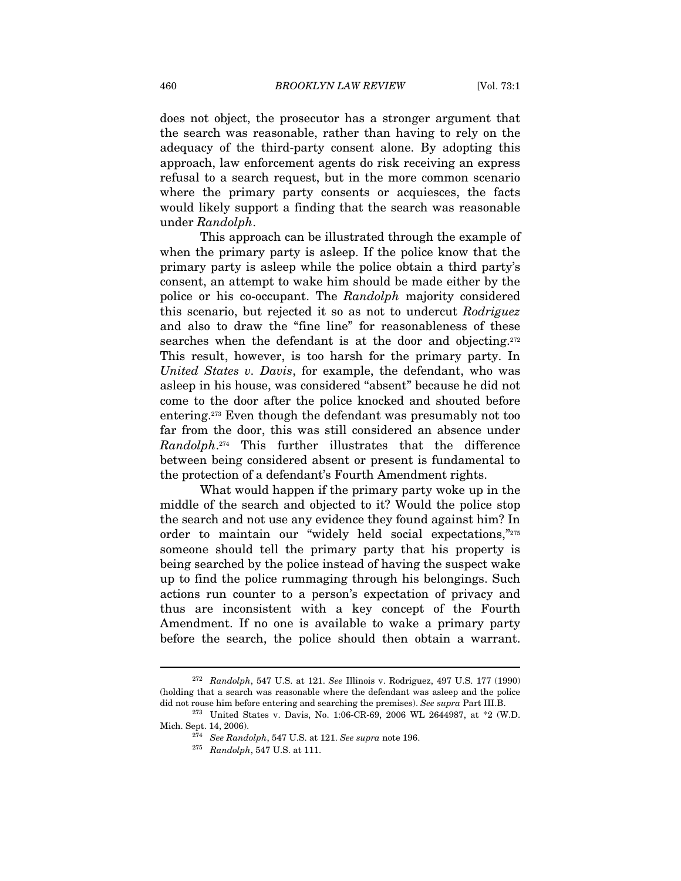does not object, the prosecutor has a stronger argument that the search was reasonable, rather than having to rely on the adequacy of the third-party consent alone. By adopting this approach, law enforcement agents do risk receiving an express refusal to a search request, but in the more common scenario where the primary party consents or acquiesces, the facts would likely support a finding that the search was reasonable under *Randolph*.

This approach can be illustrated through the example of when the primary party is asleep. If the police know that the primary party is asleep while the police obtain a third party's consent, an attempt to wake him should be made either by the police or his co-occupant. The *Randolph* majority considered this scenario, but rejected it so as not to undercut *Rodriguez* and also to draw the "fine line" for reasonableness of these searches when the defendant is at the door and objecting.[272] This result, however, is too harsh for the primary party. In *United States v. Davis*, for example, the defendant, who was asleep in his house, was considered "absent" because he did not come to the door after the police knocked and shouted before entering.[273] Even though the defendant was presumably not too far from the door, this was still considered an absence under *Randolph*.[274] This further illustrates that the difference between being considered absent or present is fundamental to the protection of a defendant's Fourth Amendment rights.

What would happen if the primary party woke up in the middle of the search and objected to it? Would the police stop the search and not use any evidence they found against him? In order to maintain our "widely held social expectations,"[275] someone should tell the primary party that his property is being searched by the police instead of having the suspect wake up to find the police rummaging through his belongings. Such actions run counter to a person's expectation of privacy and thus are inconsistent with a key concept of the Fourth Amendment. If no one is available to wake a primary party before the search, the police should then obtain a warrant.

---

[272] *Randolph*, 547 U.S. at 121. *See* Illinois v. Rodriguez, 497 U.S. 177 (1990) (holding that a search was reasonable where the defendant was asleep and the police did not rouse him before entering and searching the premises). *See supra* Part III.B.

[273] United States v. Davis, No. 1:06-CR-69, 2006 WL 2644987, at *2 (W.D. Mich. Sept. 14, 2006).

[274] *See Randolph*, 547 U.S. at 121. *See supra* note 196.

[275] *Randolph*, 547 U.S. at 111.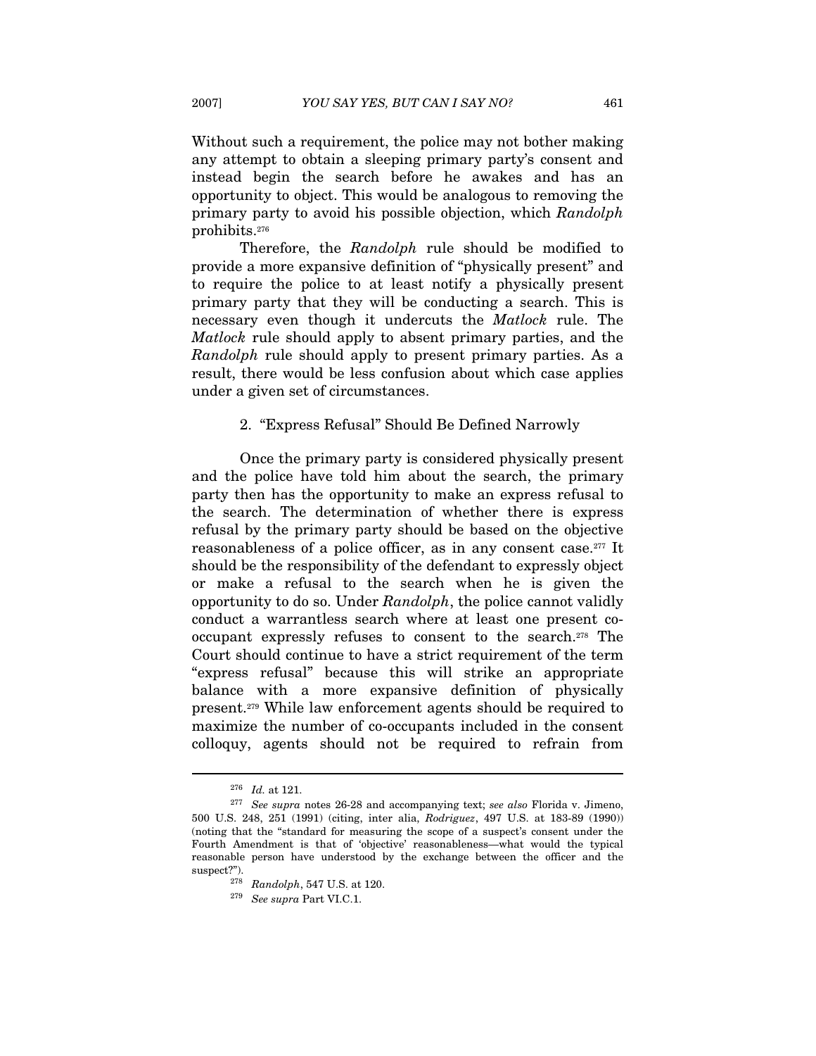Without such a requirement, the police may not bother making any attempt to obtain a sleeping primary party's consent and instead begin the search before he awakes and has an opportunity to object. This would be analogous to removing the primary party to avoid his possible objection, which *Randolph* prohibits.[276]

Therefore, the *Randolph* rule should be modified to provide a more expansive definition of "physically present" and to require the police to at least notify a physically present primary party that they will be conducting a search. This is necessary even though it undercuts the *Matlock* rule. The *Matlock* rule should apply to absent primary parties, and the *Randolph* rule should apply to present primary parties. As a result, there would be less confusion about which case applies under a given set of circumstances.

### 2. "Express Refusal" Should Be Defined Narrowly

Once the primary party is considered physically present and the police have told him about the search, the primary party then has the opportunity to make an express refusal to the search. The determination of whether there is express refusal by the primary party should be based on the objective reasonableness of a police officer, as in any consent case.[277] It should be the responsibility of the defendant to expressly object or make a refusal to the search when he is given the opportunity to do so. Under *Randolph*, the police cannot validly conduct a warrantless search where at least one present co-occupant expressly refuses to consent to the search.[278] The Court should continue to have a strict requirement of the term "express refusal" because this will strike an appropriate balance with a more expansive definition of physically present.[279] While law enforcement agents should be required to maximize the number of co-occupants included in the consent colloquy, agents should not be required to refrain from

---

[276] *Id.* at 121.

[277] *See supra* notes 26-28 and accompanying text; *see also* Florida v. Jimeno, 500 U.S. 248, 251 (1991) (citing, inter alia, *Rodriguez*, 497 U.S. at 183-89 (1990)) (noting that the "standard for measuring the scope of a suspect's consent under the Fourth Amendment is that of 'objective' reasonableness—what would the typical reasonable person have understood by the exchange between the officer and the suspect?").

[278] *Randolph*, 547 U.S. at 120.

[279] *See supra* Part VI.C.1.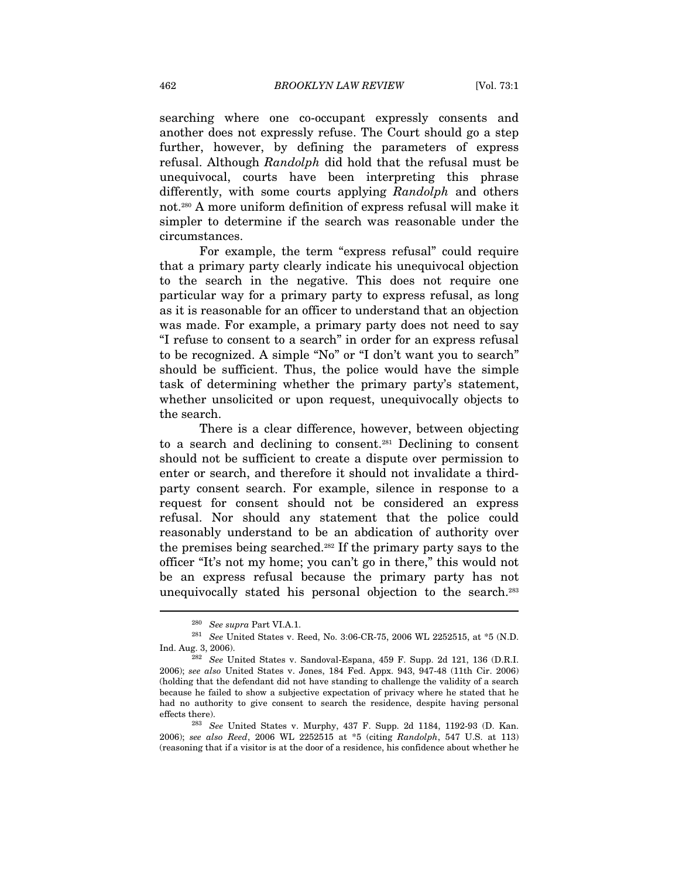searching where one co-occupant expressly consents and another does not expressly refuse. The Court should go a step further, however, by defining the parameters of express refusal. Although *Randolph* did hold that the refusal must be unequivocal, courts have been interpreting this phrase differently, with some courts applying *Randolph* and others not.[280] A more uniform definition of express refusal will make it simpler to determine if the search was reasonable under the circumstances.

For example, the term "express refusal" could require that a primary party clearly indicate his unequivocal objection to the search in the negative. This does not require one particular way for a primary party to express refusal, as long as it is reasonable for an officer to understand that an objection was made. For example, a primary party does not need to say "I refuse to consent to a search" in order for an express refusal to be recognized. A simple "No" or "I don't want you to search" should be sufficient. Thus, the police would have the simple task of determining whether the primary party's statement, whether unsolicited or upon request, unequivocally objects to the search.

There is a clear difference, however, between objecting to a search and declining to consent.[281] Declining to consent should not be sufficient to create a dispute over permission to enter or search, and therefore it should not invalidate a third-party consent search. For example, silence in response to a request for consent should not be considered an express refusal. Nor should any statement that the police could reasonably understand to be an abdication of authority over the premises being searched.[282] If the primary party says to the officer "It's not my home; you can't go in there," this would not be an express refusal because the primary party has not unequivocally stated his personal objection to the search.[283]

---

[280] *See supra* Part VI.A.1.

[281] *See* United States v. Reed, No. 3:06-CR-75, 2006 WL 2252515, at *5 (N.D. Ind. Aug. 3, 2006).

[282] *See* United States v. Sandoval-Espana, 459 F. Supp. 2d 121, 136 (D.R.I. 2006); *see also* United States v. Jones, 184 Fed. Appx. 943, 947-48 (11th Cir. 2006) (holding that the defendant did not have standing to challenge the validity of a search because he failed to show a subjective expectation of privacy where he stated that he had no authority to give consent to search the residence, despite having personal effects there).

[283] *See* United States v. Murphy, 437 F. Supp. 2d 1184, 1192-93 (D. Kan. 2006); *see also Reed*, 2006 WL 2252515 at *5 (citing *Randolph*, 547 U.S. at 113) (reasoning that if a visitor is at the door of a residence, his confidence about whether he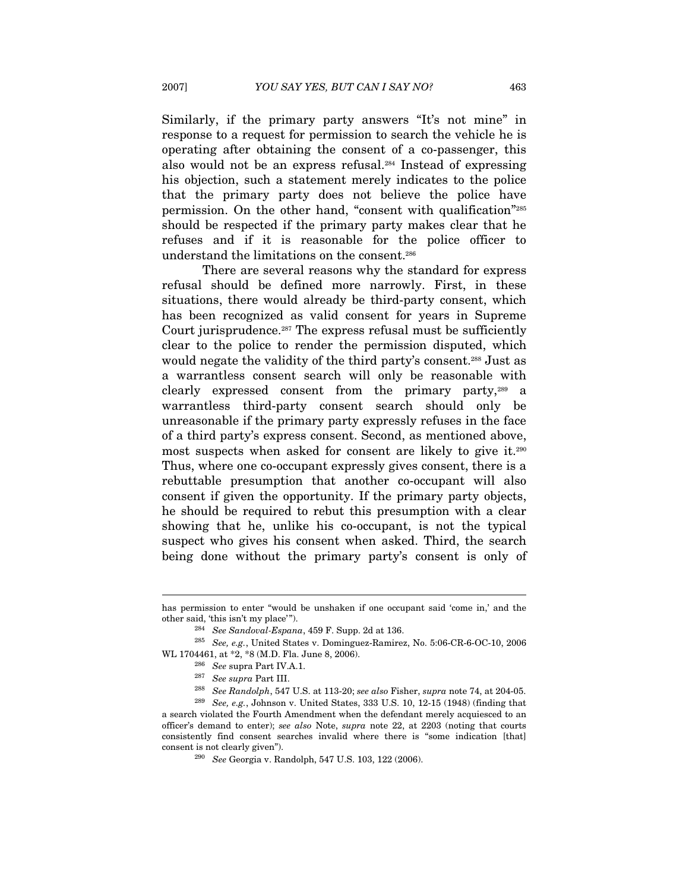Similarly, if the primary party answers "It's not mine" in response to a request for permission to search the vehicle he is operating after obtaining the consent of a co-passenger, this also would not be an express refusal.[284] Instead of expressing his objection, such a statement merely indicates to the police that the primary party does not believe the police have permission. On the other hand, "consent with qualification"[285] should be respected if the primary party makes clear that he refuses and if it is reasonable for the police officer to understand the limitations on the consent.[286]

There are several reasons why the standard for express refusal should be defined more narrowly. First, in these situations, there would already be third-party consent, which has been recognized as valid consent for years in Supreme Court jurisprudence.[287] The express refusal must be sufficiently clear to the police to render the permission disputed, which would negate the validity of the third party's consent.[288] Just as a warrantless consent search will only be reasonable with clearly expressed consent from the primary party,[289] a warrantless third-party consent search should only be unreasonable if the primary party expressly refuses in the face of a third party's express consent. Second, as mentioned above, most suspects when asked for consent are likely to give it.[290] Thus, where one co-occupant expressly gives consent, there is a rebuttable presumption that another co-occupant will also consent if given the opportunity. If the primary party objects, he should be required to rebut this presumption with a clear showing that he, unlike his co-occupant, is not the typical suspect who gives his consent when asked. Third, the search being done without the primary party's consent is only of

---

has permission to enter "would be unshaken if one occupant said 'come in,' and the other said, 'this isn't my place'").

[284] *See Sandoval-Espana*, 459 F. Supp. 2d at 136.

[285] *See, e.g.*, United States v. Dominguez-Ramirez, No. 5:06-CR-6-OC-10, 2006 WL 1704461, at *2, *8 (M.D. Fla. June 8, 2006).

[286] *See* supra Part IV.A.1.

[287] *See supra* Part III.

[288] *See Randolph*, 547 U.S. at 113-20; *see also* Fisher, *supra* note 74, at 204-05.

[289] *See, e.g.*, Johnson v. United States, 333 U.S. 10, 12-15 (1948) (finding that a search violated the Fourth Amendment when the defendant merely acquiesced to an officer's demand to enter); *see also* Note, *supra* note 22, at 2203 (noting that courts consistently find consent searches invalid where there is "some indication [that] consent is not clearly given").

[290] *See* Georgia v. Randolph, 547 U.S. 103, 122 (2006).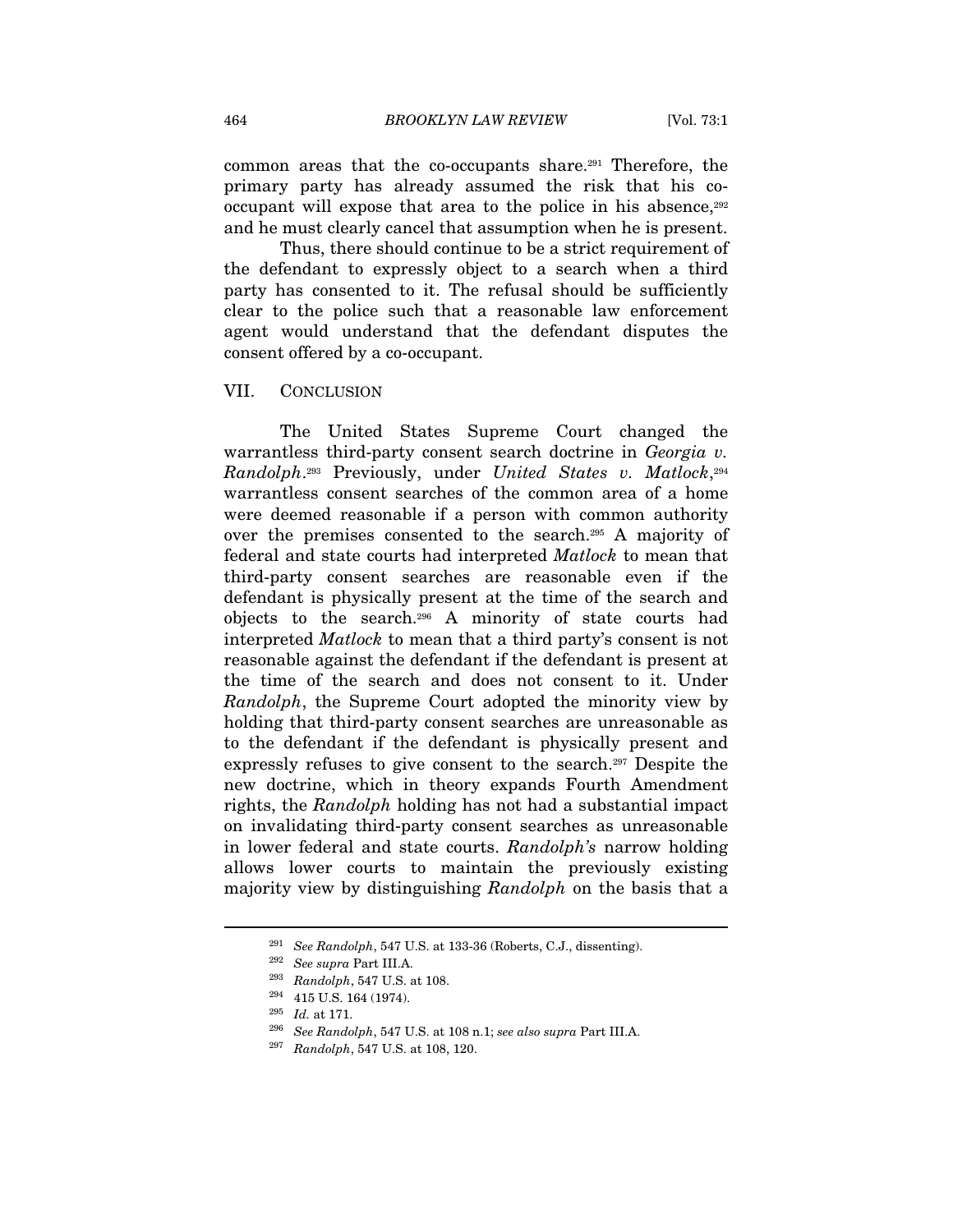common areas that the co-occupants share.[291] Therefore, the primary party has already assumed the risk that his co-occupant will expose that area to the police in his absence,[292] and he must clearly cancel that assumption when he is present.

Thus, there should continue to be a strict requirement of the defendant to expressly object to a search when a third party has consented to it. The refusal should be sufficiently clear to the police such that a reasonable law enforcement agent would understand that the defendant disputes the consent offered by a co-occupant.

## VII. CONCLUSION

The United States Supreme Court changed the warrantless third-party consent search doctrine in *Georgia v. Randolph*.[293] Previously, under *United States v. Matlock*,[294] warrantless consent searches of the common area of a home were deemed reasonable if a person with common authority over the premises consented to the search.[295] A majority of federal and state courts had interpreted *Matlock* to mean that third-party consent searches are reasonable even if the defendant is physically present at the time of the search and objects to the search.[296] A minority of state courts had interpreted *Matlock* to mean that a third party's consent is not reasonable against the defendant if the defendant is present at the time of the search and does not consent to it. Under *Randolph*, the Supreme Court adopted the minority view by holding that third-party consent searches are unreasonable as to the defendant if the defendant is physically present and expressly refuses to give consent to the search.[297] Despite the new doctrine, which in theory expands Fourth Amendment rights, the *Randolph* holding has not had a substantial impact on invalidating third-party consent searches as unreasonable in lower federal and state courts. *Randolph's* narrow holding allows lower courts to maintain the previously existing majority view by distinguishing *Randolph* on the basis that a

---

[291] *See Randolph*, 547 U.S. at 133-36 (Roberts, C.J., dissenting).

[292] *See supra* Part III.A.

[293] *Randolph*, 547 U.S. at 108.

[294] 415 U.S. 164 (1974).

[295] *Id.* at 171.

[296] *See Randolph*, 547 U.S. at 108 n.1; *see also supra* Part III.A.

[297] *Randolph*, 547 U.S. at 108, 120.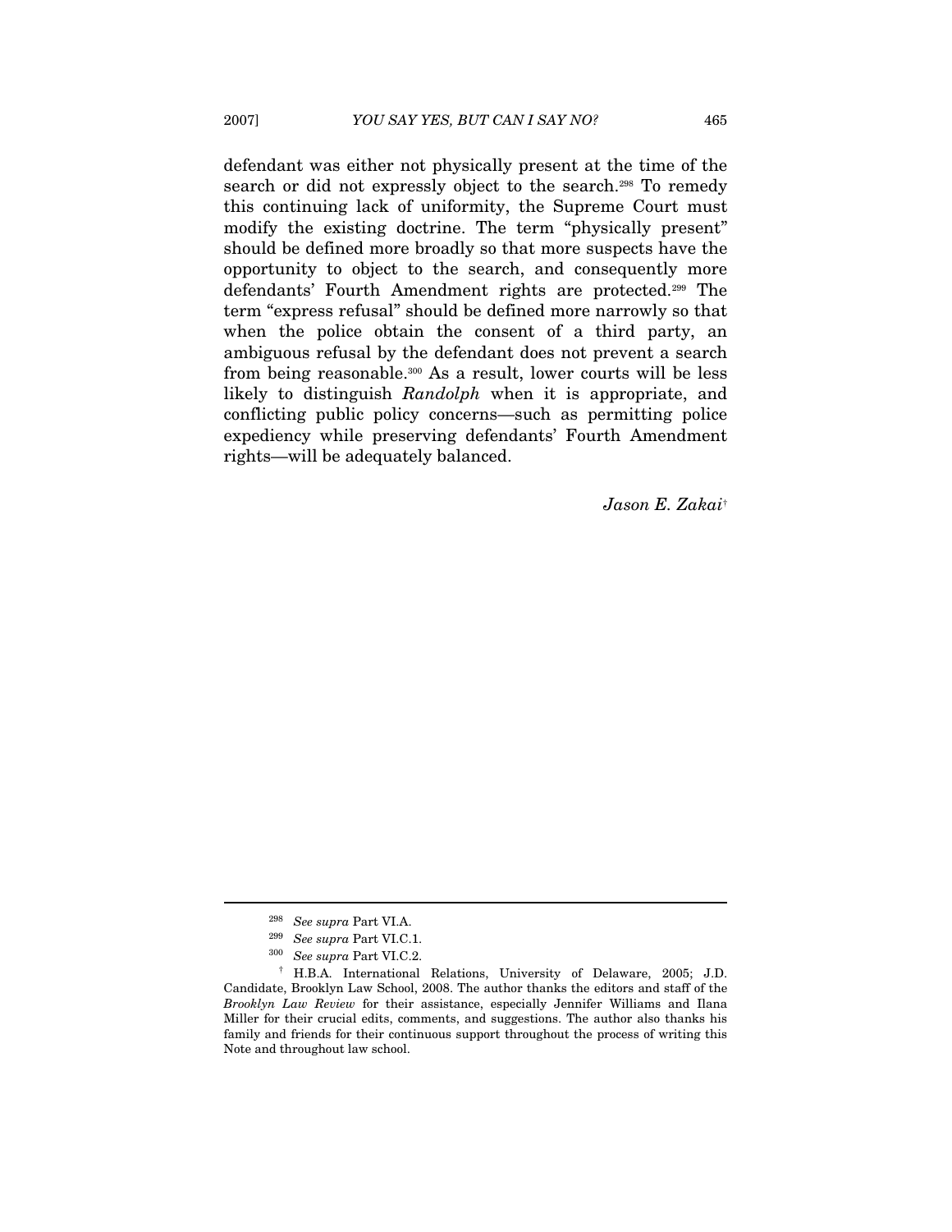defendant was either not physically present at the time of the search or did not expressly object to the search.[298] To remedy this continuing lack of uniformity, the Supreme Court must modify the existing doctrine. The term "physically present" should be defined more broadly so that more suspects have the opportunity to object to the search, and consequently more defendants' Fourth Amendment rights are protected.[299] The term "express refusal" should be defined more narrowly so that when the police obtain the consent of a third party, an ambiguous refusal by the defendant does not prevent a search from being reasonable.[300] As a result, lower courts will be less likely to distinguish *Randolph* when it is appropriate, and conflicting public policy concerns—such as permitting police expediency while preserving defendants' Fourth Amendment rights—will be adequately balanced.

*Jason E. Zakai*[†]

---

[298] *See supra* Part VI.A.

[299] *See supra* Part VI.C.1.

[300] *See supra* Part VI.C.2.

[†] H.B.A. International Relations, University of Delaware, 2005; J.D. Candidate, Brooklyn Law School, 2008. The author thanks the editors and staff of the *Brooklyn Law Review* for their assistance, especially Jennifer Williams and Ilana Miller for their crucial edits, comments, and suggestions. The author also thanks his family and friends for their continuous support throughout the process of writing this Note and throughout law school.